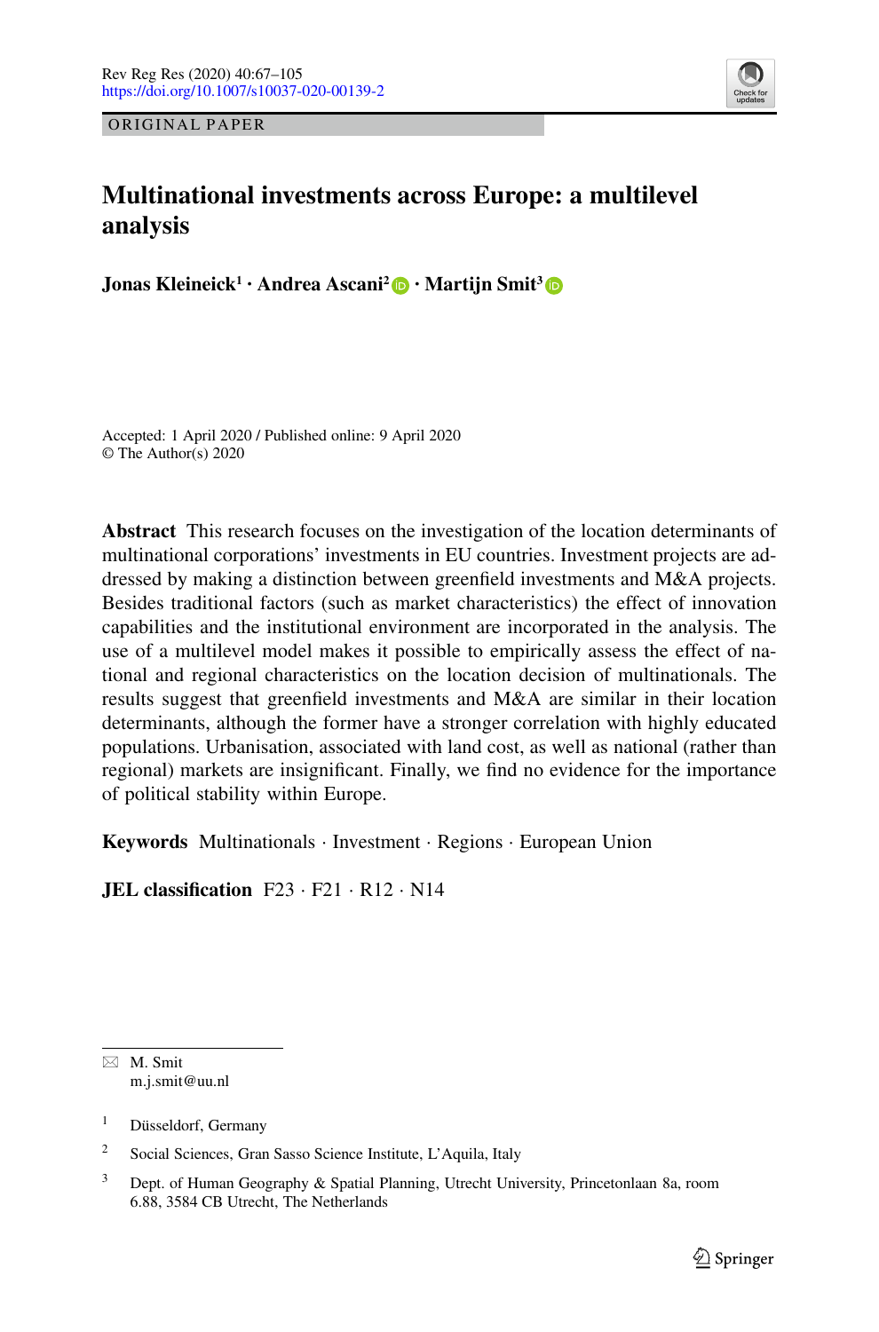ORIGINAL PAPER

# Multinational investments across Europe: a multilevel analysis

**Jonas Kleineick[1] · Andrea Ascani[2] · Martijn Smit[3]**

Accepted: 1 April 2020 / Published online: 9 April 2020
© The Author(s) 2020

**Abstract** This research focuses on the investigation of the location determinants of multinational corporations' investments in EU countries. Investment projects are addressed by making a distinction between greenfield investments and M&A projects. Besides traditional factors (such as market characteristics) the effect of innovation capabilities and the institutional environment are incorporated in the analysis. The use of a multilevel model makes it possible to empirically assess the effect of national and regional characteristics on the location decision of multinationals. The results suggest that greenfield investments and M&A are similar in their location determinants, although the former have a stronger correlation with highly educated populations. Urbanisation, associated with land cost, as well as national (rather than regional) markets are insignificant. Finally, we find no evidence for the importance of political stability within Europe.

**Keywords** Multinationals · Investment · Regions · European Union

**JEL classification** F23 · F21 · R12 · N14

✉ M. Smit
m.j.smit@uu.nl

[1] Düsseldorf, Germany

[2] Social Sciences, Gran Sasso Science Institute, L'Aquila, Italy

[3] Dept. of Human Geography & Spatial Planning, Utrecht University, Princetonlaan 8a, room 6.88, 3584 CB Utrecht, The Netherlands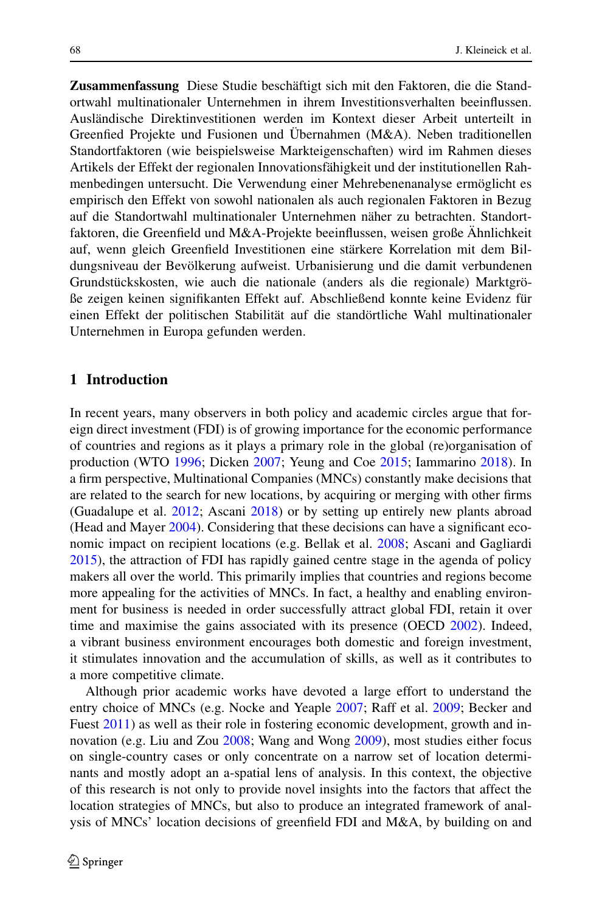**Zusammenfassung** Diese Studie beschäftigt sich mit den Faktoren, die die Standortwahl multinationaler Unternehmen in ihrem Investitionsverhalten beeinflussen. Ausländische Direktinvestitionen werden im Kontext dieser Arbeit unterteilt in Greenfied Projekte und Fusionen und Übernahmen (M&A). Neben traditionellen Standortfaktoren (wie beispielsweise Markteigenschaften) wird im Rahmen dieses Artikels der Effekt der regionalen Innovationsfähigkeit und der institutionellen Rahmenbedingungen untersucht. Die Verwendung einer Mehrebenenanalyse ermöglicht es empirisch den Effekt von sowohl nationalen als auch regionalen Faktoren in Bezug auf die Standortwahl multinationaler Unternehmen näher zu betrachten. Standortfaktoren, die Greenfield und M&A-Projekte beeinflussen, weisen große Ähnlichkeit auf, wenn gleich Greenfield Investitionen eine stärkere Korrelation mit dem Bildungsniveau der Bevölkerung aufweist. Urbanisierung und die damit verbundenen Grundstückskosten, wie auch die nationale (anders als die regionale) Marktgröße zeigen keinen signifikanten Effekt auf. Abschließend konnte keine Evidenz für einen Effekt der politischen Stabilität auf die standörtliche Wahl multinationaler Unternehmen in Europa gefunden werden.

## 1 Introduction

In recent years, many observers in both policy and academic circles argue that foreign direct investment (FDI) is of growing importance for the economic performance of countries and regions as it plays a primary role in the global (re)organisation of production (WTO 1996; Dicken 2007; Yeung and Coe 2015; Iammarino 2018). In a firm perspective, Multinational Companies (MNCs) constantly make decisions that are related to the search for new locations, by acquiring or merging with other firms (Guadalupe et al. 2012; Ascani 2018) or by setting up entirely new plants abroad (Head and Mayer 2004). Considering that these decisions can have a significant economic impact on recipient locations (e.g. Bellak et al. 2008; Ascani and Gagliardi 2015), the attraction of FDI has rapidly gained centre stage in the agenda of policy makers all over the world. This primarily implies that countries and regions become more appealing for the activities of MNCs. In fact, a healthy and enabling environment for business is needed in order successfully attract global FDI, retain it over time and maximise the gains associated with its presence (OECD 2002). Indeed, a vibrant business environment encourages both domestic and foreign investment, it stimulates innovation and the accumulation of skills, as well as it contributes to a more competitive climate.

Although prior academic works have devoted a large effort to understand the entry choice of MNCs (e.g. Nocke and Yeaple 2007; Raff et al. 2009; Becker and Fuest 2011) as well as their role in fostering economic development, growth and innovation (e.g. Liu and Zou 2008; Wang and Wong 2009), most studies either focus on single-country cases or only concentrate on a narrow set of location determinants and mostly adopt an a-spatial lens of analysis. In this context, the objective of this research is not only to provide novel insights into the factors that affect the location strategies of MNCs, but also to produce an integrated framework of analysis of MNCs' location decisions of greenfield FDI and M&A, by building on and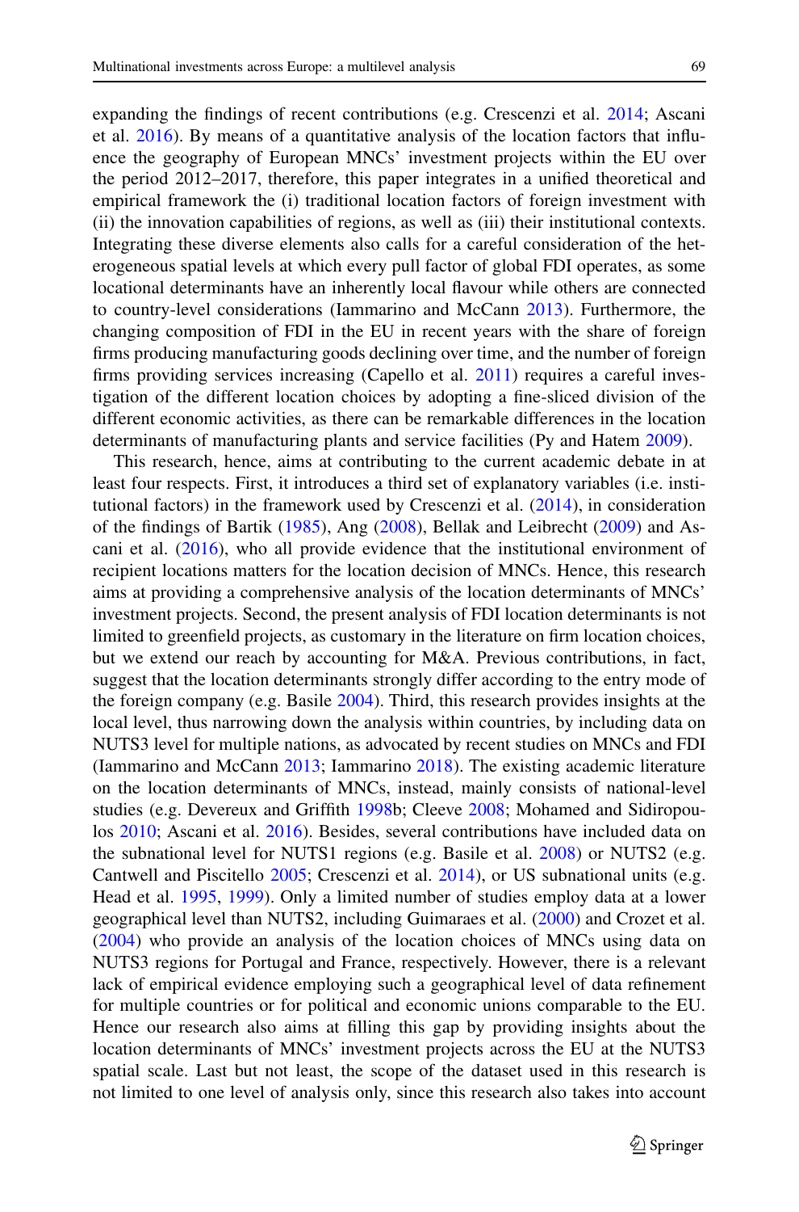expanding the findings of recent contributions (e.g. Crescenzi et al. 2014; Ascani et al. 2016). By means of a quantitative analysis of the location factors that influence the geography of European MNCs' investment projects within the EU over the period 2012–2017, therefore, this paper integrates in a unified theoretical and empirical framework the (i) traditional location factors of foreign investment with (ii) the innovation capabilities of regions, as well as (iii) their institutional contexts. Integrating these diverse elements also calls for a careful consideration of the heterogeneous spatial levels at which every pull factor of global FDI operates, as some locational determinants have an inherently local flavour while others are connected to country-level considerations (Iammarino and McCann 2013). Furthermore, the changing composition of FDI in the EU in recent years with the share of foreign firms producing manufacturing goods declining over time, and the number of foreign firms providing services increasing (Capello et al. 2011) requires a careful investigation of the different location choices by adopting a fine-sliced division of the different economic activities, as there can be remarkable differences in the location determinants of manufacturing plants and service facilities (Py and Hatem 2009).

This research, hence, aims at contributing to the current academic debate in at least four respects. First, it introduces a third set of explanatory variables (i.e. institutional factors) in the framework used by Crescenzi et al. (2014), in consideration of the findings of Bartik (1985), Ang (2008), Bellak and Leibrecht (2009) and Ascani et al. (2016), who all provide evidence that the institutional environment of recipient locations matters for the location decision of MNCs. Hence, this research aims at providing a comprehensive analysis of the location determinants of MNCs' investment projects. Second, the present analysis of FDI location determinants is not limited to greenfield projects, as customary in the literature on firm location choices, but we extend our reach by accounting for M&A. Previous contributions, in fact, suggest that the location determinants strongly differ according to the entry mode of the foreign company (e.g. Basile 2004). Third, this research provides insights at the local level, thus narrowing down the analysis within countries, by including data on NUTS3 level for multiple nations, as advocated by recent studies on MNCs and FDI (Iammarino and McCann 2013; Iammarino 2018). The existing academic literature on the location determinants of MNCs, instead, mainly consists of national-level studies (e.g. Devereux and Griffith 1998b; Cleeve 2008; Mohamed and Sidiropoulos 2010; Ascani et al. 2016). Besides, several contributions have included data on the subnational level for NUTS1 regions (e.g. Basile et al. 2008) or NUTS2 (e.g. Cantwell and Piscitello 2005; Crescenzi et al. 2014), or US subnational units (e.g. Head et al. 1995, 1999). Only a limited number of studies employ data at a lower geographical level than NUTS2, including Guimaraes et al. (2000) and Crozet et al. (2004) who provide an analysis of the location choices of MNCs using data on NUTS3 regions for Portugal and France, respectively. However, there is a relevant lack of empirical evidence employing such a geographical level of data refinement for multiple countries or for political and economic unions comparable to the EU. Hence our research also aims at filling this gap by providing insights about the location determinants of MNCs' investment projects across the EU at the NUTS3 spatial scale. Last but not least, the scope of the dataset used in this research is not limited to one level of analysis only, since this research also takes into account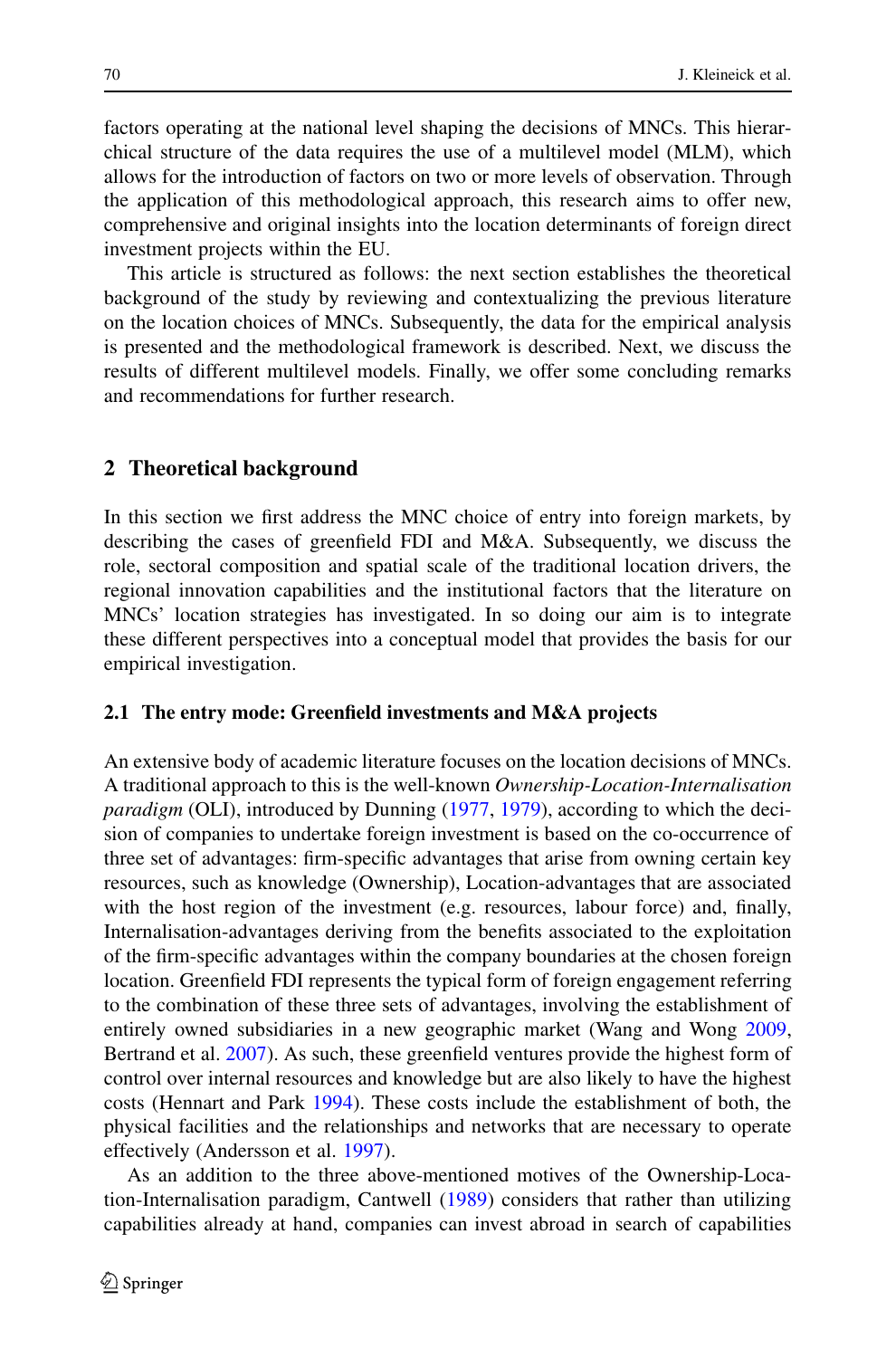factors operating at the national level shaping the decisions of MNCs. This hierarchical structure of the data requires the use of a multilevel model (MLM), which allows for the introduction of factors on two or more levels of observation. Through the application of this methodological approach, this research aims to offer new, comprehensive and original insights into the location determinants of foreign direct investment projects within the EU.

This article is structured as follows: the next section establishes the theoretical background of the study by reviewing and contextualizing the previous literature on the location choices of MNCs. Subsequently, the data for the empirical analysis is presented and the methodological framework is described. Next, we discuss the results of different multilevel models. Finally, we offer some concluding remarks and recommendations for further research.

## 2 Theoretical background

In this section we first address the MNC choice of entry into foreign markets, by describing the cases of greenfield FDI and M&A. Subsequently, we discuss the role, sectoral composition and spatial scale of the traditional location drivers, the regional innovation capabilities and the institutional factors that the literature on MNCs' location strategies has investigated. In so doing our aim is to integrate these different perspectives into a conceptual model that provides the basis for our empirical investigation.

### 2.1 The entry mode: Greenfield investments and M&A projects

An extensive body of academic literature focuses on the location decisions of MNCs. A traditional approach to this is the well-known *Ownership-Location-Internalisation paradigm* (OLI), introduced by Dunning (1977, 1979), according to which the decision of companies to undertake foreign investment is based on the co-occurrence of three set of advantages: firm-specific advantages that arise from owning certain key resources, such as knowledge (Ownership), Location-advantages that are associated with the host region of the investment (e.g. resources, labour force) and, finally, Internalisation-advantages deriving from the benefits associated to the exploitation of the firm-specific advantages within the company boundaries at the chosen foreign location. Greenfield FDI represents the typical form of foreign engagement referring to the combination of these three sets of advantages, involving the establishment of entirely owned subsidiaries in a new geographic market (Wang and Wong 2009, Bertrand et al. 2007). As such, these greenfield ventures provide the highest form of control over internal resources and knowledge but are also likely to have the highest costs (Hennart and Park 1994). These costs include the establishment of both, the physical facilities and the relationships and networks that are necessary to operate effectively (Andersson et al. 1997).

As an addition to the three above-mentioned motives of the Ownership-Location-Internalisation paradigm, Cantwell (1989) considers that rather than utilizing capabilities already at hand, companies can invest abroad in search of capabilities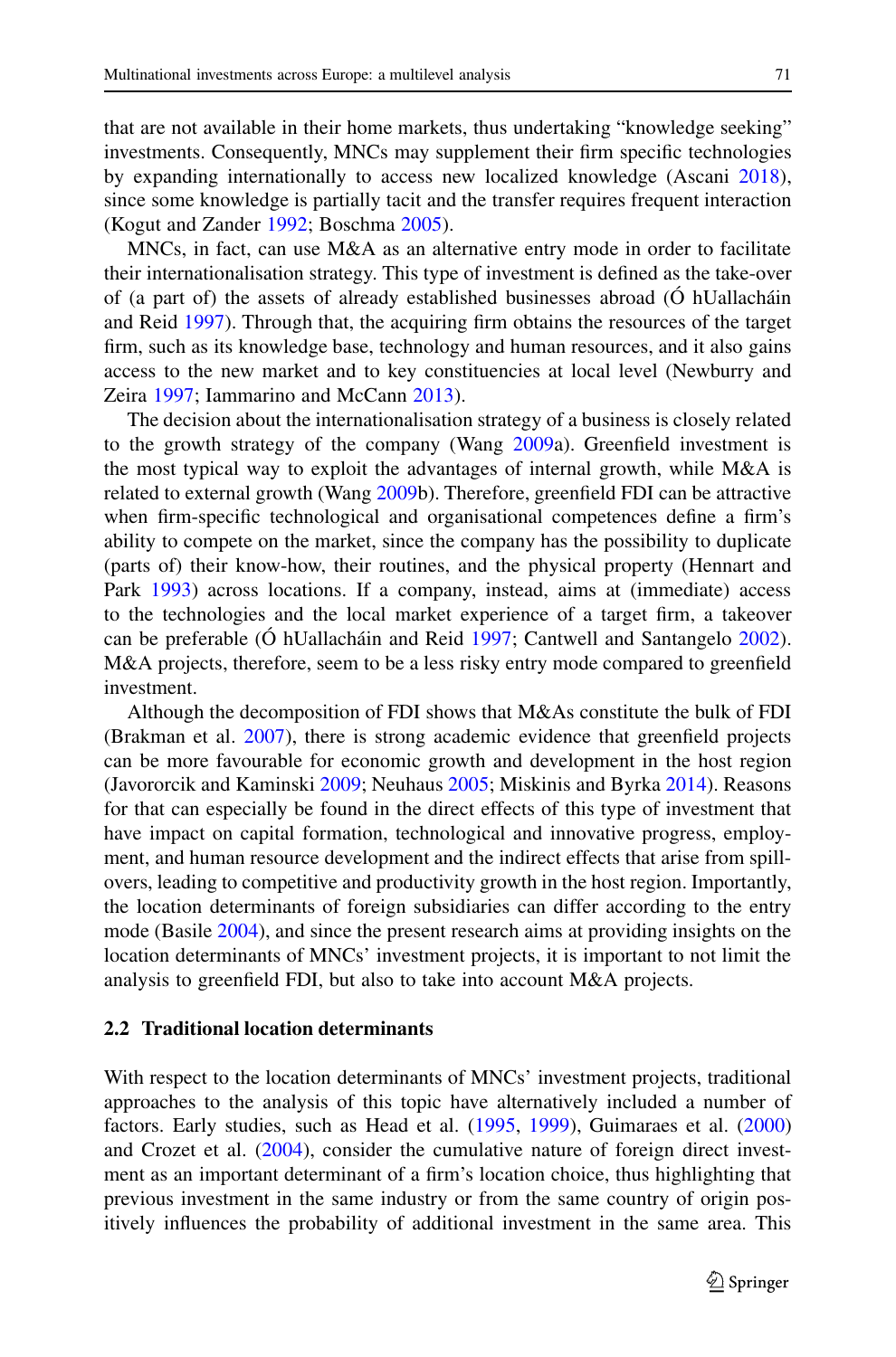that are not available in their home markets, thus undertaking "knowledge seeking" investments. Consequently, MNCs may supplement their firm specific technologies by expanding internationally to access new localized knowledge (Ascani 2018), since some knowledge is partially tacit and the transfer requires frequent interaction (Kogut and Zander 1992; Boschma 2005).

MNCs, in fact, can use M&A as an alternative entry mode in order to facilitate their internationalisation strategy. This type of investment is defined as the take-over of (a part of) the assets of already established businesses abroad (Ó hUallacháin and Reid 1997). Through that, the acquiring firm obtains the resources of the target firm, such as its knowledge base, technology and human resources, and it also gains access to the new market and to key constituencies at local level (Newburry and Zeira 1997; Iammarino and McCann 2013).

The decision about the internationalisation strategy of a business is closely related to the growth strategy of the company (Wang 2009a). Greenfield investment is the most typical way to exploit the advantages of internal growth, while M&A is related to external growth (Wang 2009b). Therefore, greenfield FDI can be attractive when firm-specific technological and organisational competences define a firm's ability to compete on the market, since the company has the possibility to duplicate (parts of) their know-how, their routines, and the physical property (Hennart and Park 1993) across locations. If a company, instead, aims at (immediate) access to the technologies and the local market experience of a target firm, a takeover can be preferable (Ó hUallacháin and Reid 1997; Cantwell and Santangelo 2002). M&A projects, therefore, seem to be a less risky entry mode compared to greenfield investment.

Although the decomposition of FDI shows that M&As constitute the bulk of FDI (Brakman et al. 2007), there is strong academic evidence that greenfield projects can be more favourable for economic growth and development in the host region (Javorcik and Kaminski 2009; Neuhaus 2005; Miskinis and Byrka 2014). Reasons for that can especially be found in the direct effects of this type of investment that have impact on capital formation, technological and innovative progress, employment, and human resource development and the indirect effects that arise from spillovers, leading to competitive and productivity growth in the host region. Importantly, the location determinants of foreign subsidiaries can differ according to the entry mode (Basile 2004), and since the present research aims at providing insights on the location determinants of MNCs' investment projects, it is important to not limit the analysis to greenfield FDI, but also to take into account M&A projects.

## 2.2 Traditional location determinants

With respect to the location determinants of MNCs' investment projects, traditional approaches to the analysis of this topic have alternatively included a number of factors. Early studies, such as Head et al. (1995, 1999), Guimaraes et al. (2000) and Crozet et al. (2004), consider the cumulative nature of foreign direct investment as an important determinant of a firm's location choice, thus highlighting that previous investment in the same industry or from the same country of origin positively influences the probability of additional investment in the same area. This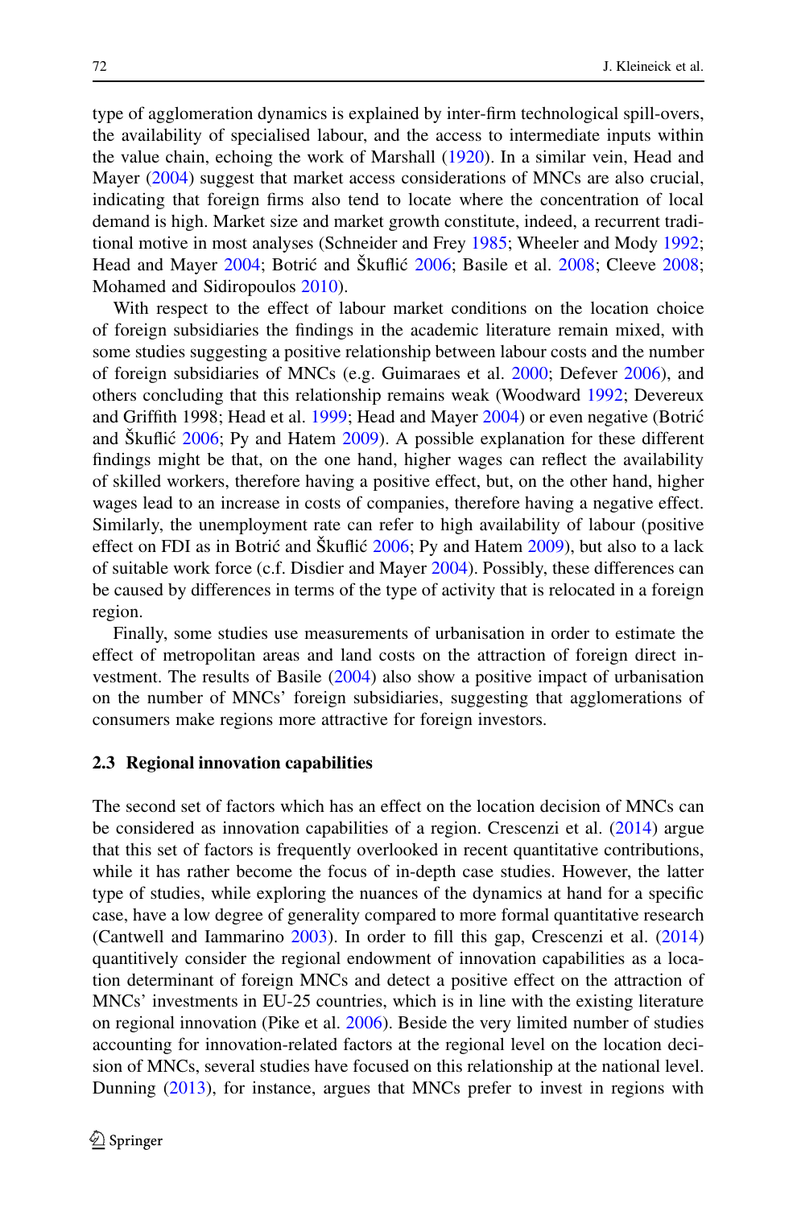type of agglomeration dynamics is explained by inter-firm technological spill-overs, the availability of specialised labour, and the access to intermediate inputs within the value chain, echoing the work of Marshall (1920). In a similar vein, Head and Mayer (2004) suggest that market access considerations of MNCs are also crucial, indicating that foreign firms also tend to locate where the concentration of local demand is high. Market size and market growth constitute, indeed, a recurrent traditional motive in most analyses (Schneider and Frey 1985; Wheeler and Mody 1992; Head and Mayer 2004; Botrić and Škuflić 2006; Basile et al. 2008; Cleeve 2008; Mohamed and Sidiropoulos 2010).

With respect to the effect of labour market conditions on the location choice of foreign subsidiaries the findings in the academic literature remain mixed, with some studies suggesting a positive relationship between labour costs and the number of foreign subsidiaries of MNCs (e.g. Guimaraes et al. 2000; Defever 2006), and others concluding that this relationship remains weak (Woodward 1992; Devereux and Griffith 1998; Head et al. 1999; Head and Mayer 2004) or even negative (Botrić and Škuflić 2006; Py and Hatem 2009). A possible explanation for these different findings might be that, on the one hand, higher wages can reflect the availability of skilled workers, therefore having a positive effect, but, on the other hand, higher wages lead to an increase in costs of companies, therefore having a negative effect. Similarly, the unemployment rate can refer to high availability of labour (positive effect on FDI as in Botrić and Škuflić 2006; Py and Hatem 2009), but also to a lack of suitable work force (c.f. Disdier and Mayer 2004). Possibly, these differences can be caused by differences in terms of the type of activity that is relocated in a foreign region.

Finally, some studies use measurements of urbanisation in order to estimate the effect of metropolitan areas and land costs on the attraction of foreign direct investment. The results of Basile (2004) also show a positive impact of urbanisation on the number of MNCs' foreign subsidiaries, suggesting that agglomerations of consumers make regions more attractive for foreign investors.

### 2.3 Regional innovation capabilities

The second set of factors which has an effect on the location decision of MNCs can be considered as innovation capabilities of a region. Crescenzi et al. (2014) argue that this set of factors is frequently overlooked in recent quantitative contributions, while it has rather become the focus of in-depth case studies. However, the latter type of studies, while exploring the nuances of the dynamics at hand for a specific case, have a low degree of generality compared to more formal quantitative research (Cantwell and Iammarino 2003). In order to fill this gap, Crescenzi et al. (2014) quantitively consider the regional endowment of innovation capabilities as a location determinant of foreign MNCs and detect a positive effect on the attraction of MNCs' investments in EU-25 countries, which is in line with the existing literature on regional innovation (Pike et al. 2006). Beside the very limited number of studies accounting for innovation-related factors at the regional level on the location decision of MNCs, several studies have focused on this relationship at the national level. Dunning (2013), for instance, argues that MNCs prefer to invest in regions with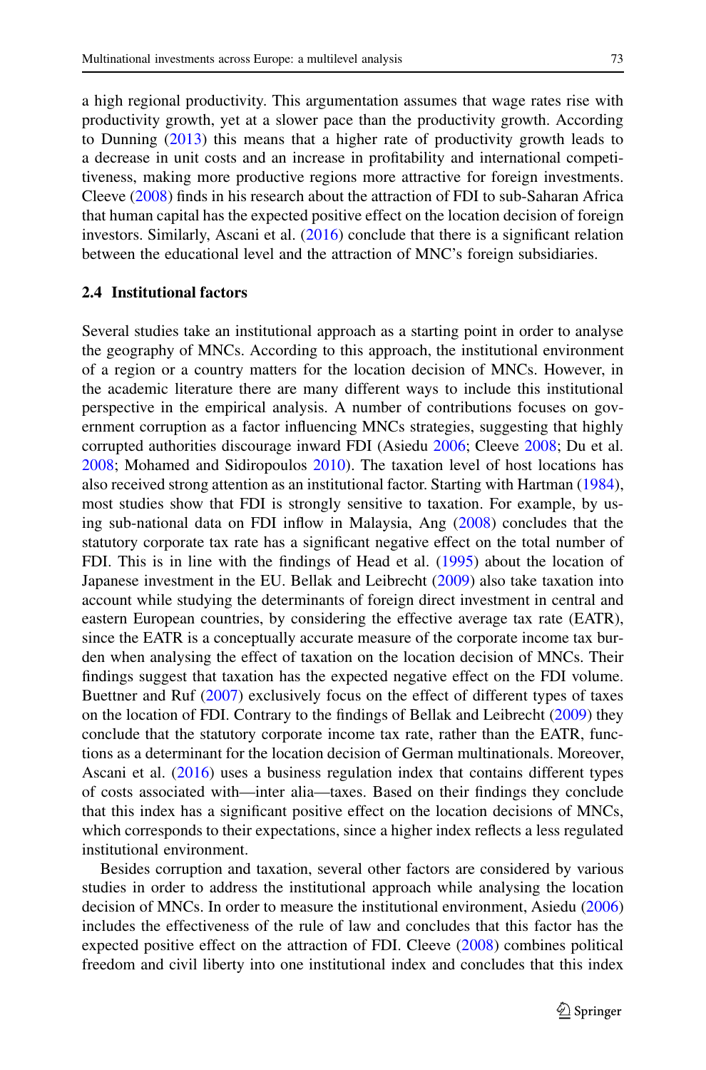a high regional productivity. This argumentation assumes that wage rates rise with productivity growth, yet at a slower pace than the productivity growth. According to Dunning (2013) this means that a higher rate of productivity growth leads to a decrease in unit costs and an increase in profitability and international competitiveness, making more productive regions more attractive for foreign investments. Cleeve (2008) finds in his research about the attraction of FDI to sub-Saharan Africa that human capital has the expected positive effect on the location decision of foreign investors. Similarly, Ascani et al. (2016) conclude that there is a significant relation between the educational level and the attraction of MNC's foreign subsidiaries.

### 2.4 Institutional factors

Several studies take an institutional approach as a starting point in order to analyse the geography of MNCs. According to this approach, the institutional environment of a region or a country matters for the location decision of MNCs. However, in the academic literature there are many different ways to include this institutional perspective in the empirical analysis. A number of contributions focuses on government corruption as a factor influencing MNCs strategies, suggesting that highly corrupted authorities discourage inward FDI (Asiedu 2006; Cleeve 2008; Du et al. 2008; Mohamed and Sidiropoulos 2010). The taxation level of host locations has also received strong attention as an institutional factor. Starting with Hartman (1984), most studies show that FDI is strongly sensitive to taxation. For example, by using sub-national data on FDI inflow in Malaysia, Ang (2008) concludes that the statutory corporate tax rate has a significant negative effect on the total number of FDI. This is in line with the findings of Head et al. (1995) about the location of Japanese investment in the EU. Bellak and Leibrecht (2009) also take taxation into account while studying the determinants of foreign direct investment in central and eastern European countries, by considering the effective average tax rate (EATR), since the EATR is a conceptually accurate measure of the corporate income tax burden when analysing the effect of taxation on the location decision of MNCs. Their findings suggest that taxation has the expected negative effect on the FDI volume. Buettner and Ruf (2007) exclusively focus on the effect of different types of taxes on the location of FDI. Contrary to the findings of Bellak and Leibrecht (2009) they conclude that the statutory corporate income tax rate, rather than the EATR, functions as a determinant for the location decision of German multinationals. Moreover, Ascani et al. (2016) uses a business regulation index that contains different types of costs associated with—inter alia—taxes. Based on their findings they conclude that this index has a significant positive effect on the location decisions of MNCs, which corresponds to their expectations, since a higher index reflects a less regulated institutional environment.

Besides corruption and taxation, several other factors are considered by various studies in order to address the institutional approach while analysing the location decision of MNCs. In order to measure the institutional environment, Asiedu (2006) includes the effectiveness of the rule of law and concludes that this factor has the expected positive effect on the attraction of FDI. Cleeve (2008) combines political freedom and civil liberty into one institutional index and concludes that this index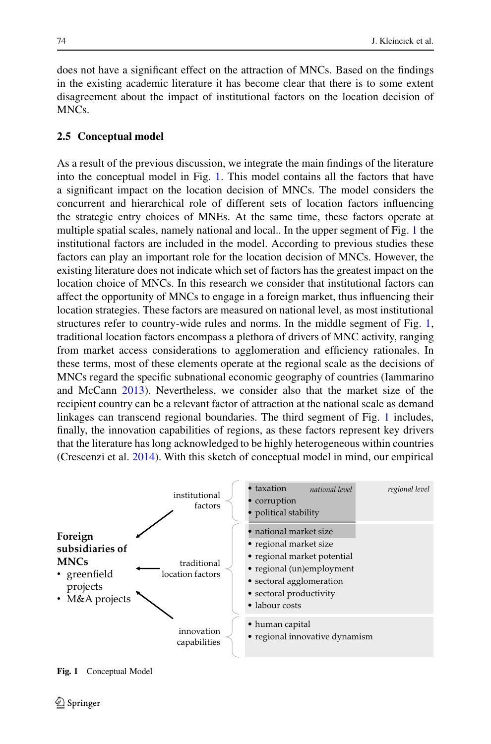does not have a significant effect on the attraction of MNCs. Based on the findings in the existing academic literature it has become clear that there is to some extent disagreement about the impact of institutional factors on the location decision of MNCs.

## 2.5 Conceptual model

As a result of the previous discussion, we integrate the main findings of the literature into the conceptual model in Fig. 1. This model contains all the factors that have a significant impact on the location decision of MNCs. The model considers the concurrent and hierarchical role of different sets of location factors influencing the strategic entry choices of MNEs. At the same time, these factors operate at multiple spatial scales, namely national and local.. In the upper segment of Fig. 1 the institutional factors are included in the model. According to previous studies these factors can play an important role for the location decision of MNCs. However, the existing literature does not indicate which set of factors has the greatest impact on the location choice of MNCs. In this research we consider that institutional factors can affect the opportunity of MNCs to engage in a foreign market, thus influencing their location strategies. These factors are measured on national level, as most institutional structures refer to country-wide rules and norms. In the middle segment of Fig. 1, traditional location factors encompass a plethora of drivers of MNC activity, ranging from market access considerations to agglomeration and efficiency rationales. In these terms, most of these elements operate at the regional scale as the decisions of MNCs regard the specific subnational economic geography of countries (Iammarino and McCann 2013). Nevertheless, we consider also that the market size of the recipient country can be a relevant factor of attraction at the national scale as demand linkages can transcend regional boundaries. The third segment of Fig. 1 includes, finally, the innovation capabilities of regions, as these factors represent key drivers that the literature has long acknowledged to be highly heterogeneous within countries (Crescenzi et al. 2014). With this sketch of conceptual model in mind, our empirical

**Foreign subsidiaries of MNCs**
- greenfield projects
- M&A projects

| Factor group | Factors | Level |
|---|---|---|
| institutional factors | • taxation<br>• corruption<br>• political stability | *national level* |
| traditional location factors | • national market size | *national level* |
| | • regional market size<br>• regional market potential<br>• regional (un)employment<br>• sectoral agglomeration<br>• sectoral productivity<br>• labour costs | *regional level* |
| innovation capabilities | • human capital<br>• regional innovative dynamism | *regional level* |

**Fig. 1** Conceptual Model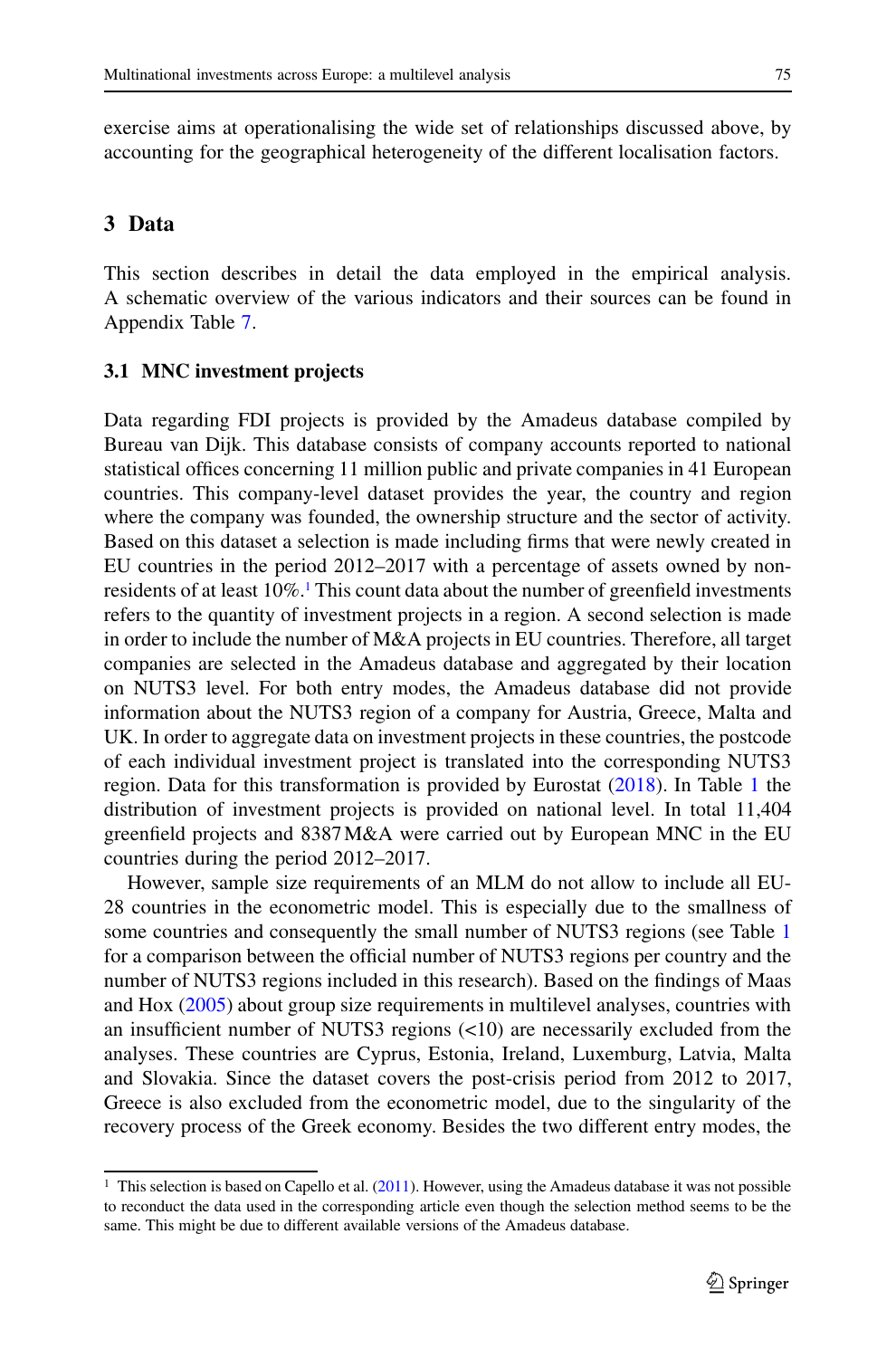exercise aims at operationalising the wide set of relationships discussed above, by accounting for the geographical heterogeneity of the different localisation factors.

## 3 Data

This section describes in detail the data employed in the empirical analysis. A schematic overview of the various indicators and their sources can be found in Appendix Table 7.

### 3.1 MNC investment projects

Data regarding FDI projects is provided by the Amadeus database compiled by Bureau van Dijk. This database consists of company accounts reported to national statistical offices concerning 11 million public and private companies in 41 European countries. This company-level dataset provides the year, the country and region where the company was founded, the ownership structure and the sector of activity. Based on this dataset a selection is made including firms that were newly created in EU countries in the period 2012–2017 with a percentage of assets owned by non-residents of at least 10%.[1] This count data about the number of greenfield investments refers to the quantity of investment projects in a region. A second selection is made in order to include the number of M&A projects in EU countries. Therefore, all target companies are selected in the Amadeus database and aggregated by their location on NUTS3 level. For both entry modes, the Amadeus database did not provide information about the NUTS3 region of a company for Austria, Greece, Malta and UK. In order to aggregate data on investment projects in these countries, the postcode of each individual investment project is translated into the corresponding NUTS3 region. Data for this transformation is provided by Eurostat (2018). In Table 1 the distribution of investment projects is provided on national level. In total 11,404 greenfield projects and 8387 M&A were carried out by European MNC in the EU countries during the period 2012–2017.

However, sample size requirements of an MLM do not allow to include all EU-28 countries in the econometric model. This is especially due to the smallness of some countries and consequently the small number of NUTS3 regions (see Table 1 for a comparison between the official number of NUTS3 regions per country and the number of NUTS3 regions included in this research). Based on the findings of Maas and Hox (2005) about group size requirements in multilevel analyses, countries with an insufficient number of NUTS3 regions (<10) are necessarily excluded from the analyses. These countries are Cyprus, Estonia, Ireland, Luxemburg, Latvia, Malta and Slovakia. Since the dataset covers the post-crisis period from 2012 to 2017, Greece is also excluded from the econometric model, due to the singularity of the recovery process of the Greek economy. Besides the two different entry modes, the

[1] This selection is based on Capello et al. (2011). However, using the Amadeus database it was not possible to reconduct the data used in the corresponding article even though the selection method seems to be the same. This might be due to different available versions of the Amadeus database.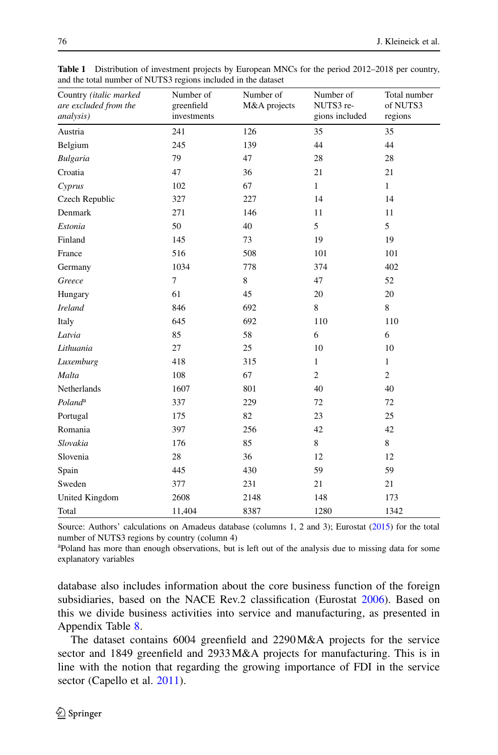**Table 1** Distribution of investment projects by European MNCs for the period 2012–2018 per country, and the total number of NUTS3 regions included in the dataset

| Country *(italic marked are excluded from the analysis)* | Number of greenfield investments | Number of M&A projects | Number of NUTS3 regions included | Total number of NUTS3 regions |
|---|---|---|---|---|
| Austria | 241 | 126 | 35 | 35 |
| Belgium | 245 | 139 | 44 | 44 |
| *Bulgaria* | 79 | 47 | 28 | 28 |
| Croatia | 47 | 36 | 21 | 21 |
| *Cyprus* | 102 | 67 | 1 | 1 |
| Czech Republic | 327 | 227 | 14 | 14 |
| Denmark | 271 | 146 | 11 | 11 |
| *Estonia* | 50 | 40 | 5 | 5 |
| Finland | 145 | 73 | 19 | 19 |
| France | 516 | 508 | 101 | 101 |
| Germany | 1034 | 778 | 374 | 402 |
| *Greece* | 7 | 8 | 47 | 52 |
| Hungary | 61 | 45 | 20 | 20 |
| *Ireland* | 846 | 692 | 8 | 8 |
| Italy | 645 | 692 | 110 | 110 |
| *Latvia* | 85 | 58 | 6 | 6 |
| *Lithuania* | 27 | 25 | 10 | 10 |
| *Luxemburg* | 418 | 315 | 1 | 1 |
| *Malta* | 108 | 67 | 2 | 2 |
| Netherlands | 1607 | 801 | 40 | 40 |
| *Poland*[a] | 337 | 229 | 72 | 72 |
| Portugal | 175 | 82 | 23 | 25 |
| Romania | 397 | 256 | 42 | 42 |
| *Slovakia* | 176 | 85 | 8 | 8 |
| Slovenia | 28 | 36 | 12 | 12 |
| Spain | 445 | 430 | 59 | 59 |
| Sweden | 377 | 231 | 21 | 21 |
| United Kingdom | 2608 | 2148 | 148 | 173 |
| Total | 11,404 | 8387 | 1280 | 1342 |

Source: Authors' calculations on Amadeus database (columns 1, 2 and 3); Eurostat (2015) for the total number of NUTS3 regions by country (column 4)

[a]Poland has more than enough observations, but is left out of the analysis due to missing data for some explanatory variables

database also includes information about the core business function of the foreign subsidiaries, based on the NACE Rev.2 classification (Eurostat 2006). Based on this we divide business activities into service and manufacturing, as presented in Appendix Table 8.

The dataset contains 6004 greenfield and 2290 M&A projects for the service sector and 1849 greenfield and 2933 M&A projects for manufacturing. This is in line with the notion that regarding the growing importance of FDI in the service sector (Capello et al. 2011).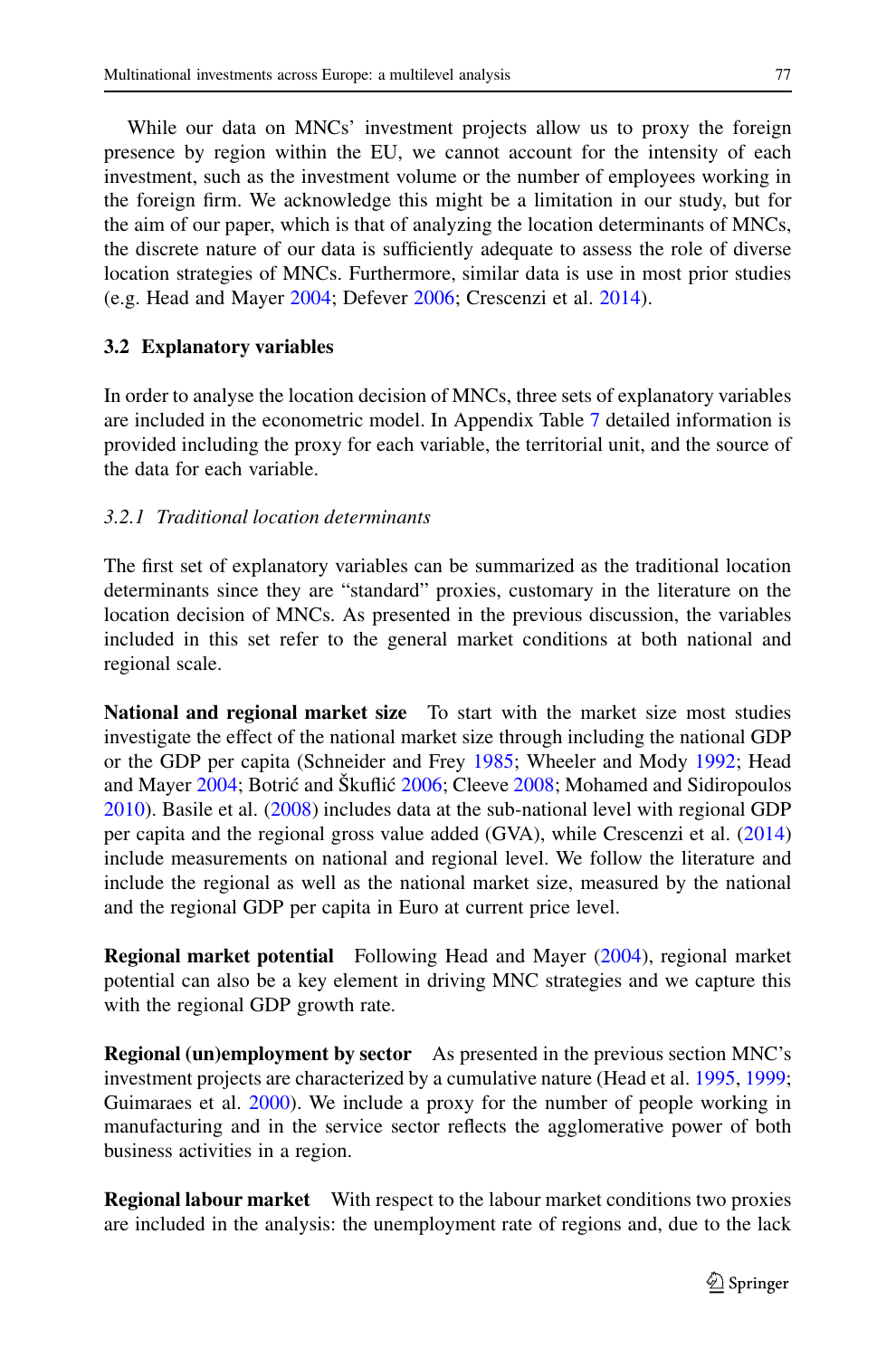While our data on MNCs' investment projects allow us to proxy the foreign presence by region within the EU, we cannot account for the intensity of each investment, such as the investment volume or the number of employees working in the foreign firm. We acknowledge this might be a limitation in our study, but for the aim of our paper, which is that of analyzing the location determinants of MNCs, the discrete nature of our data is sufficiently adequate to assess the role of diverse location strategies of MNCs. Furthermore, similar data is use in most prior studies (e.g. Head and Mayer 2004; Defever 2006; Crescenzi et al. 2014).

### 3.2 Explanatory variables

In order to analyse the location decision of MNCs, three sets of explanatory variables are included in the econometric model. In Appendix Table 7 detailed information is provided including the proxy for each variable, the territorial unit, and the source of the data for each variable.

#### *3.2.1 Traditional location determinants*

The first set of explanatory variables can be summarized as the traditional location determinants since they are "standard" proxies, customary in the literature on the location decision of MNCs. As presented in the previous discussion, the variables included in this set refer to the general market conditions at both national and regional scale.

**National and regional market size** To start with the market size most studies investigate the effect of the national market size through including the national GDP or the GDP per capita (Schneider and Frey 1985; Wheeler and Mody 1992; Head and Mayer 2004; Botrić and Škuflić 2006; Cleeve 2008; Mohamed and Sidiropoulos 2010). Basile et al. (2008) includes data at the sub-national level with regional GDP per capita and the regional gross value added (GVA), while Crescenzi et al. (2014) include measurements on national and regional level. We follow the literature and include the regional as well as the national market size, measured by the national and the regional GDP per capita in Euro at current price level.

**Regional market potential** Following Head and Mayer (2004), regional market potential can also be a key element in driving MNC strategies and we capture this with the regional GDP growth rate.

**Regional (un)employment by sector** As presented in the previous section MNC's investment projects are characterized by a cumulative nature (Head et al. 1995, 1999; Guimaraes et al. 2000). We include a proxy for the number of people working in manufacturing and in the service sector reflects the agglomerative power of both business activities in a region.

**Regional labour market** With respect to the labour market conditions two proxies are included in the analysis: the unemployment rate of regions and, due to the lack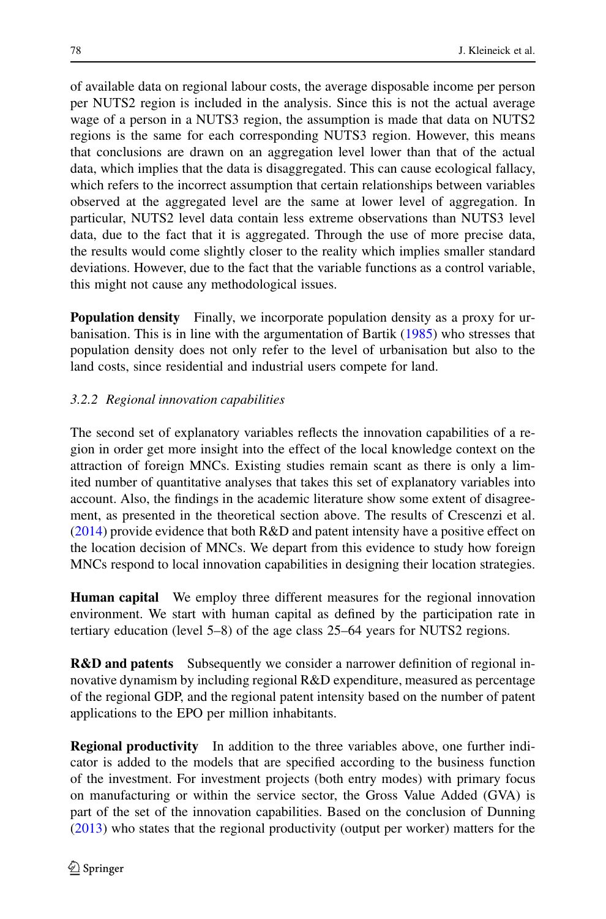of available data on regional labour costs, the average disposable income per person per NUTS2 region is included in the analysis. Since this is not the actual average wage of a person in a NUTS3 region, the assumption is made that data on NUTS2 regions is the same for each corresponding NUTS3 region. However, this means that conclusions are drawn on an aggregation level lower than that of the actual data, which implies that the data is disaggregated. This can cause ecological fallacy, which refers to the incorrect assumption that certain relationships between variables observed at the aggregated level are the same at lower level of aggregation. In particular, NUTS2 level data contain less extreme observations than NUTS3 level data, due to the fact that it is aggregated. Through the use of more precise data, the results would come slightly closer to the reality which implies smaller standard deviations. However, due to the fact that the variable functions as a control variable, this might not cause any methodological issues.

**Population density** Finally, we incorporate population density as a proxy for urbanisation. This is in line with the argumentation of Bartik (1985) who stresses that population density does not only refer to the level of urbanisation but also to the land costs, since residential and industrial users compete for land.

### *3.2.2 Regional innovation capabilities*

The second set of explanatory variables reflects the innovation capabilities of a region in order get more insight into the effect of the local knowledge context on the attraction of foreign MNCs. Existing studies remain scant as there is only a limited number of quantitative analyses that takes this set of explanatory variables into account. Also, the findings in the academic literature show some extent of disagreement, as presented in the theoretical section above. The results of Crescenzi et al. (2014) provide evidence that both R&D and patent intensity have a positive effect on the location decision of MNCs. We depart from this evidence to study how foreign MNCs respond to local innovation capabilities in designing their location strategies.

**Human capital** We employ three different measures for the regional innovation environment. We start with human capital as defined by the participation rate in tertiary education (level 5–8) of the age class 25–64 years for NUTS2 regions.

**R&D and patents** Subsequently we consider a narrower definition of regional innovative dynamism by including regional R&D expenditure, measured as percentage of the regional GDP, and the regional patent intensity based on the number of patent applications to the EPO per million inhabitants.

**Regional productivity** In addition to the three variables above, one further indicator is added to the models that are specified according to the business function of the investment. For investment projects (both entry modes) with primary focus on manufacturing or within the service sector, the Gross Value Added (GVA) is part of the set of the innovation capabilities. Based on the conclusion of Dunning (2013) who states that the regional productivity (output per worker) matters for the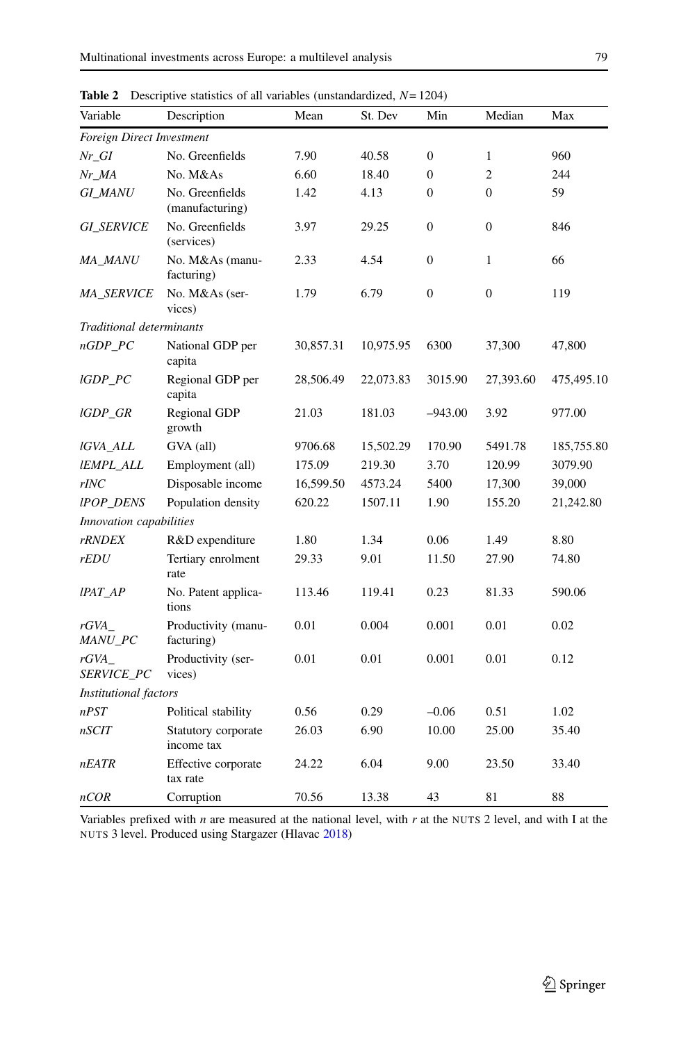**Table 2** Descriptive statistics of all variables (unstandardized, $N = 1204$)

| Variable | Description | Mean | St. Dev | Min | Median | Max |
|---|---|---|---|---|---|---|
| *Foreign Direct Investment* | | | | | | |
| *Nr_GI* | No. Greenfields | 7.90 | 40.58 | 0 | 1 | 960 |
| *Nr_MA* | No. M&As | 6.60 | 18.40 | 0 | 2 | 244 |
| *GI_MANU* | No. Greenfields (manufacturing) | 1.42 | 4.13 | 0 | 0 | 59 |
| *GI_SERVICE* | No. Greenfields (services) | 3.97 | 29.25 | 0 | 0 | 846 |
| *MA_MANU* | No. M&As (manufacturing) | 2.33 | 4.54 | 0 | 1 | 66 |
| *MA_SERVICE* | No. M&As (services) | 1.79 | 6.79 | 0 | 0 | 119 |
| *Traditional determinants* | | | | | | |
| *nGDP_PC* | National GDP per capita | 30,857.31 | 10,975.95 | 6300 | 37,300 | 47,800 |
| *lGDP_PC* | Regional GDP per capita | 28,506.49 | 22,073.83 | 3015.90 | 27,393.60 | 475,495.10 |
| *lGDP_GR* | Regional GDP growth | 21.03 | 181.03 | –943.00 | 3.92 | 977.00 |
| *lGVA_ALL* | GVA (all) | 9706.68 | 15,502.29 | 170.90 | 5491.78 | 185,755.80 |
| *lEMPL_ALL* | Employment (all) | 175.09 | 219.30 | 3.70 | 120.99 | 3079.90 |
| *rINC* | Disposable income | 16,599.50 | 4573.24 | 5400 | 17,300 | 39,000 |
| *lPOP_DENS* | Population density | 620.22 | 1507.11 | 1.90 | 155.20 | 21,242.80 |
| *Innovation capabilities* | | | | | | |
| *rRNDEX* | R&D expenditure | 1.80 | 1.34 | 0.06 | 1.49 | 8.80 |
| *rEDU* | Tertiary enrolment rate | 29.33 | 9.01 | 11.50 | 27.90 | 74.80 |
| *lPAT_AP* | No. Patent applications | 113.46 | 119.41 | 0.23 | 81.33 | 590.06 |
| *rGVA_MANU_PC* | Productivity (manufacturing) | 0.01 | 0.004 | 0.001 | 0.01 | 0.02 |
| *rGVA_SERVICE_PC* | Productivity (services) | 0.01 | 0.01 | 0.001 | 0.01 | 0.12 |
| *Institutional factors* | | | | | | |
| *nPST* | Political stability | 0.56 | 0.29 | –0.06 | 0.51 | 1.02 |
| *nSCIT* | Statutory corporate income tax | 26.03 | 6.90 | 10.00 | 25.00 | 35.40 |
| *nEATR* | Effective corporate tax rate | 24.22 | 6.04 | 9.00 | 23.50 | 33.40 |
| *nCOR* | Corruption | 70.56 | 13.38 | 43 | 81 | 88 |

Variables prefixed with *n* are measured at the national level, with *r* at the NUTS 2 level, and with l at the NUTS 3 level. Produced using Stargazer (Hlavac 2018)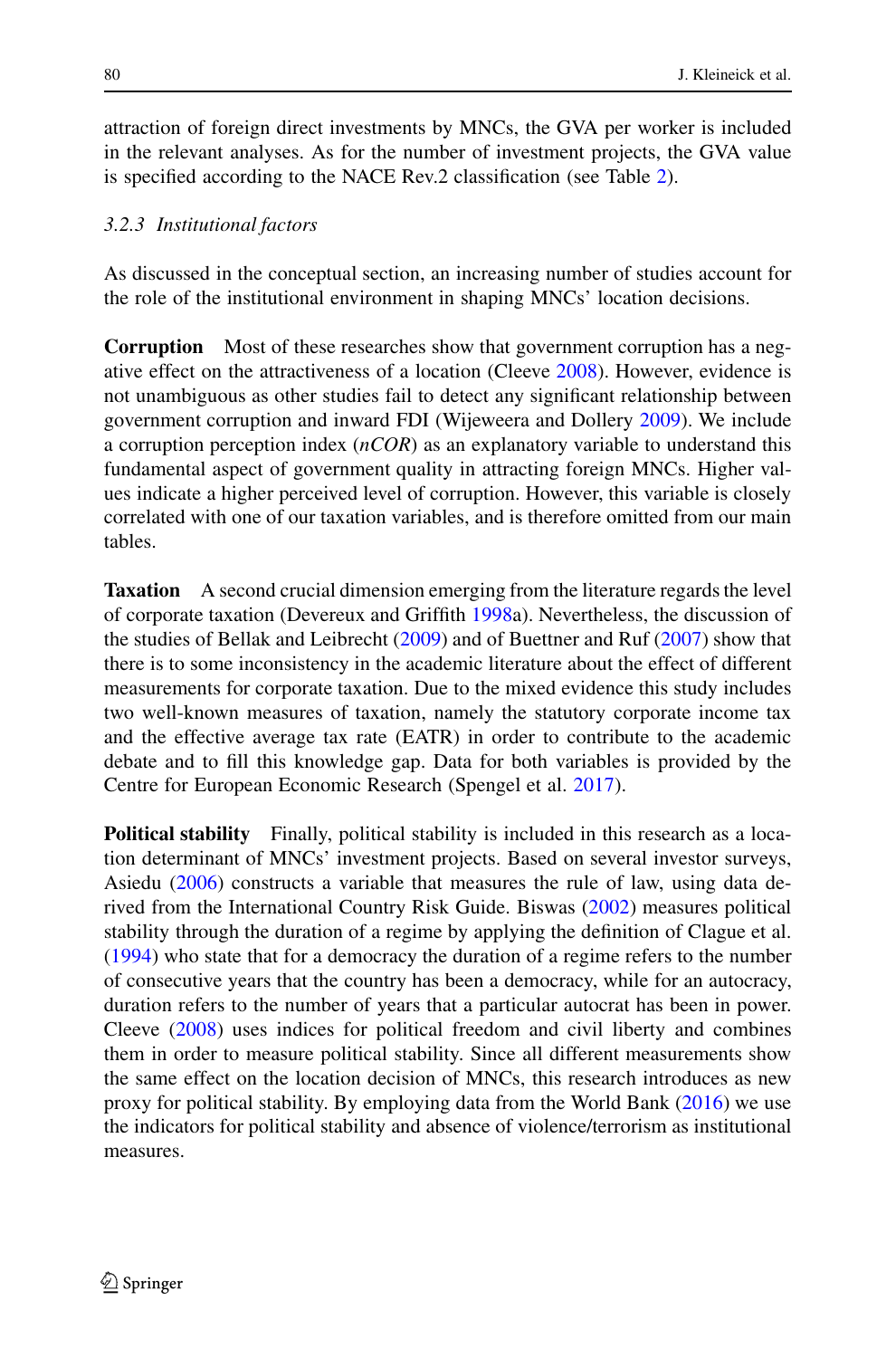attraction of foreign direct investments by MNCs, the GVA per worker is included in the relevant analyses. As for the number of investment projects, the GVA value is specified according to the NACE Rev.2 classification (see Table 2).

### *3.2.3 Institutional factors*

As discussed in the conceptual section, an increasing number of studies account for the role of the institutional environment in shaping MNCs' location decisions.

**Corruption** Most of these researches show that government corruption has a negative effect on the attractiveness of a location (Cleeve 2008). However, evidence is not unambiguous as other studies fail to detect any significant relationship between government corruption and inward FDI (Wijeweera and Dollery 2009). We include a corruption perception index (*nCOR*) as an explanatory variable to understand this fundamental aspect of government quality in attracting foreign MNCs. Higher values indicate a higher perceived level of corruption. However, this variable is closely correlated with one of our taxation variables, and is therefore omitted from our main tables.

**Taxation** A second crucial dimension emerging from the literature regards the level of corporate taxation (Devereux and Griffith 1998a). Nevertheless, the discussion of the studies of Bellak and Leibrecht (2009) and of Buettner and Ruf (2007) show that there is to some inconsistency in the academic literature about the effect of different measurements for corporate taxation. Due to the mixed evidence this study includes two well-known measures of taxation, namely the statutory corporate income tax and the effective average tax rate (EATR) in order to contribute to the academic debate and to fill this knowledge gap. Data for both variables is provided by the Centre for European Economic Research (Spengel et al. 2017).

**Political stability** Finally, political stability is included in this research as a location determinant of MNCs' investment projects. Based on several investor surveys, Asiedu (2006) constructs a variable that measures the rule of law, using data derived from the International Country Risk Guide. Biswas (2002) measures political stability through the duration of a regime by applying the definition of Clague et al. (1994) who state that for a democracy the duration of a regime refers to the number of consecutive years that the country has been a democracy, while for an autocracy, duration refers to the number of years that a particular autocrat has been in power. Cleeve (2008) uses indices for political freedom and civil liberty and combines them in order to measure political stability. Since all different measurements show the same effect on the location decision of MNCs, this research introduces as new proxy for political stability. By employing data from the World Bank (2016) we use the indicators for political stability and absence of violence/terrorism as institutional measures.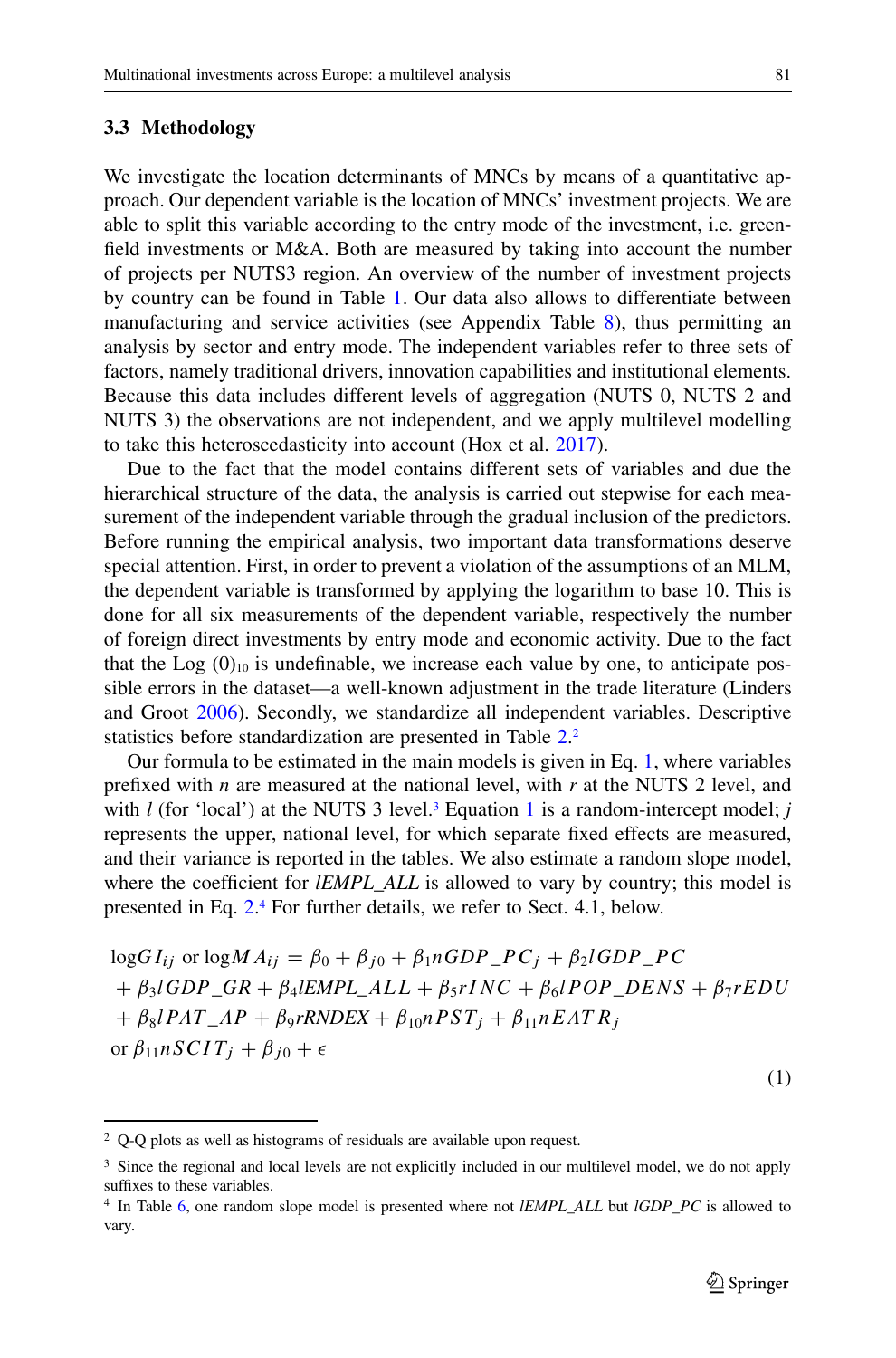### 3.3 Methodology

We investigate the location determinants of MNCs by means of a quantitative approach. Our dependent variable is the location of MNCs' investment projects. We are able to split this variable according to the entry mode of the investment, i.e. greenfield investments or M&A. Both are measured by taking into account the number of projects per NUTS3 region. An overview of the number of investment projects by country can be found in Table 1. Our data also allows to differentiate between manufacturing and service activities (see Appendix Table 8), thus permitting an analysis by sector and entry mode. The independent variables refer to three sets of factors, namely traditional drivers, innovation capabilities and institutional elements. Because this data includes different levels of aggregation (NUTS 0, NUTS 2 and NUTS 3) the observations are not independent, and we apply multilevel modelling to take this heteroscedasticity into account (Hox et al. 2017).

Due to the fact that the model contains different sets of variables and due the hierarchical structure of the data, the analysis is carried out stepwise for each measurement of the independent variable through the gradual inclusion of the predictors. Before running the empirical analysis, two important data transformations deserve special attention. First, in order to prevent a violation of the assumptions of an MLM, the dependent variable is transformed by applying the logarithm to base 10. This is done for all six measurements of the dependent variable, respectively the number of foreign direct investments by entry mode and economic activity. Due to the fact that the $\text{Log}\,(0)_{10}$ is undefinable, we increase each value by one, to anticipate possible errors in the dataset—a well-known adjustment in the trade literature (Linders and Groot 2006). Secondly, we standardize all independent variables. Descriptive statistics before standardization are presented in Table 2.[2]

Our formula to be estimated in the main models is given in Eq. 1, where variables prefixed with *n* are measured at the national level, with *r* at the NUTS 2 level, and with *l* (for 'local') at the NUTS 3 level.[3] Equation 1 is a random-intercept model; *j* represents the upper, national level, for which separate fixed effects are measured, and their variance is reported in the tables. We also estimate a random slope model, where the coefficient for *lEMPL_ALL* is allowed to vary by country; this model is presented in Eq. 2.[4] For further details, we refer to Sect. 4.1, below.

$$
\begin{aligned}
&\log GI_{ij} \text{ or } \log MA_{ij} = \beta_0 + \beta_{j0} + \beta_1 nGDP\_PC_j + \beta_2 lGDP\_PC \\
&+ \beta_3 lGDP\_GR + \beta_4 lEMPL\_ALL + \beta_5 rINC + \beta_6 lPOP\_DENS + \beta_7 rEDU \\
&+ \beta_8 lPAT\_AP + \beta_9 rRNDEX + \beta_{10} nPST_j + \beta_{11} nEATR_j \\
&\text{or } \beta_{11} nSCIT_j + \beta_{j0} + \epsilon
\end{aligned}
\tag{1}
$$

[2] Q-Q plots as well as histograms of residuals are available upon request.

[3] Since the regional and local levels are not explicitly included in our multilevel model, we do not apply suffixes to these variables.

[4] In Table 6, one random slope model is presented where not *lEMPL_ALL* but *lGDP_PC* is allowed to vary.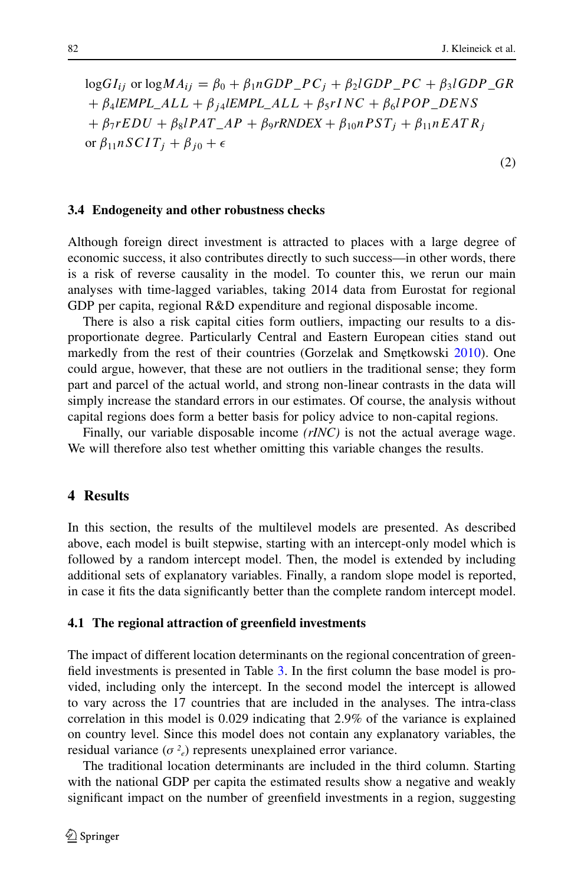$$
\begin{aligned}
&\log GI_{ij} \text{ or } \log MA_{ij} = \beta_0 + \beta_1 nGDP\_PC_j + \beta_2 lGDP\_PC + \beta_3 lGDP\_GR \\
&+ \beta_4 lEMPL\_ALL + \beta_{j4} lEMPL\_ALL + \beta_5 rINC + \beta_6 lPOP\_DENS \\
&+ \beta_7 rEDU + \beta_8 lPAT\_AP + \beta_9 rRNDEX + \beta_{10} nPST_j + \beta_{11} nEATR_j \\
&\text{or } \beta_{11} nSCIT_j + \beta_{j0} + \epsilon
\end{aligned}
\tag{2}
$$

### 3.4 Endogeneity and other robustness checks

Although foreign direct investment is attracted to places with a large degree of economic success, it also contributes directly to such success—in other words, there is a risk of reverse causality in the model. To counter this, we rerun our main analyses with time-lagged variables, taking 2014 data from Eurostat for regional GDP per capita, regional R&D expenditure and regional disposable income.

There is also a risk capital cities form outliers, impacting our results to a disproportionate degree. Particularly Central and Eastern European cities stand out markedly from the rest of their countries (Gorzelak and Smętkowski 2010). One could argue, however, that these are not outliers in the traditional sense; they form part and parcel of the actual world, and strong non-linear contrasts in the data will simply increase the standard errors in our estimates. Of course, the analysis without capital regions does form a better basis for policy advice to non-capital regions.

Finally, our variable disposable income *(rINC)* is not the actual average wage. We will therefore also test whether omitting this variable changes the results.

## 4 Results

In this section, the results of the multilevel models are presented. As described above, each model is built stepwise, starting with an intercept-only model which is followed by a random intercept model. Then, the model is extended by including additional sets of explanatory variables. Finally, a random slope model is reported, in case it fits the data significantly better than the complete random intercept model.

### 4.1 The regional attraction of greenfield investments

The impact of different location determinants on the regional concentration of greenfield investments is presented in Table 3. In the first column the base model is provided, including only the intercept. In the second model the intercept is allowed to vary across the 17 countries that are included in the analyses. The intra-class correlation in this model is 0.029 indicating that 2.9% of the variance is explained on country level. Since this model does not contain any explanatory variables, the residual variance ($\sigma^2_e$) represents unexplained error variance.

The traditional location determinants are included in the third column. Starting with the national GDP per capita the estimated results show a negative and weakly significant impact on the number of greenfield investments in a region, suggesting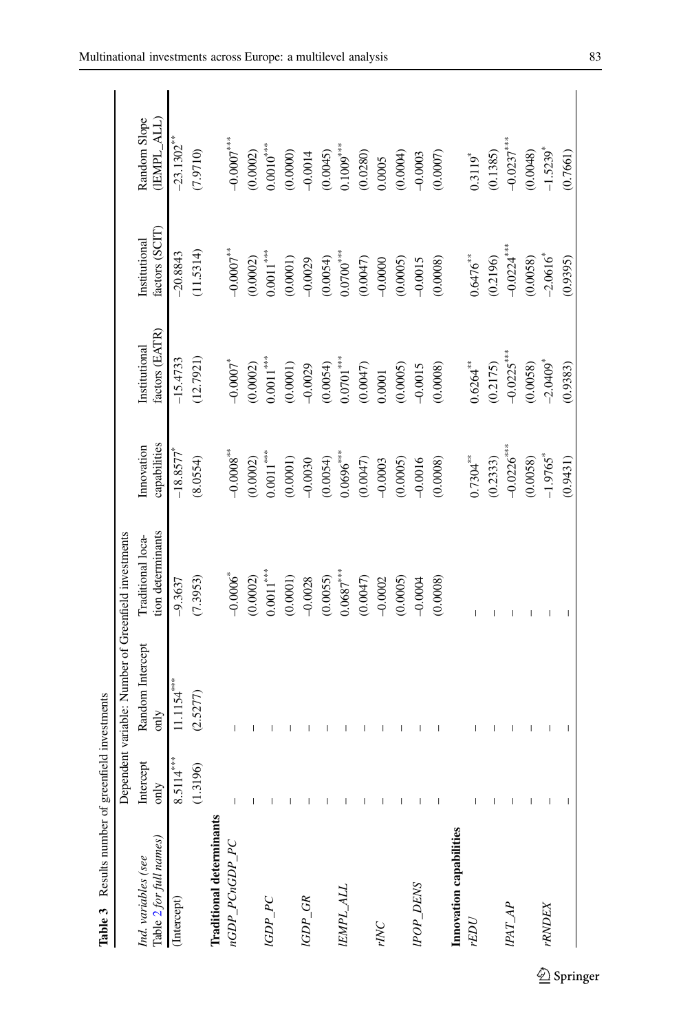**Table 3** Results number of greenfield investments

| *Ind. variables (see Table 2 for full names)* | Dependent variable: Number of Greenfield investments | | | | | | |
|---|---|---|---|---|---|---|---|
| | Intercept only | Random Intercept only | Traditional location determinants | Innovation capabilities | Institutional factors (EATR) | Institutional factors (SCIT) | Random Slope (lEMPL_ALL) |
| (Intercept) | 8.5114*** | 11.1154*** | -9.3637 | -18.8577* | -15.4733 | -20.8843 | -23.1302** |
| | (1.3196) | (2.5277) | (7.3953) | (8.0554) | (12.7921) | (11.5314) | (7.9710) |
| **Traditional determinants** | | | | | | | |
| *nGDP_PCnGDP_PC* | – | – | -0.0006* | -0.0008** | -0.0007* | -0.0007** | -0.0007*** |
| | – | – | (0.0002) | (0.0002) | (0.0002) | (0.0002) | (0.0002) |
| *lGDP_PC* | – | – | 0.0011*** | 0.0011*** | 0.0011*** | 0.0011*** | 0.0010*** |
| | – | – | (0.0001) | (0.0001) | (0.0001) | (0.0001) | (0.0000) |
| *lGDP_GR* | – | – | -0.0028 | -0.0030 | -0.0029 | -0.0029 | -0.0014 |
| | – | – | (0.0055) | (0.0054) | (0.0054) | (0.0054) | (0.0045) |
| *lEMPL_ALL* | – | – | 0.0687*** | 0.0696*** | 0.0701*** | 0.0700*** | 0.1009*** |
| | – | – | (0.0047) | (0.0047) | (0.0047) | (0.0047) | (0.0280) |
| *rINC* | – | – | -0.0002 | -0.0003 | 0.0001 | -0.0000 | 0.0005 |
| | – | – | (0.0005) | (0.0005) | (0.0005) | (0.0005) | (0.0004) |
| *lPOP_DENS* | – | – | -0.0004 | -0.0016 | -0.0015 | -0.0015 | -0.0003 |
| | – | – | (0.0008) | (0.0008) | (0.0008) | (0.0008) | (0.0007) |
| **Innovation capabilities** | | | | | | | |
| *rEDU* | – | – | – | 0.7304** | 0.6264** | 0.6476** | 0.3119* |
| | – | – | – | (0.2333) | (0.2175) | (0.2196) | (0.1385) |
| *lPAT_AP* | – | – | – | -0.0226*** | -0.0225*** | -0.0224*** | -0.0237*** |
| | – | – | – | (0.0058) | (0.0058) | (0.0058) | (0.0048) |
| *rRNDEX* | – | – | – | -1.9765* | -2.0409* | -2.0616* | -1.5239* |
| | – | – | – | (0.9431) | (0.9383) | (0.9395) | (0.7661) |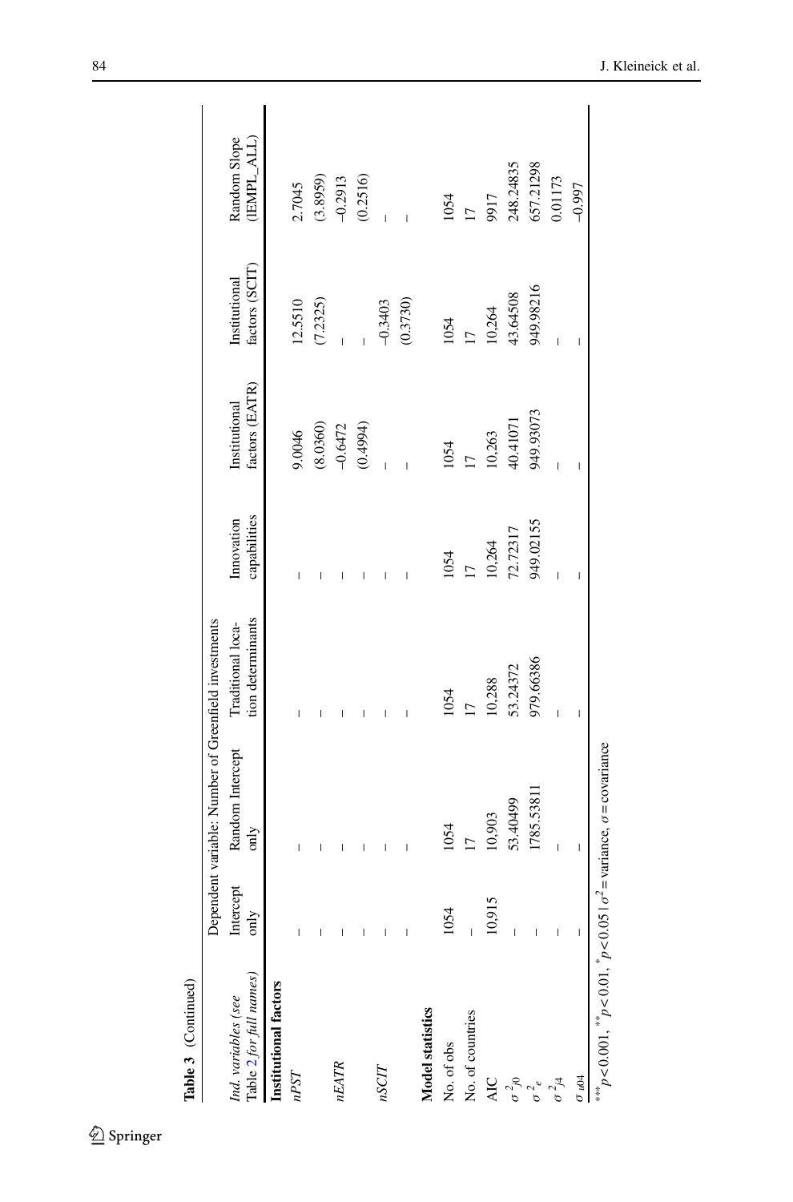**Table 3** (Continued)

| Ind. variables (see Table 2 for full names) | Dependent variable: Number of Greenfield investments | | | | | | |
|---|---|---|---|---|---|---|---|
| | Intercept only | Random Intercept only | Traditional location determinants | Innovation capabilities | Institutional factors (EATR) | Institutional factors (SCIT) | Random Slope (IEMPL_ALL) |
| **Institutional factors** | | | | | | | |
| *nPST* | – | – | – | – | 9.0046 | 12.5510 | 2.7045 |
| | – | – | – | – | (8.0360) | (7.2325) | (3.8959) |
| *nEATR* | – | – | – | – | −0.6472 | – | −0.2913 |
| | – | – | – | – | (0.4994) | – | (0.2516) |
| *nSCIT* | – | – | – | – | – | −0.3403 | – |
| | – | – | – | – | – | (0.3730) | – |
| **Model statistics** | | | | | | | |
| No. of obs | 1054 | 1054 | 1054 | 1054 | 1054 | 1054 | 1054 |
| No. of countries | – | 17 | 17 | 17 | 17 | 17 | 17 |
| AIC | 10,915 | 10,903 | 10,288 | 10,264 | 10,263 | 10,264 | 9917 |
| $\sigma^2_{j0}$ | – | 53.40499 | 53.24372 | 72.72317 | 40.41071 | 43.64508 | 248.24835 |
| $\sigma^2_e$ | – | 1785.53811 | 979.66386 | 949.02155 | 949.93073 | 949.98216 | 657.21298 |
| $\sigma^2_{j4}$ | – | – | – | – | – | – | 0.01173 |
| $\sigma_{u04}$ | – | – | – | – | – | – | −0.997 |

$^{***}p<0.001$, $^{**}p<0.01$, $^{*}p<0.05$ | $\sigma^2$ = variance, $\sigma$ = covariance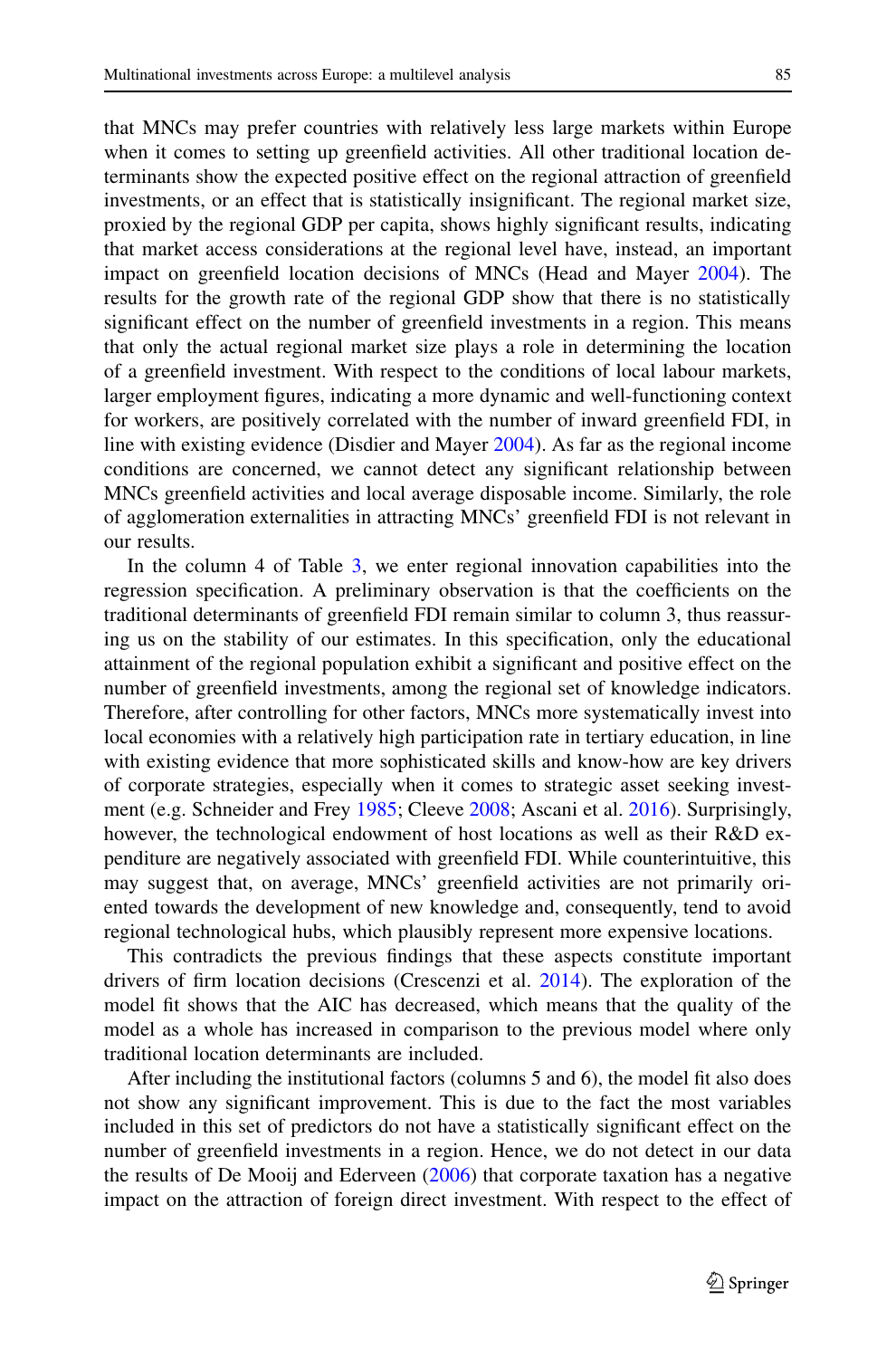that MNCs may prefer countries with relatively less large markets within Europe when it comes to setting up greenfield activities. All other traditional location determinants show the expected positive effect on the regional attraction of greenfield investments, or an effect that is statistically insignificant. The regional market size, proxied by the regional GDP per capita, shows highly significant results, indicating that market access considerations at the regional level have, instead, an important impact on greenfield location decisions of MNCs (Head and Mayer 2004). The results for the growth rate of the regional GDP show that there is no statistically significant effect on the number of greenfield investments in a region. This means that only the actual regional market size plays a role in determining the location of a greenfield investment. With respect to the conditions of local labour markets, larger employment figures, indicating a more dynamic and well-functioning context for workers, are positively correlated with the number of inward greenfield FDI, in line with existing evidence (Disdier and Mayer 2004). As far as the regional income conditions are concerned, we cannot detect any significant relationship between MNCs greenfield activities and local average disposable income. Similarly, the role of agglomeration externalities in attracting MNCs' greenfield FDI is not relevant in our results.

In the column 4 of Table 3, we enter regional innovation capabilities into the regression specification. A preliminary observation is that the coefficients on the traditional determinants of greenfield FDI remain similar to column 3, thus reassuring us on the stability of our estimates. In this specification, only the educational attainment of the regional population exhibit a significant and positive effect on the number of greenfield investments, among the regional set of knowledge indicators. Therefore, after controlling for other factors, MNCs more systematically invest into local economies with a relatively high participation rate in tertiary education, in line with existing evidence that more sophisticated skills and know-how are key drivers of corporate strategies, especially when it comes to strategic asset seeking investment (e.g. Schneider and Frey 1985; Cleeve 2008; Ascani et al. 2016). Surprisingly, however, the technological endowment of host locations as well as their R&D expenditure are negatively associated with greenfield FDI. While counterintuitive, this may suggest that, on average, MNCs' greenfield activities are not primarily oriented towards the development of new knowledge and, consequently, tend to avoid regional technological hubs, which plausibly represent more expensive locations.

This contradicts the previous findings that these aspects constitute important drivers of firm location decisions (Crescenzi et al. 2014). The exploration of the model fit shows that the AIC has decreased, which means that the quality of the model as a whole has increased in comparison to the previous model where only traditional location determinants are included.

After including the institutional factors (columns 5 and 6), the model fit also does not show any significant improvement. This is due to the fact the most variables included in this set of predictors do not have a statistically significant effect on the number of greenfield investments in a region. Hence, we do not detect in our data the results of De Mooij and Ederveen (2006) that corporate taxation has a negative impact on the attraction of foreign direct investment. With respect to the effect of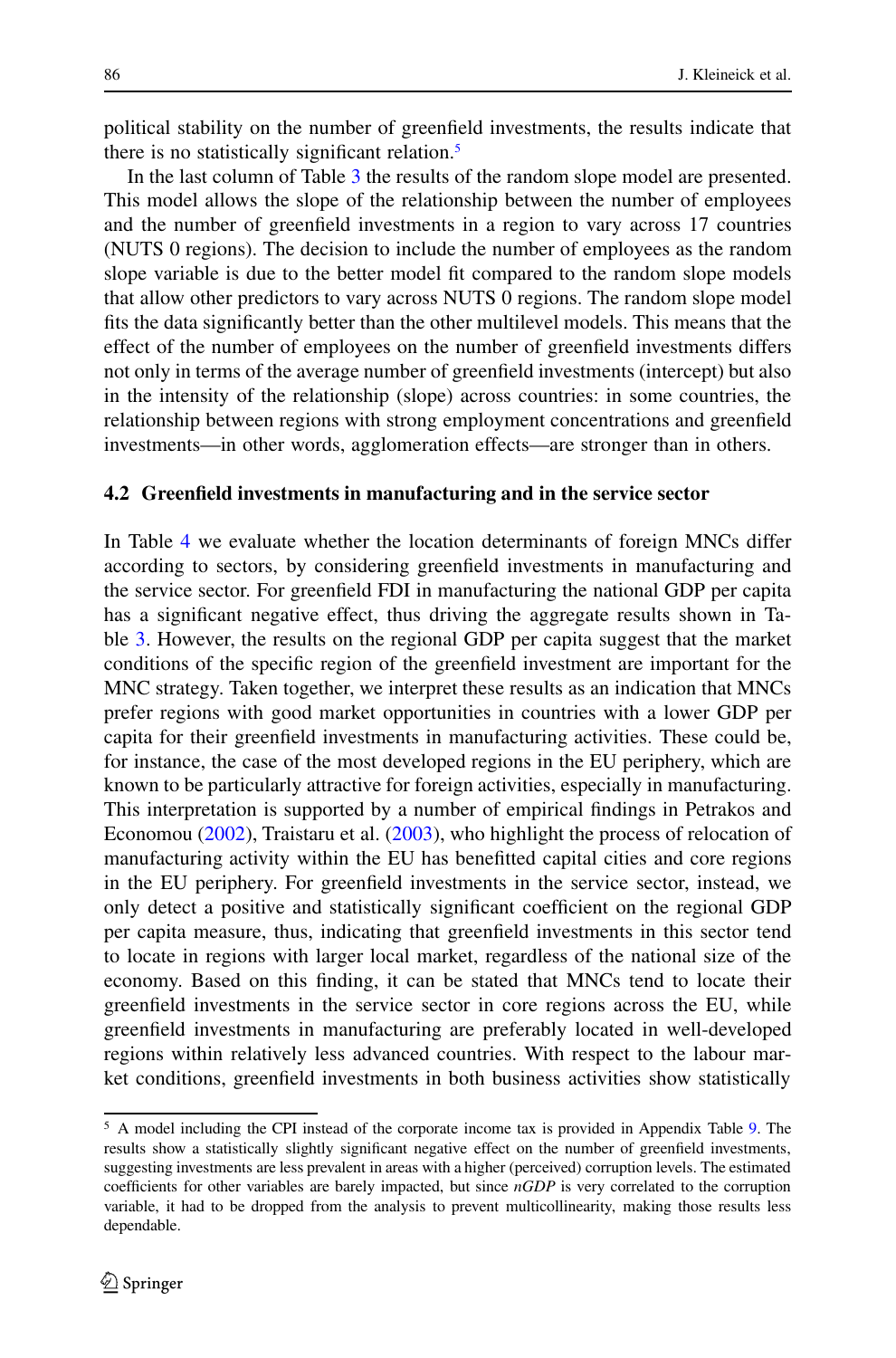political stability on the number of greenfield investments, the results indicate that there is no statistically significant relation.[5]

In the last column of Table 3 the results of the random slope model are presented. This model allows the slope of the relationship between the number of employees and the number of greenfield investments in a region to vary across 17 countries (NUTS 0 regions). The decision to include the number of employees as the random slope variable is due to the better model fit compared to the random slope models that allow other predictors to vary across NUTS 0 regions. The random slope model fits the data significantly better than the other multilevel models. This means that the effect of the number of employees on the number of greenfield investments differs not only in terms of the average number of greenfield investments (intercept) but also in the intensity of the relationship (slope) across countries: in some countries, the relationship between regions with strong employment concentrations and greenfield investments—in other words, agglomeration effects—are stronger than in others.

### 4.2 Greenfield investments in manufacturing and in the service sector

In Table 4 we evaluate whether the location determinants of foreign MNCs differ according to sectors, by considering greenfield investments in manufacturing and the service sector. For greenfield FDI in manufacturing the national GDP per capita has a significant negative effect, thus driving the aggregate results shown in Table 3. However, the results on the regional GDP per capita suggest that the market conditions of the specific region of the greenfield investment are important for the MNC strategy. Taken together, we interpret these results as an indication that MNCs prefer regions with good market opportunities in countries with a lower GDP per capita for their greenfield investments in manufacturing activities. These could be, for instance, the case of the most developed regions in the EU periphery, which are known to be particularly attractive for foreign activities, especially in manufacturing. This interpretation is supported by a number of empirical findings in Petrakos and Economou (2002), Traistaru et al. (2003), who highlight the process of relocation of manufacturing activity within the EU has benefitted capital cities and core regions in the EU periphery. For greenfield investments in the service sector, instead, we only detect a positive and statistically significant coefficient on the regional GDP per capita measure, thus, indicating that greenfield investments in this sector tend to locate in regions with larger local market, regardless of the national size of the economy. Based on this finding, it can be stated that MNCs tend to locate their greenfield investments in the service sector in core regions across the EU, while greenfield investments in manufacturing are preferably located in well-developed regions within relatively less advanced countries. With respect to the labour market conditions, greenfield investments in both business activities show statistically

---

[5] A model including the CPI instead of the corporate income tax is provided in Appendix Table 9. The results show a statistically slightly significant negative effect on the number of greenfield investments, suggesting investments are less prevalent in areas with a higher (perceived) corruption levels. The estimated coefficients for other variables are barely impacted, but since *nGDP* is very correlated to the corruption variable, it had to be dropped from the analysis to prevent multicollinearity, making those results less dependable.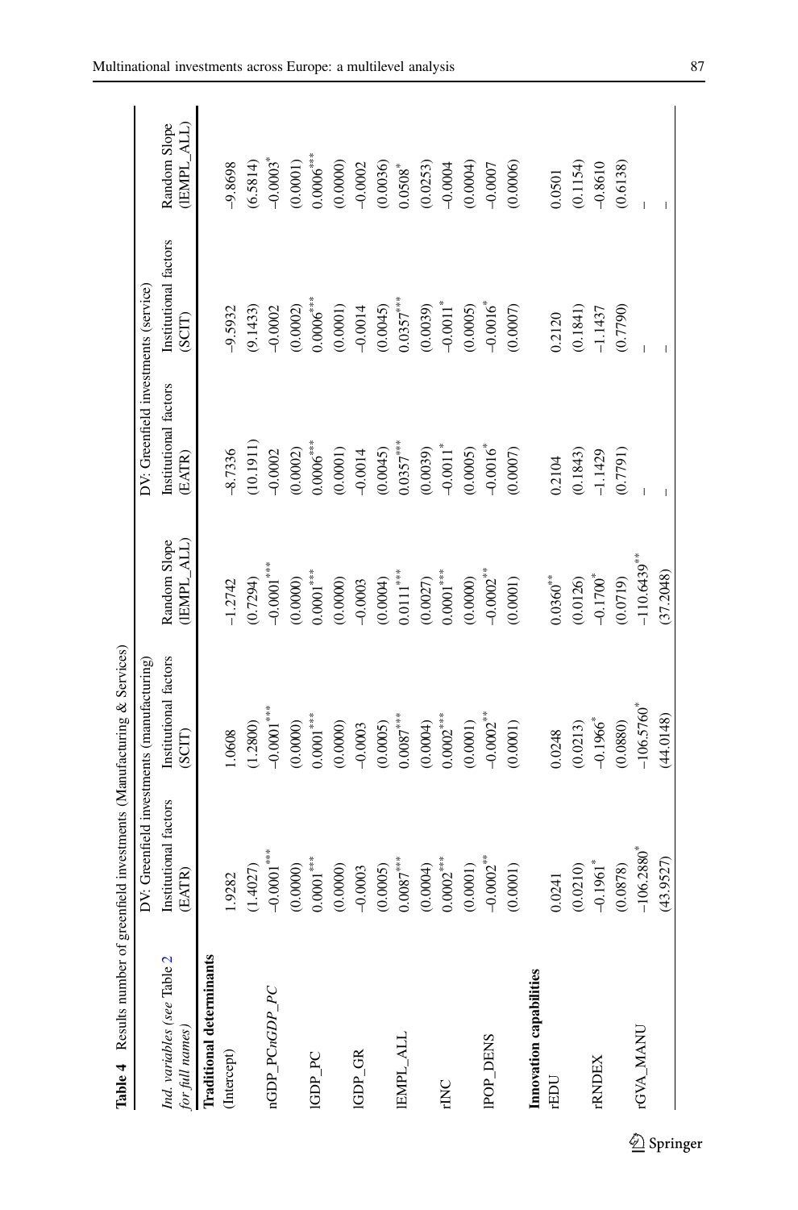**Table 4** Results number of greenfield investments (Manufacturing & Services)

| *Ind. variables (see Table 2 for full names)* | DV: Greenfield investments (manufacturing) | | | DV: Greenfield investments (service) | | |
|---|---|---|---|---|---|---|
| | Institutional factors (EATR) | Institutional factors (SCIT) | Random Slope (lEMPL_ALL) | Institutional factors (EATR) | Institutional factors (SCIT) | Random Slope (lEMPL_ALL) |
| **Traditional determinants** | | | | | | |
| (Intercept) | 1.9282 | 1.0608 | −1.2742 | −8.7336 | −9.5932 | −9.8698 |
| | (1.4027) | (1.2800) | (0.7294) | (10.1911) | (9.1433) | (6.5814) |
| nGDP_PC*nGDP_PC* | −0.0001*** | −0.0001*** | −0.0001*** | −0.0002 | −0.0002 | −0.0003* |
| | (0.0000) | (0.0000) | (0.0000) | (0.0002) | (0.0002) | (0.0001) |
| lGDP_PC | 0.0001*** | 0.0001*** | 0.0001*** | 0.0006*** | 0.0006*** | 0.0006*** |
| | (0.0000) | (0.0000) | (0.0000) | (0.0001) | (0.0001) | (0.0000) |
| lGDP_GR | −0.0003 | −0.0003 | −0.0003 | −0.0014 | −0.0014 | −0.0002 |
| | (0.0005) | (0.0005) | (0.0004) | (0.0045) | (0.0045) | (0.0036) |
| lEMPL_ALL | 0.0087*** | 0.0087*** | 0.0111*** | 0.0357*** | 0.0357*** | 0.0508* |
| | (0.0004) | (0.0004) | (0.0027) | (0.0039) | (0.0039) | (0.0253) |
| rINC | 0.0002*** | 0.0002*** | 0.0001*** | −0.0011* | −0.0011* | −0.0004 |
| | (0.0001) | (0.0001) | (0.0000) | (0.0005) | (0.0005) | (0.0004) |
| lPOP_DENS | −0.0002** | −0.0002** | −0.0002** | −0.0016* | −0.0016* | −0.0007 |
| | (0.0001) | (0.0001) | (0.0001) | (0.0007) | (0.0007) | (0.0006) |
| **Innovation capabilities** | | | | | | |
| rEDU | 0.0241 | 0.0248 | 0.0360** | 0.2104 | 0.2120 | 0.0501 |
| | (0.0210) | (0.0213) | (0.0126) | (0.1843) | (0.1841) | (0.1154) |
| rRNDEX | −0.1961* | −0.1966* | −0.1700* | −1.1429 | −1.1437 | −0.8610 |
| | (0.0878) | (0.0880) | (0.0719) | (0.7791) | (0.7790) | (0.6138) |
| rGVA_MANU | −106.2880* | −106.5760* | −110.6439** | – | – | – |
| | (43.9527) | (44.0148) | (37.2048) | – | – | – |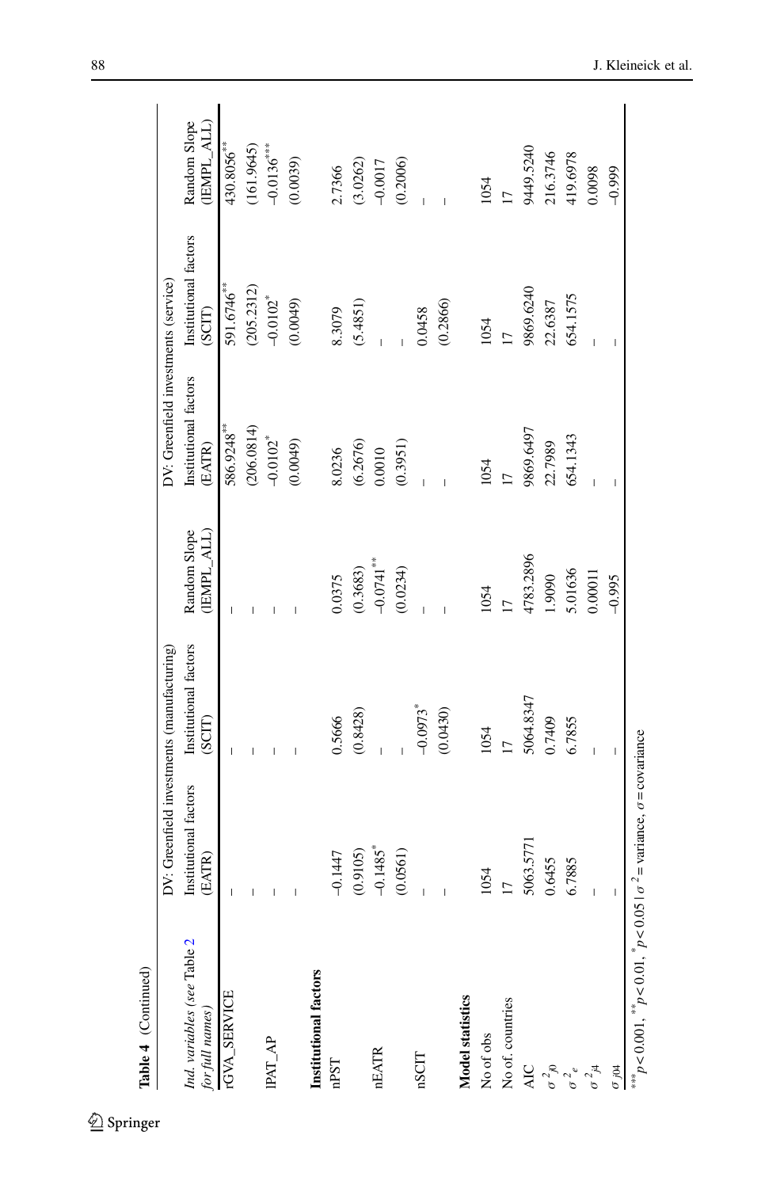**Table 4** (Continued)

| *Ind. variables (see* Table 2 *for full names)* | DV: Greenfield investments (manufacturing) Institutional factors (EATR) | Institutional factors (SCIT) | Random Slope (lEMPL_ALL) | DV: Greenfield investments (service) Institutional factors (EATR) | Institutional factors (SCIT) | Random Slope (lEMPL_ALL) |
|---|---|---|---|---|---|---|
| rGVA_SERVICE | – | – | – | 586.9248** | 591.6746** | 430.8056** |
| | – | – | – | (206.0814) | (205.2312) | (161.9645) |
| lPAT_AP | – | – | – | −0.0102* | −0.0102* | −0.0136*** |
| | – | – | – | (0.0049) | (0.0049) | (0.0039) |
| **Institutional factors** | | | | | | |
| nPST | −0.1447 | 0.5666 | 0.0375 | 8.0236 | 8.3079 | 2.7366 |
| | (0.9105) | (0.8428) | (0.3683) | (6.2676) | (5.4851) | (3.0262) |
| nEATR | −0.1485* | – | −0.0741** | 0.0010 | – | −0.0017 |
| | (0.0561) | – | (0.0234) | (0.3951) | – | (0.2006) |
| nSCIT | – | −0.0973* | – | – | 0.0458 | – |
| | – | (0.0430) | – | – | (0.2866) | – |
| **Model statistics** | | | | | | |
| No of obs | 1054 | 1054 | 1054 | 1054 | 1054 | 1054 |
| No of. countries | 17 | 17 | 17 | 17 | 17 | 17 |
| AIC | 5063.5771 | 5064.8347 | 4783.2896 | 9869.6497 | 9869.6240 | 9449.5240 |
| $\sigma^2_{j0}$ | 0.6455 | 0.7409 | 1.9090 | 22.7989 | 22.6387 | 216.3746 |
| $\sigma^2_e$ | 6.7885 | 6.7855 | 5.01636 | 654.1343 | 654.1575 | 419.6978 |
| $\sigma^2_{j4}$ | – | – | 0.00011 | – | – | 0.0098 |
| $\sigma_{j04}$ | – | – | −0.995 | – | – | −0.999 |

***$p < 0.001$, **$p < 0.01$, *$p < 0.05$ | $\sigma^2$ = variance, $\sigma$ = covariance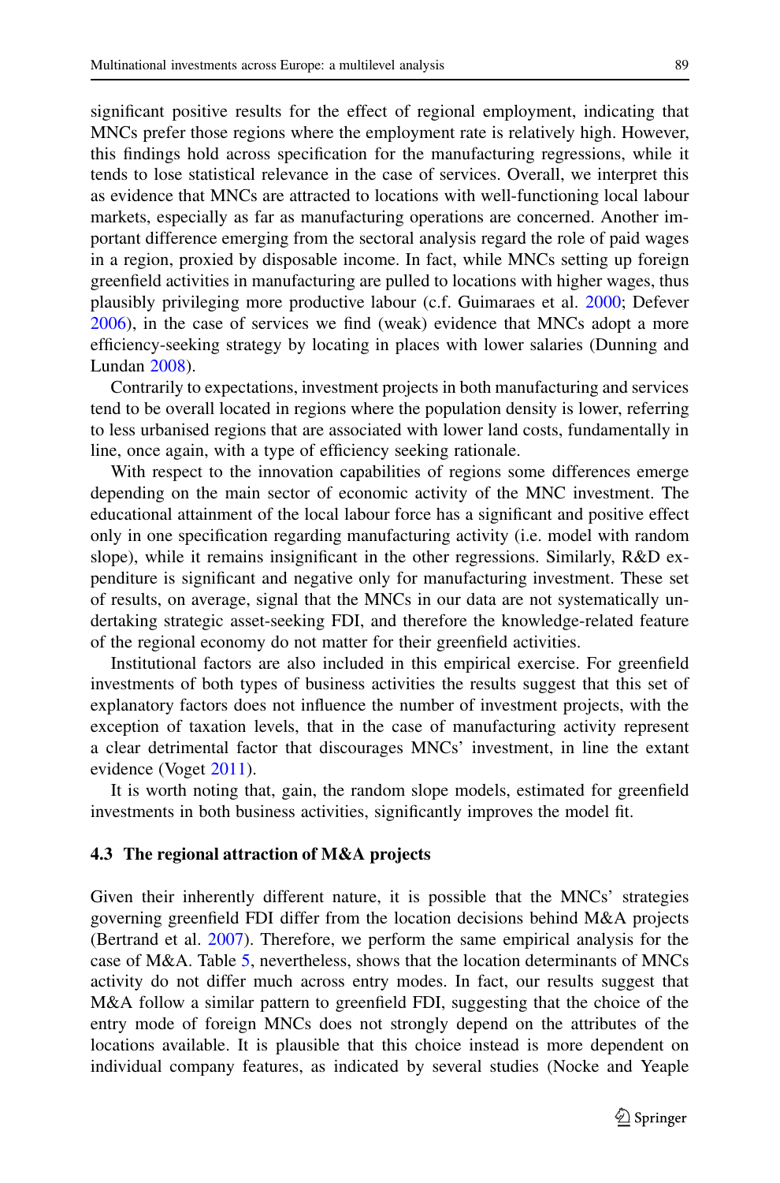significant positive results for the effect of regional employment, indicating that MNCs prefer those regions where the employment rate is relatively high. However, this findings hold across specification for the manufacturing regressions, while it tends to lose statistical relevance in the case of services. Overall, we interpret this as evidence that MNCs are attracted to locations with well-functioning local labour markets, especially as far as manufacturing operations are concerned. Another important difference emerging from the sectoral analysis regard the role of paid wages in a region, proxied by disposable income. In fact, while MNCs setting up foreign greenfield activities in manufacturing are pulled to locations with higher wages, thus plausibly privileging more productive labour (c.f. Guimaraes et al. 2000; Defever 2006), in the case of services we find (weak) evidence that MNCs adopt a more efficiency-seeking strategy by locating in places with lower salaries (Dunning and Lundan 2008).

Contrarily to expectations, investment projects in both manufacturing and services tend to be overall located in regions where the population density is lower, referring to less urbanised regions that are associated with lower land costs, fundamentally in line, once again, with a type of efficiency seeking rationale.

With respect to the innovation capabilities of regions some differences emerge depending on the main sector of economic activity of the MNC investment. The educational attainment of the local labour force has a significant and positive effect only in one specification regarding manufacturing activity (i.e. model with random slope), while it remains insignificant in the other regressions. Similarly, R&D expenditure is significant and negative only for manufacturing investment. These set of results, on average, signal that the MNCs in our data are not systematically undertaking strategic asset-seeking FDI, and therefore the knowledge-related feature of the regional economy do not matter for their greenfield activities.

Institutional factors are also included in this empirical exercise. For greenfield investments of both types of business activities the results suggest that this set of explanatory factors does not influence the number of investment projects, with the exception of taxation levels, that in the case of manufacturing activity represent a clear detrimental factor that discourages MNCs' investment, in line the extant evidence (Voget 2011).

It is worth noting that, gain, the random slope models, estimated for greenfield investments in both business activities, significantly improves the model fit.

### 4.3 The regional attraction of M&A projects

Given their inherently different nature, it is possible that the MNCs' strategies governing greenfield FDI differ from the location decisions behind M&A projects (Bertrand et al. 2007). Therefore, we perform the same empirical analysis for the case of M&A. Table 5, nevertheless, shows that the location determinants of MNCs activity do not differ much across entry modes. In fact, our results suggest that M&A follow a similar pattern to greenfield FDI, suggesting that the choice of the entry mode of foreign MNCs does not strongly depend on the attributes of the locations available. It is plausible that this choice instead is more dependent on individual company features, as indicated by several studies (Nocke and Yeaple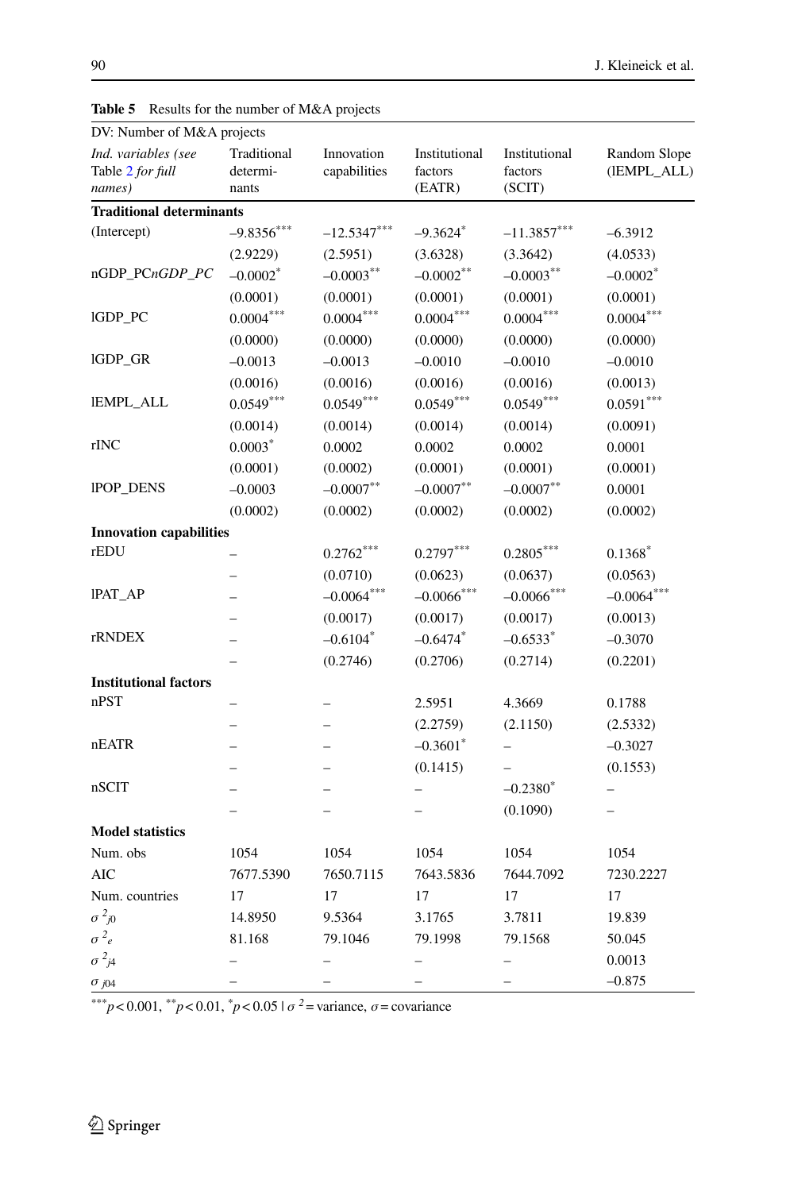**Table 5** Results for the number of M&A projects

| DV: Number of M&A projects | | | | | |
|---|---|---|---|---|---|
| *Ind. variables (see Table 2 for full names)* | Traditional determinants | Innovation capabilities | Institutional factors (EATR) | Institutional factors (SCIT) | Random Slope (lEMPL_ALL) |
| **Traditional determinants** | | | | | |
| (Intercept) | –9.8356*** | –12.5347*** | –9.3624* | –11.3857*** | –6.3912 |
| | (2.9229) | (2.5951) | (3.6328) | (3.3642) | (4.0533) |
| nGDP_PC*nGDP_PC* | –0.0002* | –0.0003** | –0.0002** | –0.0003** | –0.0002* |
| | (0.0001) | (0.0001) | (0.0001) | (0.0001) | (0.0001) |
| lGDP_PC | 0.0004*** | 0.0004*** | 0.0004*** | 0.0004*** | 0.0004*** |
| | (0.0000) | (0.0000) | (0.0000) | (0.0000) | (0.0000) |
| lGDP_GR | –0.0013 | –0.0013 | –0.0010 | –0.0010 | –0.0010 |
| | (0.0016) | (0.0016) | (0.0016) | (0.0016) | (0.0013) |
| lEMPL_ALL | 0.0549*** | 0.0549*** | 0.0549*** | 0.0549*** | 0.0591*** |
| | (0.0014) | (0.0014) | (0.0014) | (0.0014) | (0.0091) |
| rINC | 0.0003* | 0.0002 | 0.0002 | 0.0002 | 0.0001 |
| | (0.0001) | (0.0002) | (0.0001) | (0.0001) | (0.0001) |
| lPOP_DENS | –0.0003 | –0.0007** | –0.0007** | –0.0007** | 0.0001 |
| | (0.0002) | (0.0002) | (0.0002) | (0.0002) | (0.0002) |
| **Innovation capabilities** | | | | | |
| rEDU | – | 0.2762*** | 0.2797*** | 0.2805*** | 0.1368* |
| | – | (0.0710) | (0.0623) | (0.0637) | (0.0563) |
| lPAT_AP | – | –0.0064*** | –0.0066*** | –0.0066*** | –0.0064*** |
| | – | (0.0017) | (0.0017) | (0.0017) | (0.0013) |
| rRNDEX | – | –0.6104* | –0.6474* | –0.6533* | –0.3070 |
| | – | (0.2746) | (0.2706) | (0.2714) | (0.2201) |
| **Institutional factors** | | | | | |
| nPST | – | – | 2.5951 | 4.3669 | 0.1788 |
| | – | – | (2.2759) | (2.1150) | (2.5332) |
| nEATR | – | – | –0.3601* | – | –0.3027 |
| | – | – | (0.1415) | – | (0.1553) |
| nSCIT | – | – | – | –0.2380* | – |
| | – | – | – | (0.1090) | – |
| **Model statistics** | | | | | |
| Num. obs | 1054 | 1054 | 1054 | 1054 | 1054 |
| AIC | 7677.5390 | 7650.7115 | 7643.5836 | 7644.7092 | 7230.2227 |
| Num. countries | 17 | 17 | 17 | 17 | 17 |
| $\sigma^2_{j0}$ | 14.8950 | 9.5364 | 3.1765 | 3.7811 | 19.839 |
| $\sigma^2_e$ | 81.168 | 79.1046 | 79.1998 | 79.1568 | 50.045 |
| $\sigma^2_{j4}$ | – | – | – | – | 0.0013 |
| $\sigma_{j04}$ | – | – | – | – | –0.875 |

***$p < 0.001$, **$p < 0.01$, *$p < 0.05$ | $\sigma^2$ = variance, $\sigma$ = covariance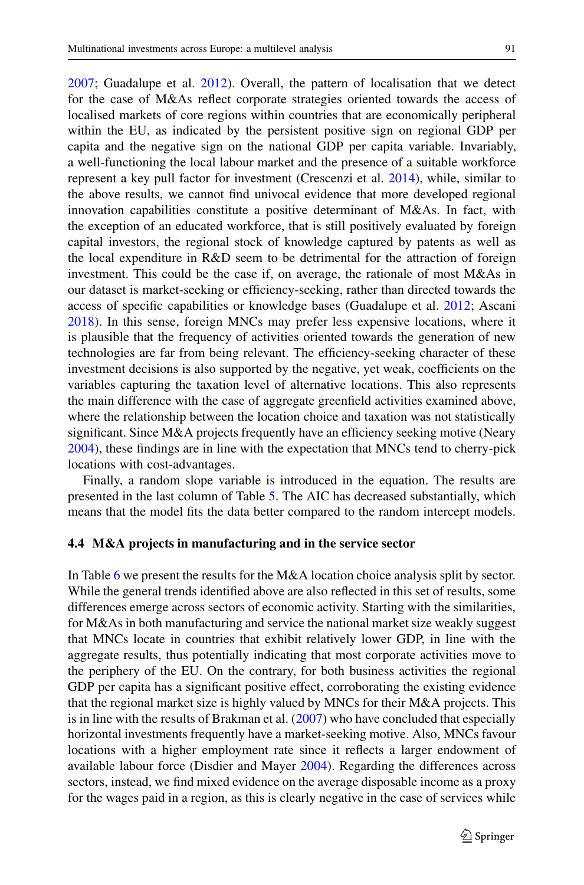2007; Guadalupe et al. 2012). Overall, the pattern of localisation that we detect for the case of M&As reflect corporate strategies oriented towards the access of localised markets of core regions within countries that are economically peripheral within the EU, as indicated by the persistent positive sign on regional GDP per capita and the negative sign on the national GDP per capita variable. Invariably, a well-functioning the local labour market and the presence of a suitable workforce represent a key pull factor for investment (Crescenzi et al. 2014), while, similar to the above results, we cannot find univocal evidence that more developed regional innovation capabilities constitute a positive determinant of M&As. In fact, with the exception of an educated workforce, that is still positively evaluated by foreign capital investors, the regional stock of knowledge captured by patents as well as the local expenditure in R&D seem to be detrimental for the attraction of foreign investment. This could be the case if, on average, the rationale of most M&As in our dataset is market-seeking or efficiency-seeking, rather than directed towards the access of specific capabilities or knowledge bases (Guadalupe et al. 2012; Ascani 2018). In this sense, foreign MNCs may prefer less expensive locations, where it is plausible that the frequency of activities oriented towards the generation of new technologies are far from being relevant. The efficiency-seeking character of these investment decisions is also supported by the negative, yet weak, coefficients on the variables capturing the taxation level of alternative locations. This also represents the main difference with the case of aggregate greenfield activities examined above, where the relationship between the location choice and taxation was not statistically significant. Since M&A projects frequently have an efficiency seeking motive (Neary 2004), these findings are in line with the expectation that MNCs tend to cherry-pick locations with cost-advantages.

Finally, a random slope variable is introduced in the equation. The results are presented in the last column of Table 5. The AIC has decreased substantially, which means that the model fits the data better compared to the random intercept models.

### 4.4 M&A projects in manufacturing and in the service sector

In Table 6 we present the results for the M&A location choice analysis split by sector. While the general trends identified above are also reflected in this set of results, some differences emerge across sectors of economic activity. Starting with the similarities, for M&As in both manufacturing and service the national market size weakly suggest that MNCs locate in countries that exhibit relatively lower GDP, in line with the aggregate results, thus potentially indicating that most corporate activities move to the periphery of the EU. On the contrary, for both business activities the regional GDP per capita has a significant positive effect, corroborating the existing evidence that the regional market size is highly valued by MNCs for their M&A projects. This is in line with the results of Brakman et al. (2007) who have concluded that especially horizontal investments frequently have a market-seeking motive. Also, MNCs favour locations with a higher employment rate since it reflects a larger endowment of available labour force (Disdier and Mayer 2004). Regarding the differences across sectors, instead, we find mixed evidence on the average disposable income as a proxy for the wages paid in a region, as this is clearly negative in the case of services while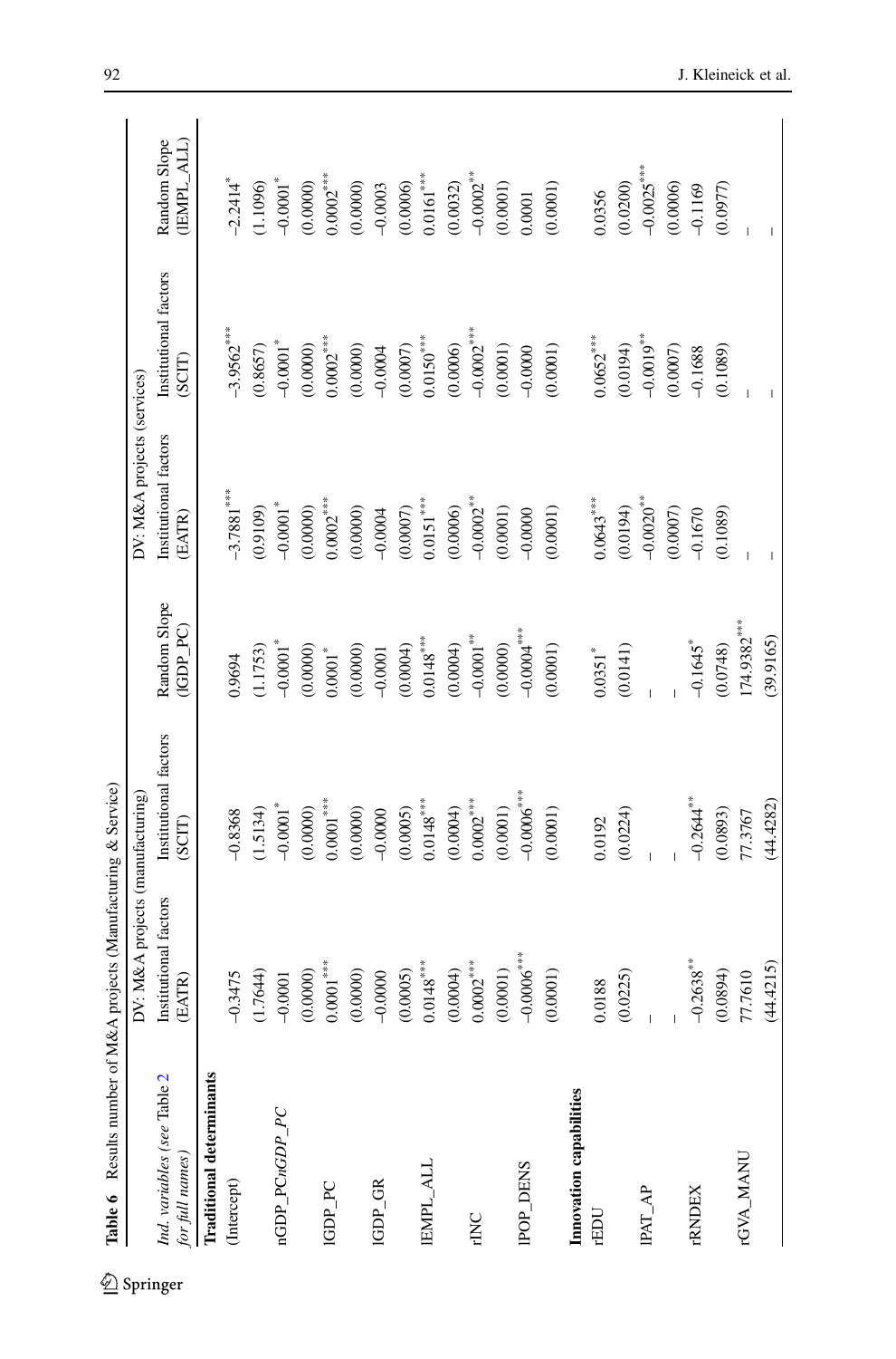**Table 6** Results number of M&A projects (Manufacturing & Service)

| *Ind. variables (see Table 2 for full names)* | DV: M&A projects (manufacturing) | | | DV: M&A projects (services) | | |
|---|---|---|---|---|---|---|
| | Institutional factors (EATR) | Institutional factors (SCIT) | Random Slope (lGDP_PC) | Institutional factors (EATR) | Institutional factors (SCIT) | Random Slope (lEMPL_ALL) |
| **Traditional determinants** | | | | | | |
| (Intercept) | −0.3475 | −0.8368 | 0.9694 | −3.7881*** | −3.9562*** | −2.2414* |
| | (1.7644) | (1.5134) | (1.1753) | (0.9109) | (0.8657) | (1.1096) |
| nGDP_PC*nGDP_PC* | −0.0001 | −0.0001* | −0.0001* | −0.0001* | −0.0001* | −0.0001* |
| | (0.0000) | (0.0000) | (0.0000) | (0.0000) | (0.0000) | (0.0000) |
| lGDP_PC | 0.0001*** | 0.0001*** | 0.0001* | 0.0002*** | 0.0002*** | 0.0002*** |
| | (0.0000) | (0.0000) | (0.0000) | (0.0000) | (0.0000) | (0.0000) |
| lGDP_GR | −0.0000 | −0.0000 | −0.0001 | −0.0004 | −0.0004 | −0.0003 |
| | (0.0005) | (0.0005) | (0.0004) | (0.0007) | (0.0007) | (0.0006) |
| lEMPL_ALL | 0.0148*** | 0.0148*** | 0.0148*** | 0.0151*** | 0.0150*** | 0.0161*** |
| | (0.0004) | (0.0004) | (0.0004) | (0.0006) | (0.0006) | (0.0032) |
| rINC | 0.0002*** | 0.0002*** | −0.0001** | −0.0002** | −0.0002*** | −0.0002** |
| | (0.0001) | (0.0001) | (0.0000) | (0.0001) | (0.0001) | (0.0001) |
| lPOP_DENS | −0.0006*** | −0.0006*** | −0.0004*** | −0.0000 | −0.0000 | 0.0001 |
| | (0.0001) | (0.0001) | (0.0001) | (0.0001) | (0.0001) | (0.0001) |
| **Innovation capabilities** | | | | | | |
| rEDU | 0.0188 | 0.0192 | 0.0351* | 0.0643*** | 0.0652*** | 0.0356 |
| | (0.0225) | (0.0224) | (0.0141) | (0.0194) | (0.0194) | (0.0200) |
| lPAT_AP | – | – | – | −0.0020** | −0.0019** | −0.0025*** |
| | – | – | – | (0.0007) | (0.0007) | (0.0006) |
| rRNDEX | −0.2638** | −0.2644** | −0.1645* | −0.1670 | −0.1688 | −0.1169 |
| | (0.0894) | (0.0893) | (0.0748) | (0.1089) | (0.1089) | (0.0977) |
| rGVA_MANU | 77.7610 | 77.3767 | 174.9382*** | – | – | – |
| | (44.4215) | (44.4282) | (39.9165) | – | – | – |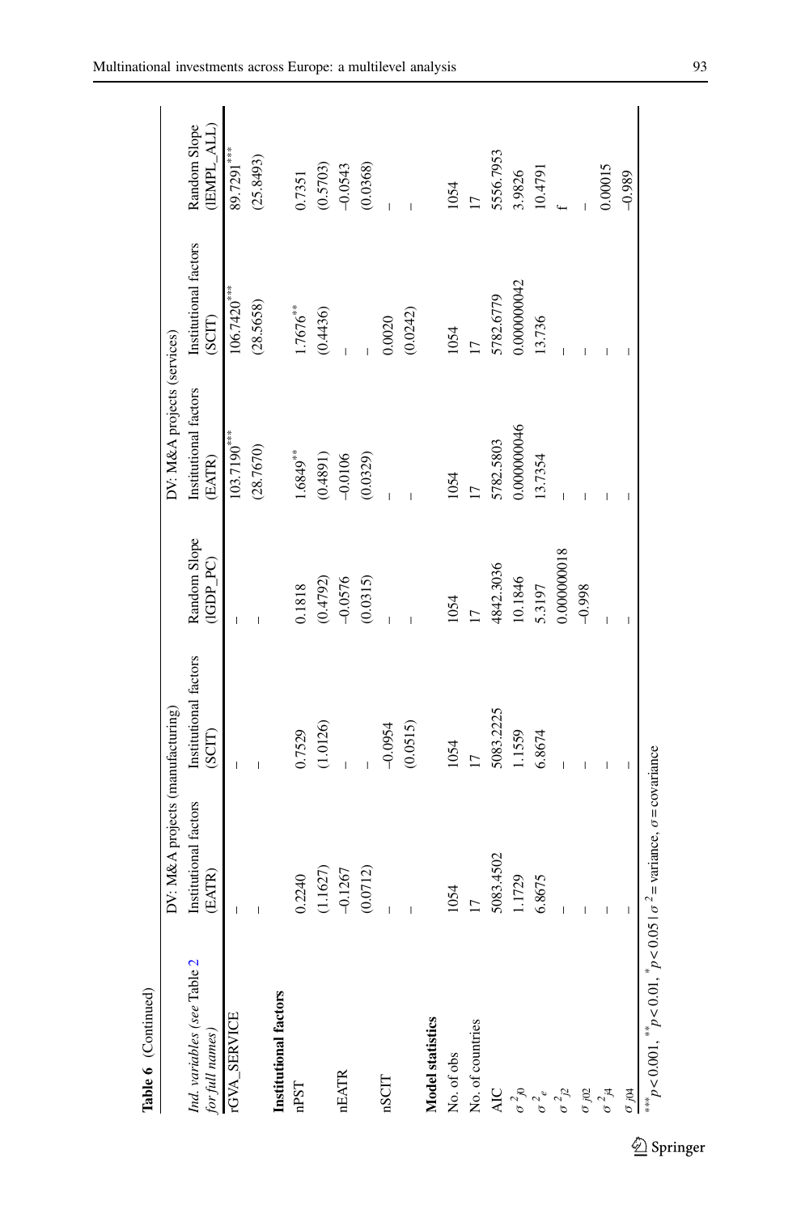**Table 6** (Continued)

| *Ind. variables (see* Table 2 *for full names)* | DV: M&A projects (manufacturing) | | | DV: M&A projects (services) | | |
|---|---|---|---|---|---|---|
| | Institutional factors (EATR) | Institutional factors (SCIT) | Random Slope (lGDP_PC) | Institutional factors (EATR) | Institutional factors (SCIT) | Random Slope (lEMPL_ALL) |
| rGVA_SERVICE | – | – | – | 103.7190*** | 106.7420*** | 89.7291*** |
| | – | – | – | (28.7670) | (28.5658) | (25.8493) |
| **Institutional factors** | | | | | | |
| nPST | 0.2240 | 0.7529 | 0.1818 | 1.6849** | 1.7676** | 0.7351 |
| | (1.1627) | (1.0126) | (0.4792) | (0.4891) | (0.4436) | (0.5703) |
| nEATR | –0.1267 | – | –0.0576 | –0.0106 | – | –0.0543 |
| | (0.0712) | – | (0.0315) | (0.0329) | – | (0.0368) |
| nSCIT | – | –0.0954 | – | – | 0.0020 | – |
| | – | (0.0515) | – | – | (0.0242) | – |
| **Model statistics** | | | | | | |
| No. of obs | 1054 | 1054 | 1054 | 1054 | 1054 | 1054 |
| No. of countries | 17 | 17 | 17 | 17 | 17 | 17 |
| AIC | 5083.4502 | 5083.2225 | 4842.3036 | 5782.5803 | 5782.6779 | 5556.7953 |
| $\sigma^2_{j0}$ | 1.1729 | 1.1559 | 10.1846 | 0.000000046 | 0.000000042 | 3.9826 |
| $\sigma^2_e$ | 6.8675 | 6.8674 | 5.3197 | 13.7354 | 13.736 | 10.4791 |
| $\sigma^2_{j2}$ | – | – | 0.000000018 | – | – | f |
| $\sigma_{j02}$ | – | – | –0.998 | – | – | – |
| $\sigma^2_{j4}$ | – | – | – | – | – | 0.00015 |
| $\sigma_{j04}$ | – | – | – | – | – | –0.989 |

*** $p < 0.001$, ** $p < 0.01$, * $p < 0.05$ | $\sigma^2$ = variance, $\sigma$ = covariance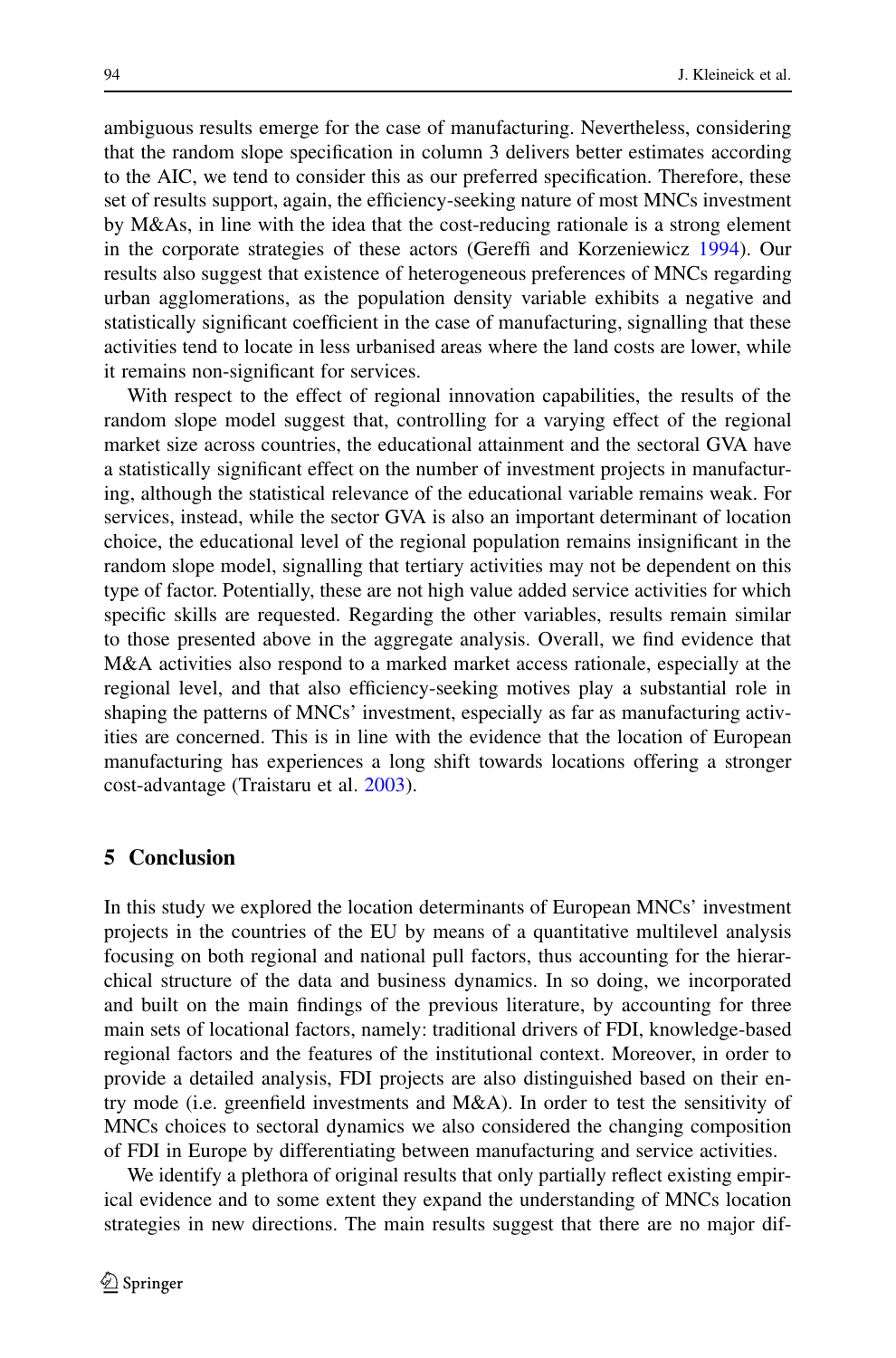ambiguous results emerge for the case of manufacturing. Nevertheless, considering that the random slope specification in column 3 delivers better estimates according to the AIC, we tend to consider this as our preferred specification. Therefore, these set of results support, again, the efficiency-seeking nature of most MNCs investment by M&As, in line with the idea that the cost-reducing rationale is a strong element in the corporate strategies of these actors (Gereffi and Korzeniewicz 1994). Our results also suggest that existence of heterogeneous preferences of MNCs regarding urban agglomerations, as the population density variable exhibits a negative and statistically significant coefficient in the case of manufacturing, signalling that these activities tend to locate in less urbanised areas where the land costs are lower, while it remains non-significant for services.

With respect to the effect of regional innovation capabilities, the results of the random slope model suggest that, controlling for a varying effect of the regional market size across countries, the educational attainment and the sectoral GVA have a statistically significant effect on the number of investment projects in manufacturing, although the statistical relevance of the educational variable remains weak. For services, instead, while the sector GVA is also an important determinant of location choice, the educational level of the regional population remains insignificant in the random slope model, signalling that tertiary activities may not be dependent on this type of factor. Potentially, these are not high value added service activities for which specific skills are requested. Regarding the other variables, results remain similar to those presented above in the aggregate analysis. Overall, we find evidence that M&A activities also respond to a marked market access rationale, especially at the regional level, and that also efficiency-seeking motives play a substantial role in shaping the patterns of MNCs' investment, especially as far as manufacturing activities are concerned. This is in line with the evidence that the location of European manufacturing has experiences a long shift towards locations offering a stronger cost-advantage (Traistaru et al. 2003).

## 5 Conclusion

In this study we explored the location determinants of European MNCs' investment projects in the countries of the EU by means of a quantitative multilevel analysis focusing on both regional and national pull factors, thus accounting for the hierarchical structure of the data and business dynamics. In so doing, we incorporated and built on the main findings of the previous literature, by accounting for three main sets of locational factors, namely: traditional drivers of FDI, knowledge-based regional factors and the features of the institutional context. Moreover, in order to provide a detailed analysis, FDI projects are also distinguished based on their entry mode (i.e. greenfield investments and M&A). In order to test the sensitivity of MNCs choices to sectoral dynamics we also considered the changing composition of FDI in Europe by differentiating between manufacturing and service activities.

We identify a plethora of original results that only partially reflect existing empirical evidence and to some extent they expand the understanding of MNCs location strategies in new directions. The main results suggest that there are no major dif-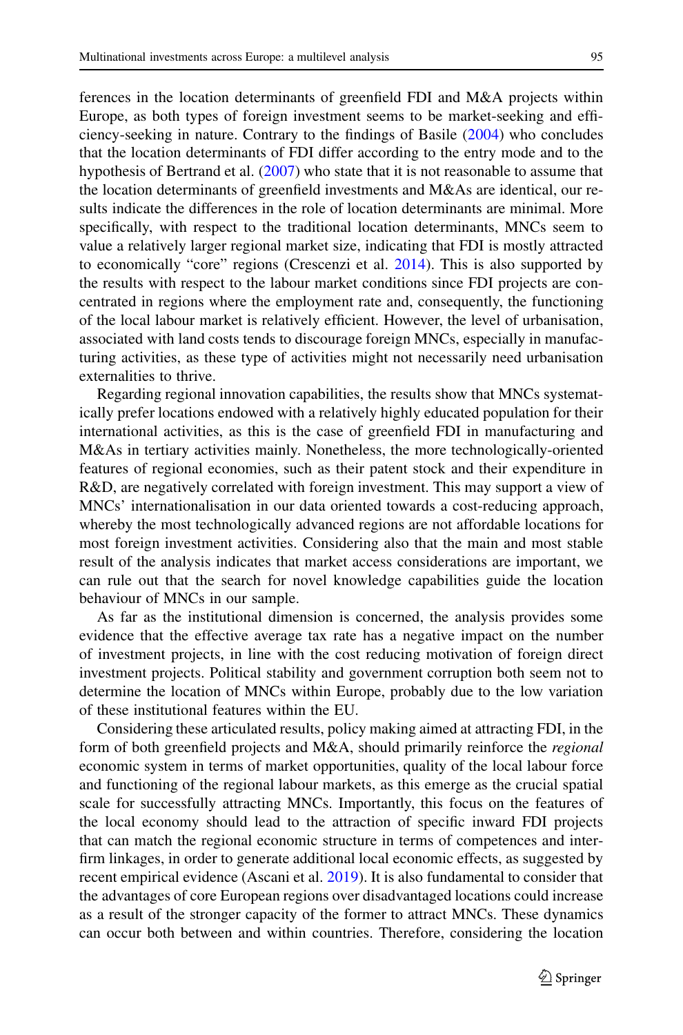ferences in the location determinants of greenfield FDI and M&A projects within Europe, as both types of foreign investment seems to be market-seeking and efficiency-seeking in nature. Contrary to the findings of Basile (2004) who concludes that the location determinants of FDI differ according to the entry mode and to the hypothesis of Bertrand et al. (2007) who state that it is not reasonable to assume that the location determinants of greenfield investments and M&As are identical, our results indicate the differences in the role of location determinants are minimal. More specifically, with respect to the traditional location determinants, MNCs seem to value a relatively larger regional market size, indicating that FDI is mostly attracted to economically "core" regions (Crescenzi et al. 2014). This is also supported by the results with respect to the labour market conditions since FDI projects are concentrated in regions where the employment rate and, consequently, the functioning of the local labour market is relatively efficient. However, the level of urbanisation, associated with land costs tends to discourage foreign MNCs, especially in manufacturing activities, as these type of activities might not necessarily need urbanisation externalities to thrive.

Regarding regional innovation capabilities, the results show that MNCs systematically prefer locations endowed with a relatively highly educated population for their international activities, as this is the case of greenfield FDI in manufacturing and M&As in tertiary activities mainly. Nonetheless, the more technologically-oriented features of regional economies, such as their patent stock and their expenditure in R&D, are negatively correlated with foreign investment. This may support a view of MNCs' internationalisation in our data oriented towards a cost-reducing approach, whereby the most technologically advanced regions are not affordable locations for most foreign investment activities. Considering also that the main and most stable result of the analysis indicates that market access considerations are important, we can rule out that the search for novel knowledge capabilities guide the location behaviour of MNCs in our sample.

As far as the institutional dimension is concerned, the analysis provides some evidence that the effective average tax rate has a negative impact on the number of investment projects, in line with the cost reducing motivation of foreign direct investment projects. Political stability and government corruption both seem not to determine the location of MNCs within Europe, probably due to the low variation of these institutional features within the EU.

Considering these articulated results, policy making aimed at attracting FDI, in the form of both greenfield projects and M&A, should primarily reinforce the *regional* economic system in terms of market opportunities, quality of the local labour force and functioning of the regional labour markets, as this emerge as the crucial spatial scale for successfully attracting MNCs. Importantly, this focus on the features of the local economy should lead to the attraction of specific inward FDI projects that can match the regional economic structure in terms of competences and inter-firm linkages, in order to generate additional local economic effects, as suggested by recent empirical evidence (Ascani et al. 2019). It is also fundamental to consider that the advantages of core European regions over disadvantaged locations could increase as a result of the stronger capacity of the former to attract MNCs. These dynamics can occur both between and within countries. Therefore, considering the location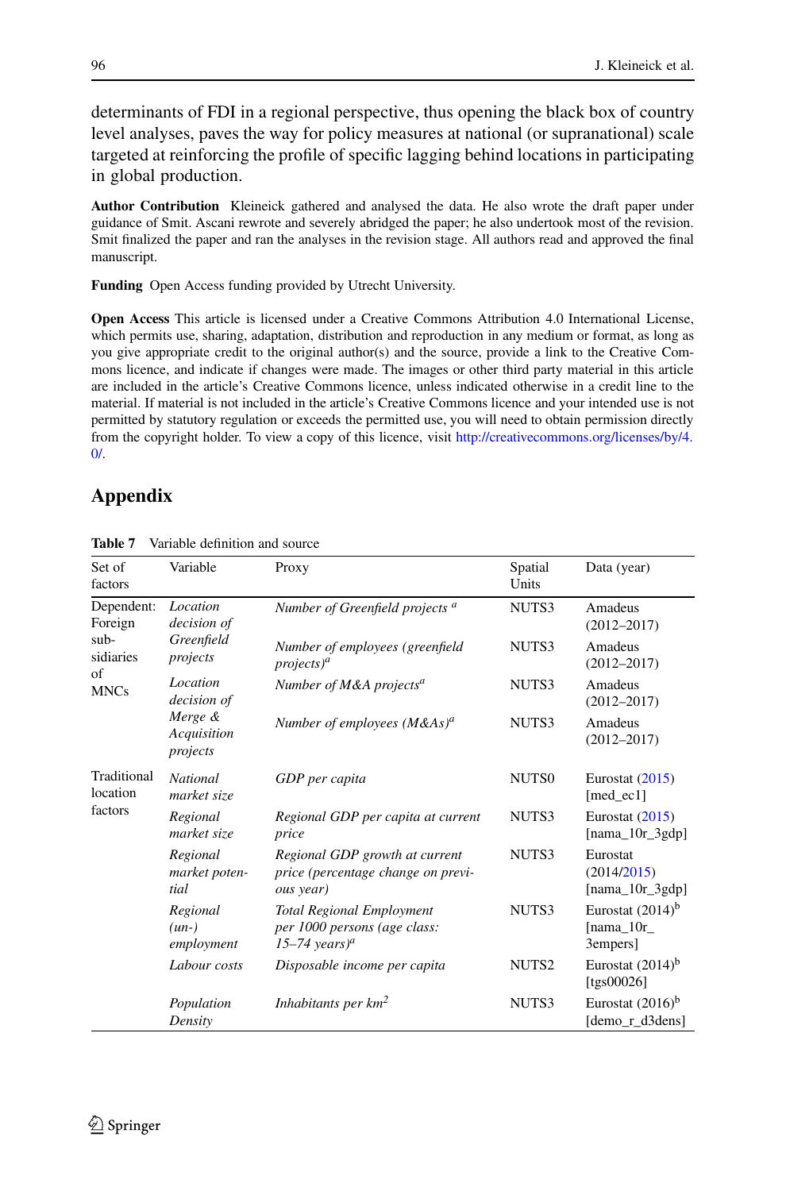determinants of FDI in a regional perspective, thus opening the black box of country level analyses, paves the way for policy measures at national (or supranational) scale targeted at reinforcing the profile of specific lagging behind locations in participating in global production.

**Author Contribution** Kleineick gathered and analysed the data. He also wrote the draft paper under guidance of Smit. Ascani rewrote and severely abridged the paper; he also undertook most of the revision. Smit finalized the paper and ran the analyses in the revision stage. All authors read and approved the final manuscript.

**Funding** Open Access funding provided by Utrecht University.

**Open Access** This article is licensed under a Creative Commons Attribution 4.0 International License, which permits use, sharing, adaptation, distribution and reproduction in any medium or format, as long as you give appropriate credit to the original author(s) and the source, provide a link to the Creative Commons licence, and indicate if changes were made. The images or other third party material in this article are included in the article's Creative Commons licence, unless indicated otherwise in a credit line to the material. If material is not included in the article's Creative Commons licence and your intended use is not permitted by statutory regulation or exceeds the permitted use, you will need to obtain permission directly from the copyright holder. To view a copy of this licence, visit http://creativecommons.org/licenses/by/4.0/.

## Appendix

**Table 7** Variable definition and source

| Set of factors | Variable | Proxy | Spatial Units | Data (year) |
|---|---|---|---|---|
| Dependent: Foreign sub-sidiaries of MNCs | *Location decision of Greenfield projects* | *Number of Greenfield projects* [a] | NUTS3 | Amadeus (2012–2017) |
| | | *Number of employees (greenfield projects)*[a] | NUTS3 | Amadeus (2012–2017) |
| | *Location decision of Merge & Acquisition projects* | *Number of M&A projects*[a] | NUTS3 | Amadeus (2012–2017) |
| | | *Number of employees (M&As)*[a] | NUTS3 | Amadeus (2012–2017) |
| Traditional location factors | *National market size* | *GDP per capita* | NUTS0 | Eurostat (2015) [med_ec1] |
| | *Regional market size* | *Regional GDP per capita at current price* | NUTS3 | Eurostat (2015) [nama_10r_3gdp] |
| | *Regional market potential* | *Regional GDP growth at current price (percentage change on previous year)* | NUTS3 | Eurostat (2014/2015) [nama_10r_3gdp] |
| | *Regional (un-) employment* | *Total Regional Employment per 1000 persons (age class: 15–74 years)*[a] | NUTS3 | Eurostat (2014)[b] [nama_10r_3empers] |
| | *Labour costs* | *Disposable income per capita* | NUTS2 | Eurostat (2014)[b] [tgs00026] |
| | *Population Density* | *Inhabitants per km*$^2$ | NUTS3 | Eurostat (2016)[b] [demo_r_d3dens] |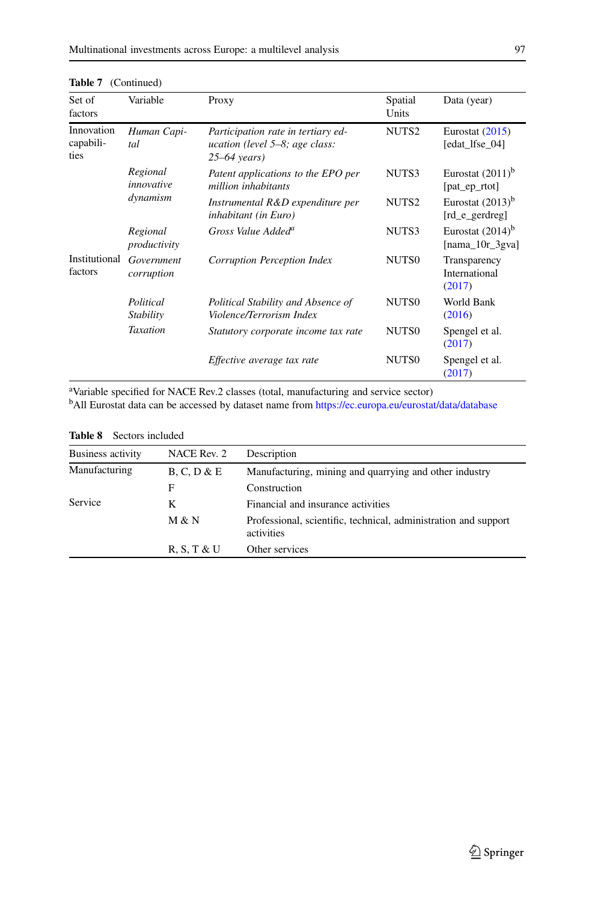**Table 7** (Continued)

| Set of factors | Variable | Proxy | Spatial Units | Data (year) |
|---|---|---|---|---|
| Innovation capabilities | *Human Capital* | *Participation rate in tertiary education (level 5–8; age class: 25–64 years)* | NUTS2 | Eurostat (2015) [edat_lfse_04] |
| | *Regional innovative dynamism* | *Patent applications to the EPO per million inhabitants* | NUTS3 | Eurostat (2011)[b] [pat_ep_rtot] |
| | | *Instrumental R&D expenditure per inhabitant (in Euro)* | NUTS2 | Eurostat (2013)[b] [rd_e_gerdreg] |
| | *Regional productivity* | *Gross Value Added*[a] | NUTS3 | Eurostat (2014)[b] [nama_10r_3gva] |
| Institutional factors | *Government corruption* | *Corruption Perception Index* | NUTS0 | Transparency International (2017) |
| | *Political Stability* | *Political Stability and Absence of Violence/Terrorism Index* | NUTS0 | World Bank (2016) |
| | *Taxation* | *Statutory corporate income tax rate* | NUTS0 | Spengel et al. (2017) |
| | | *Effective average tax rate* | NUTS0 | Spengel et al. (2017) |

[a]Variable specified for NACE Rev.2 classes (total, manufacturing and service sector)
[b]All Eurostat data can be accessed by dataset name from https://ec.europa.eu/eurostat/data/database

**Table 8** Sectors included

| Business activity | NACE Rev. 2 | Description |
|---|---|---|
| Manufacturing | B, C, D & E | Manufacturing, mining and quarrying and other industry |
| | F | Construction |
| Service | K | Financial and insurance activities |
| | M & N | Professional, scientific, technical, administration and support activities |
| | R, S, T & U | Other services |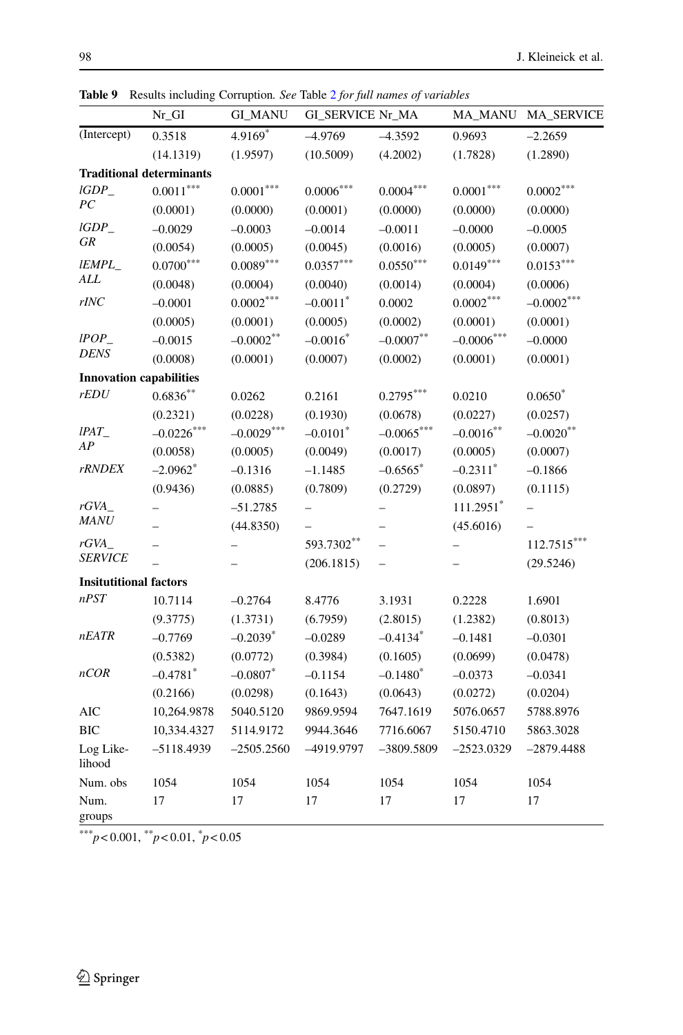**Table 9** Results including Corruption. *See* Table 2 *for full names of variables*

| | Nr_GI | GI_MANU | GI_SERVICE | Nr_MA | MA_MANU | MA_SERVICE |
|---|---|---|---|---|---|---|
| (Intercept) | 0.3518 | 4.9169$^{*}$ | –4.9769 | –4.3592 | 0.9693 | –2.2659 |
| | (14.1319) | (1.9597) | (10.5009) | (4.2002) | (1.7828) | (1.2890) |
| **Traditional determinants** | | | | | | |
| *lGDP_PC* | 0.0011$^{***}$ | 0.0001$^{***}$ | 0.0006$^{***}$ | 0.0004$^{***}$ | 0.0001$^{***}$ | 0.0002$^{***}$ |
| | (0.0001) | (0.0000) | (0.0001) | (0.0000) | (0.0000) | (0.0000) |
| *lGDP_GR* | –0.0029 | –0.0003 | –0.0014 | –0.0011 | –0.0000 | –0.0005 |
| | (0.0054) | (0.0005) | (0.0045) | (0.0016) | (0.0005) | (0.0007) |
| *lEMPL_ALL* | 0.0700$^{***}$ | 0.0089$^{***}$ | 0.0357$^{***}$ | 0.0550$^{***}$ | 0.0149$^{***}$ | 0.0153$^{***}$ |
| | (0.0048) | (0.0004) | (0.0040) | (0.0014) | (0.0004) | (0.0006) |
| *rINC* | –0.0001 | 0.0002$^{***}$ | –0.0011$^{*}$ | 0.0002 | 0.0002$^{***}$ | –0.0002$^{***}$ |
| | (0.0005) | (0.0001) | (0.0005) | (0.0002) | (0.0001) | (0.0001) |
| *lPOP_DENS* | –0.0015 | –0.0002$^{**}$ | –0.0016$^{*}$ | –0.0007$^{**}$ | –0.0006$^{***}$ | –0.0000 |
| | (0.0008) | (0.0001) | (0.0007) | (0.0002) | (0.0001) | (0.0001) |
| **Innovation capabilities** | | | | | | |
| *rEDU* | 0.6836$^{**}$ | 0.0262 | 0.2161 | 0.2795$^{***}$ | 0.0210 | 0.0650$^{*}$ |
| | (0.2321) | (0.0228) | (0.1930) | (0.0678) | (0.0227) | (0.0257) |
| *lPAT_AP* | –0.0226$^{***}$ | –0.0029$^{***}$ | –0.0101$^{*}$ | –0.0065$^{***}$ | –0.0016$^{**}$ | –0.0020$^{**}$ |
| | (0.0058) | (0.0005) | (0.0049) | (0.0017) | (0.0005) | (0.0007) |
| *rRNDEX* | –2.0962$^{*}$ | –0.1316 | –1.1485 | –0.6565$^{*}$ | –0.2311$^{*}$ | –0.1866 |
| | (0.9436) | (0.0885) | (0.7809) | (0.2729) | (0.0897) | (0.1115) |
| *rGVA_MANU* | – | –51.2785 | – | – | 111.2951$^{*}$ | – |
| | – | (44.8350) | – | – | (45.6016) | – |
| *rGVA_SERVICE* | – | – | 593.7302$^{**}$ | – | – | 112.7515$^{***}$ |
| | – | – | (206.1815) | – | – | (29.5246) |
| **Insitutitional factors** | | | | | | |
| *nPST* | 10.7114 | –0.2764 | 8.4776 | 3.1931 | 0.2228 | 1.6901 |
| | (9.3775) | (1.3731) | (6.7959) | (2.8015) | (1.2382) | (0.8013) |
| *nEATR* | –0.7769 | –0.2039$^{*}$ | –0.0289 | –0.4134$^{*}$ | –0.1481 | –0.0301 |
| | (0.5382) | (0.0772) | (0.3984) | (0.1605) | (0.0699) | (0.0478) |
| *nCOR* | –0.4781$^{*}$ | –0.0807$^{*}$ | –0.1154 | –0.1480$^{*}$ | –0.0373 | –0.0341 |
| | (0.2166) | (0.0298) | (0.1643) | (0.0643) | (0.0272) | (0.0204) |
| AIC | 10,264.9878 | 5040.5120 | 9869.9594 | 7647.1619 | 5076.0657 | 5788.8976 |
| BIC | 10,334.4327 | 5114.9172 | 9944.3646 | 7716.6067 | 5150.4710 | 5863.3028 |
| Log Likelihood | –5118.4939 | –2505.2560 | –4919.9797 | –3809.5809 | –2523.0329 | –2879.4488 |
| Num. obs | 1054 | 1054 | 1054 | 1054 | 1054 | 1054 |
| Num. groups | 17 | 17 | 17 | 17 | 17 | 17 |

$^{***}p < 0.001$, $^{**}p < 0.01$, $^{*}p < 0.05$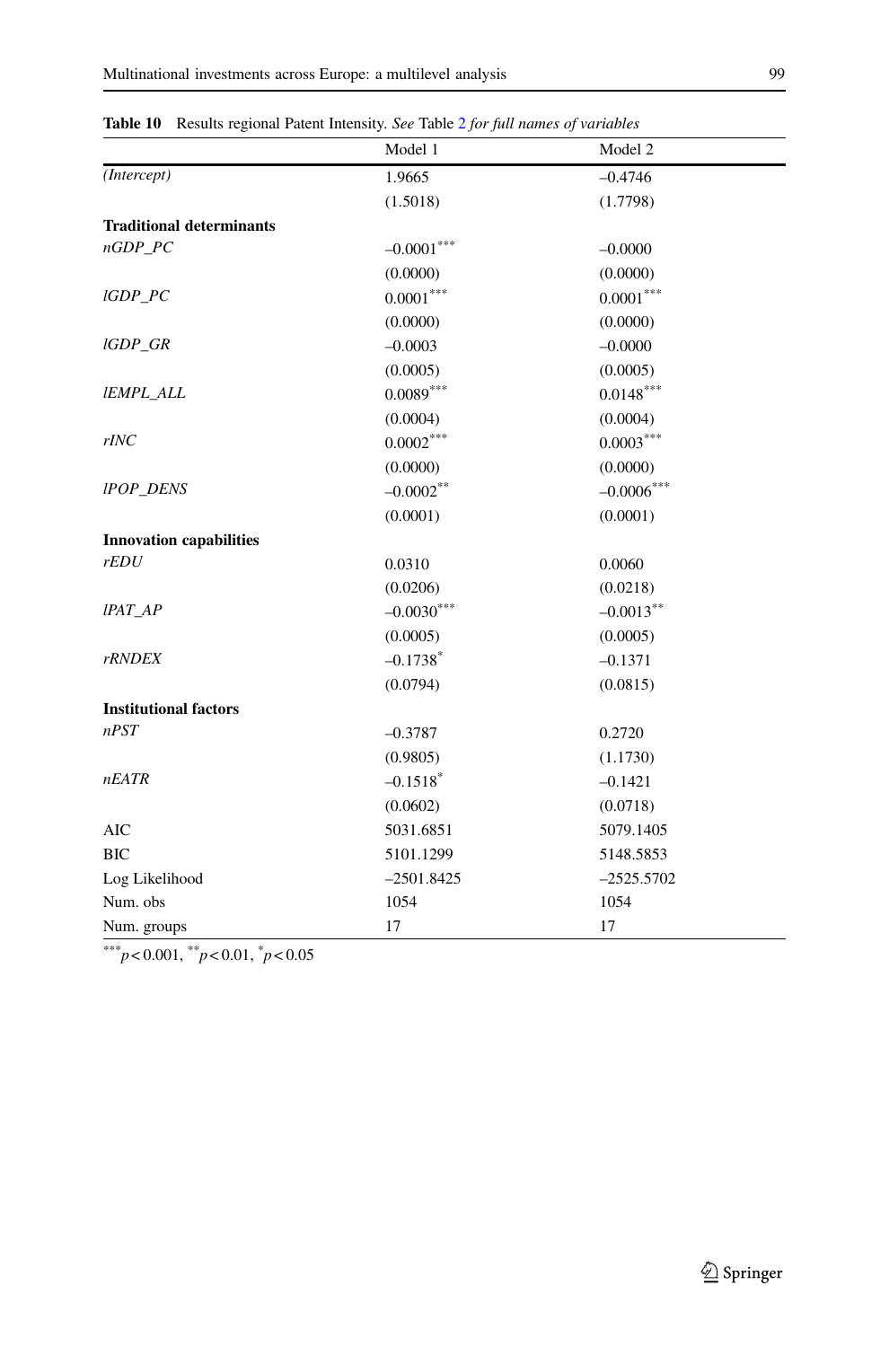**Table 10** Results regional Patent Intensity. *See* Table 2 *for full names of variables*

| | Model 1 | Model 2 |
|---|---|---|
| *(Intercept)* | 1.9665 | −0.4746 |
| | (1.5018) | (1.7798) |
| **Traditional determinants** | | |
| *nGDP_PC* | $-0.0001^{***}$ | −0.0000 |
| | (0.0000) | (0.0000) |
| *lGDP_PC* | $0.0001^{***}$ | $0.0001^{***}$ |
| | (0.0000) | (0.0000) |
| *lGDP_GR* | −0.0003 | −0.0000 |
| | (0.0005) | (0.0005) |
| *lEMPL_ALL* | $0.0089^{***}$ | $0.0148^{***}$ |
| | (0.0004) | (0.0004) |
| *rINC* | $0.0002^{***}$ | $0.0003^{***}$ |
| | (0.0000) | (0.0000) |
| *lPOP_DENS* | $-0.0002^{**}$ | $-0.0006^{***}$ |
| | (0.0001) | (0.0001) |
| **Innovation capabilities** | | |
| *rEDU* | 0.0310 | 0.0060 |
| | (0.0206) | (0.0218) |
| *lPAT_AP* | $-0.0030^{***}$ | $-0.0013^{**}$ |
| | (0.0005) | (0.0005) |
| *rRNDEX* | $-0.1738^{*}$ | −0.1371 |
| | (0.0794) | (0.0815) |
| **Institutional factors** | | |
| *nPST* | −0.3787 | 0.2720 |
| | (0.9805) | (1.1730) |
| *nEATR* | $-0.1518^{*}$ | −0.1421 |
| | (0.0602) | (0.0718) |
| AIC | 5031.6851 | 5079.1405 |
| BIC | 5101.1299 | 5148.5853 |
| Log Likelihood | −2501.8425 | −2525.5702 |
| Num. obs | 1054 | 1054 |
| Num. groups | 17 | 17 |

$^{***}p < 0.001$, $^{**}p < 0.01$, $^{*}p < 0.05$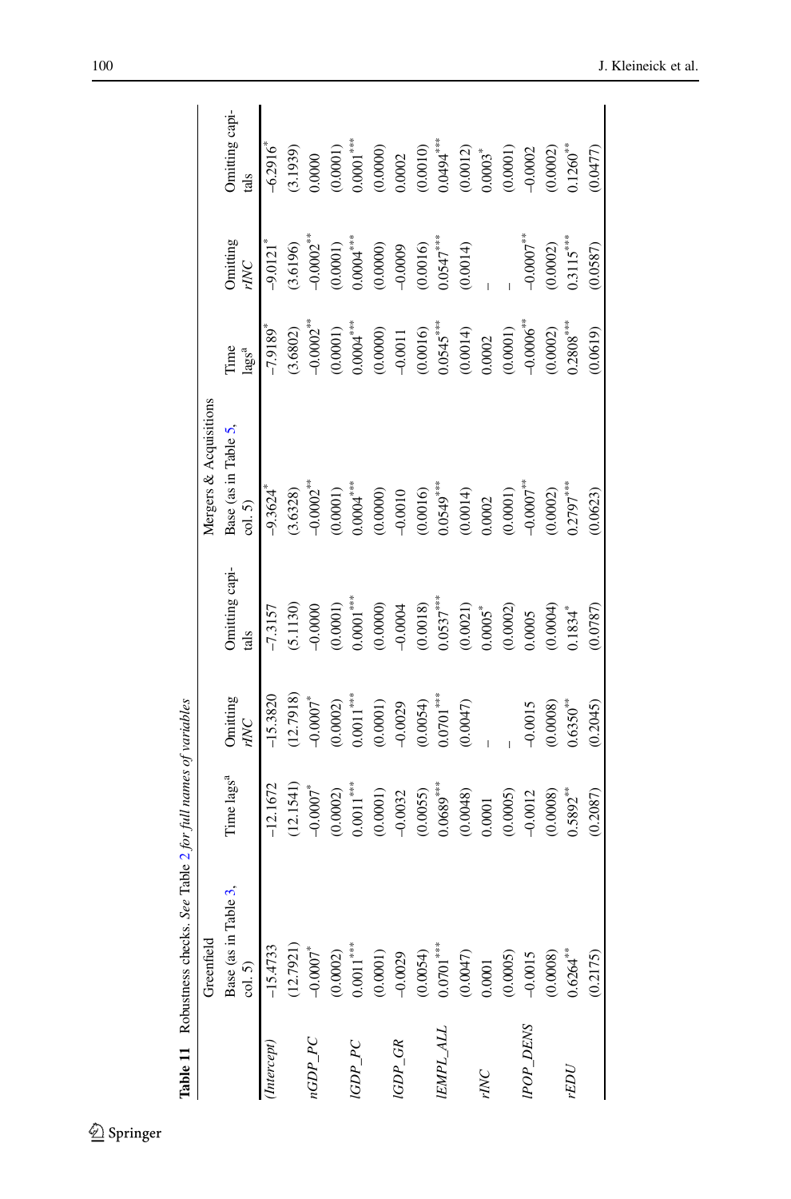**Table 11** Robustness checks. *See* Table 2 *for full names of variables*

| | Greenfield | | | | Mergers & Acquisitions | | | |
|---|---|---|---|---|---|---|---|---|
| | Base (as in Table 3, col. 5) | Time lags[a] | Omitting *rINC* | Omitting capitals | Base (as in Table 5, col. 5) | Time lags[a] | Omitting *rINC* | Omitting capitals |
| *(Intercept)* | −15.4733 | −12.1672 | −15.3820 | −7.3157 | −9.3624* | −7.9189* | −9.0121* | −6.2916* |
| | (12.7921) | (12.1541) | (12.7918) | (5.1130) | (3.6328) | (3.6802) | (3.6196) | (3.1939) |
| *nGDP_PC* | −0.0007* | −0.0007* | −0.0007* | −0.0000 | −0.0002** | −0.0002** | −0.0002** | 0.0000 |
| | (0.0002) | (0.0002) | (0.0002) | (0.0001) | (0.0001) | (0.0001) | (0.0001) | (0.0001) |
| *lGDP_PC* | 0.0011*** | 0.0011*** | 0.0011*** | 0.0001*** | 0.0004*** | 0.0004*** | 0.0004*** | 0.0001*** |
| | (0.0001) | (0.0001) | (0.0001) | (0.0000) | (0.0000) | (0.0000) | (0.0000) | (0.0000) |
| *lGDP_GR* | −0.0029 | −0.0032 | −0.0029 | −0.0004 | −0.0010 | −0.0011 | −0.0009 | 0.0002 |
| | (0.0054) | (0.0055) | (0.0054) | (0.0018) | (0.0016) | (0.0016) | (0.0016) | (0.0010) |
| *lEMPL_ALL* | 0.0701*** | 0.0689*** | 0.0701*** | 0.0537*** | 0.0549*** | 0.0545*** | 0.0547*** | 0.0494*** |
| | (0.0047) | (0.0048) | (0.0047) | (0.0021) | (0.0014) | (0.0014) | (0.0014) | (0.0012) |
| *rINC* | 0.0001 | 0.0001 | – | 0.0005* | 0.0002 | 0.0002 | – | 0.0003* |
| | (0.0005) | (0.0005) | – | (0.0002) | (0.0001) | (0.0001) | – | (0.0001) |
| *lPOP_DENS* | −0.0015 | −0.0012 | −0.0015 | 0.0005 | −0.0007** | −0.0006** | −0.0007** | −0.0002 |
| | (0.0008) | (0.0008) | (0.0008) | (0.0004) | (0.0002) | (0.0002) | (0.0002) | (0.0002) |
| *rEDU* | 0.6264** | 0.5892** | 0.6350** | 0.1834* | 0.2797*** | 0.2808*** | 0.3115*** | 0.1260** |
| | (0.2175) | (0.2087) | (0.2045) | (0.0787) | (0.0623) | (0.0619) | (0.0587) | (0.0477) |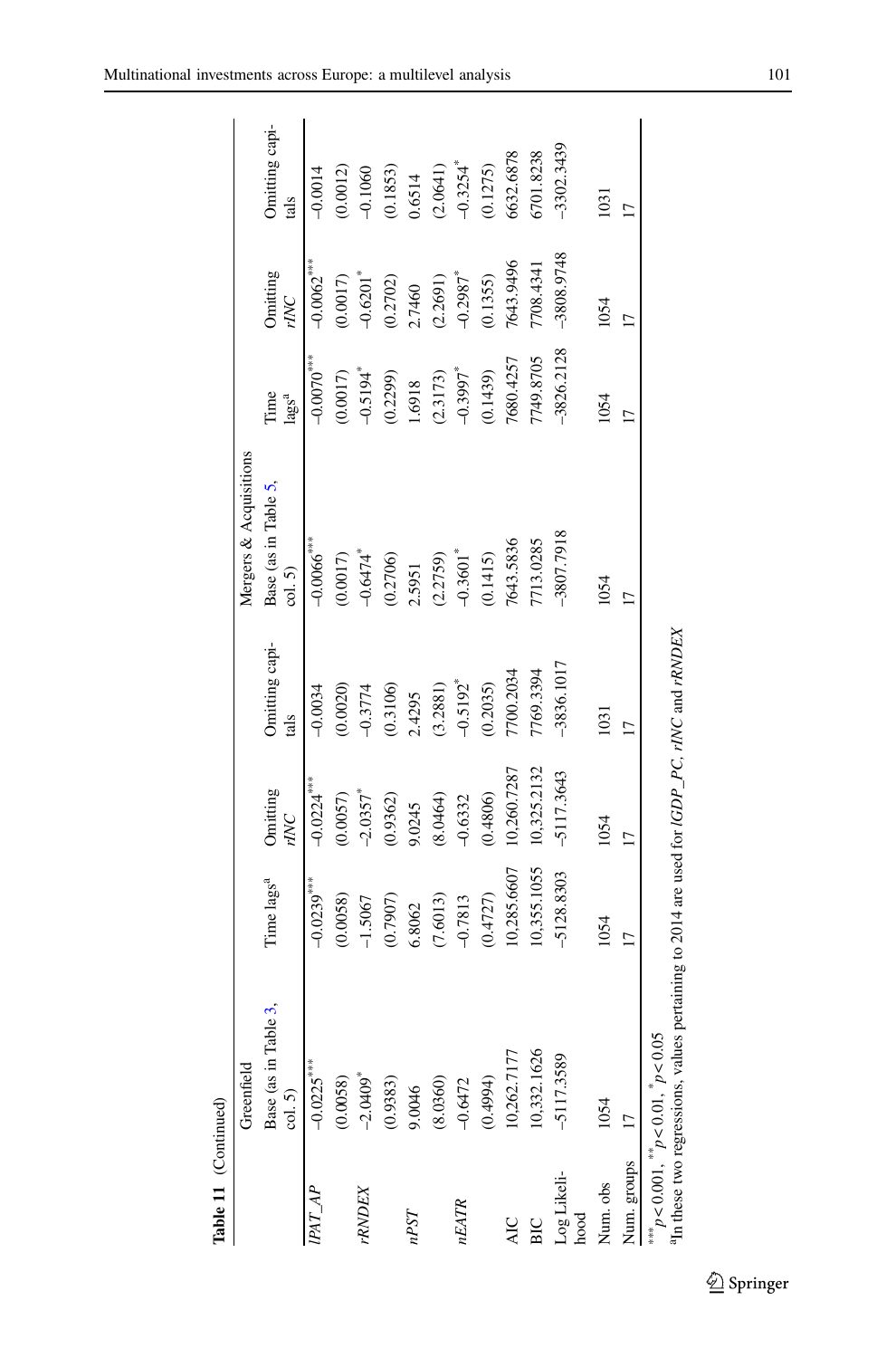**Table 11** (Continued)

| | Greenfield | | | | Mergers & Acquisitions | | | |
|---|---|---|---|---|---|---|---|---|
| | Base (as in Table 3, col. 5) | Time lags[a] | Omitting *rINC* | Omitting capitals | Base (as in Table 5, col. 5) | Time lags[a] | Omitting *rINC* | Omitting capitals |
| *lPAT_AP* | −0.0225*** | −0.0239*** | −0.0224*** | −0.0034 | −0.0066*** | −0.0070*** | −0.0062*** | −0.0014 |
| | (0.0058) | (0.0058) | (0.0057) | (0.0020) | (0.0017) | (0.0017) | (0.0017) | (0.0012) |
| *rRNDEX* | −2.0409* | −1.5067 | −2.0357* | −0.3774 | −0.6474* | −0.5194* | −0.6201* | −0.1060 |
| | (0.9383) | (0.7907) | (0.9362) | (0.3106) | (0.2706) | (0.2299) | (0.2702) | (0.1853) |
| *nPST* | 9.0046 | 6.8062 | 9.0245 | 2.4295 | 2.5951 | 1.6918 | 2.7460 | 0.6514 |
| | (8.0360) | (7.6013) | (8.0464) | (3.2881) | (2.2759) | (2.3173) | (2.2691) | (2.0641) |
| *nEATR* | −0.6472 | −0.7813 | −0.6332 | −0.5192* | −0.3601* | −0.3997* | −0.2987* | −0.3254* |
| | (0.4994) | (0.4727) | (0.4806) | (0.2035) | (0.1415) | (0.1439) | (0.1355) | (0.1275) |
| AIC | 10,262.7177 | 10,285.6607 | 10,260.7287 | 7700.2034 | 7643.5836 | 7680.4257 | 7643.9496 | 6632.6878 |
| BIC | 10,332.1626 | 10,355.1055 | 10,325.2132 | 7769.3394 | 7713.0285 | 7749.8705 | 7708.4341 | 6701.8238 |
| Log Likelihood | −5117.3589 | −5128.8303 | −5117.3643 | −3836.1017 | −3807.7918 | −3826.2128 | −3808.9748 | −3302.3439 |
| Num. obs | 1054 | 1054 | 1054 | 1031 | 1054 | 1054 | 1054 | 1031 |
| Num. groups | 17 | 17 | 17 | 17 | 17 | 17 | 17 | 17 |

***$p < 0.001$, **$p < 0.01$, *$p < 0.05$

[a]In these two regressions, values pertaining to 2014 are used for *lGDP_PC*, *rINC* and *rRNDEX*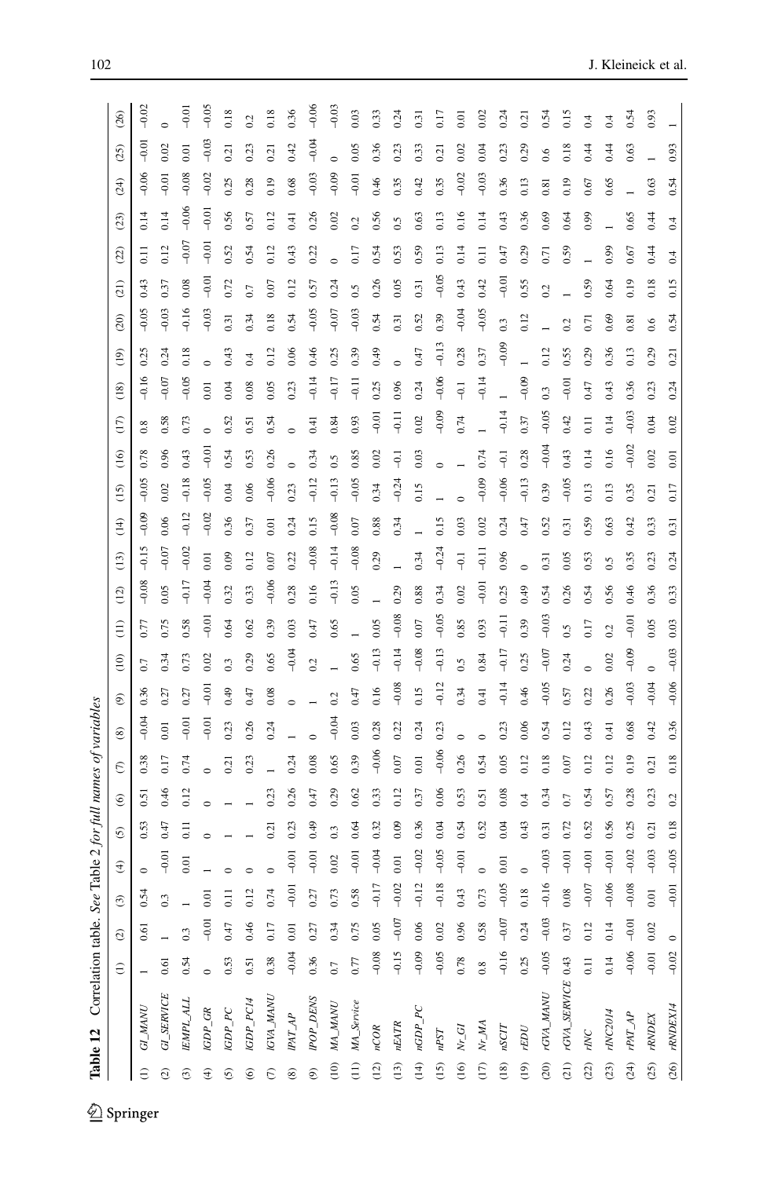**Table 12** Correlation table. *See* Table 2 *for full names of variables*

| | | (1) | (2) | (3) | (4) | (5) | (6) | (7) | (8) | (9) | (10) | (11) | (12) | (13) | (14) | (15) | (16) | (17) | (18) | (19) | (20) | (21) | (22) | (23) | (24) | (25) | (26) |
|---|---|---|---|---|---|---|---|---|---|---|---|---|---|---|---|---|---|---|---|---|---|---|---|---|---|---|---|
| (1) | *GI_MANU* | 1 | 0.61 | 0.54 | 0 | 0.53 | 0.51 | 0.38 | −0.04 | 0.36 | 0.7 | 0.77 | −0.08 | −0.15 | −0.09 | −0.05 | 0.78 | 0.8 | −0.16 | 0.25 | −0.05 | 0.43 | 0.11 | 0.14 | −0.06 | −0.01 | −0.02 |
| (2) | *GI_SERVICE* | 0.61 | 1 | 0.3 | −0.01 | 0.47 | 0.46 | 0.17 | 0.01 | 0.27 | 0.34 | 0.75 | 0.05 | −0.07 | 0.06 | 0.02 | 0.96 | 0.58 | −0.07 | 0.24 | −0.03 | 0.37 | 0.12 | 0.14 | −0.01 | 0.02 | 0 |
| (3) | *lEMPL_ALL* | 0.54 | 0.3 | 1 | 0.01 | 0.11 | 0.12 | 0.74 | −0.01 | 0.27 | 0.73 | 0.58 | −0.17 | −0.02 | −0.12 | −0.18 | 0.43 | 0.73 | −0.05 | 0.18 | −0.16 | 0.08 | −0.07 | −0.06 | −0.08 | 0.01 | −0.01 |
| (4) | *lGDP_GR* | 0 | −0.01 | 0.01 | 1 | 0 | 0 | 0 | −0.01 | −0.01 | 0.02 | −0.01 | −0.04 | 0.01 | −0.02 | −0.05 | −0.01 | 0 | 0.01 | 0 | −0.03 | −0.01 | −0.01 | −0.01 | −0.02 | −0.03 | −0.05 |
| (5) | *lGDP_PC* | 0.53 | 0.47 | 0.11 | 0 | 1 | 1 | 0.21 | 0.23 | 0.49 | 0.3 | 0.64 | 0.32 | 0.09 | 0.36 | 0.04 | 0.54 | 0.52 | 0.04 | 0.43 | 0.31 | 0.72 | 0.52 | 0.56 | 0.25 | 0.21 | 0.18 |
| (6) | *lGDP_PC14* | 0.51 | 0.46 | 0.12 | 0 | 1 | 1 | 0.23 | 0.26 | 0.47 | 0.29 | 0.62 | 0.33 | 0.12 | 0.37 | 0.06 | 0.53 | 0.51 | 0.08 | 0.4 | 0.34 | 0.7 | 0.54 | 0.57 | 0.28 | 0.23 | 0.2 |
| (7) | *lGVA_MANU* | 0.38 | 0.17 | 0.74 | 0 | 0.21 | 0.23 | 1 | 0.24 | 0.08 | 0.65 | 0.39 | −0.06 | 0.07 | 0.01 | −0.06 | 0.26 | 0.54 | 0.05 | 0.12 | 0.18 | 0.07 | 0.12 | 0.12 | 0.19 | 0.21 | 0.18 |
| (8) | *lPAT_AP* | −0.04 | 0.01 | −0.01 | −0.01 | 0.23 | 0.26 | 0.24 | 1 | 0 | −0.04 | 0.03 | 0.28 | 0.22 | 0.24 | 0.23 | 0 | 0 | 0.23 | 0.06 | 0.54 | 0.12 | 0.43 | 0.41 | 0.68 | 0.42 | 0.36 |
| (9) | *lPOP_DENS* | 0.36 | 0.27 | 0.27 | −0.01 | 0.49 | 0.47 | 0.08 | 0 | 1 | 0.2 | 0.47 | 0.16 | −0.08 | 0.15 | −0.12 | 0.34 | 0.41 | −0.14 | 0.46 | −0.05 | 0.57 | 0.22 | 0.26 | −0.03 | −0.04 | −0.06 |
| (10) | *MA_MANU* | 0.7 | 0.34 | 0.73 | 0.02 | 0.3 | 0.29 | 0.65 | −0.04 | 0.2 | 1 | 0.65 | −0.13 | −0.14 | −0.08 | −0.13 | 0.5 | 0.84 | −0.17 | 0.25 | −0.07 | 0.24 | 0 | 0.02 | −0.09 | 0 | −0.03 |
| (11) | *MA_Service* | 0.77 | 0.75 | 0.58 | −0.01 | 0.64 | 0.62 | 0.39 | 0.03 | 0.47 | 0.65 | 1 | 0.05 | −0.08 | 0.07 | −0.05 | 0.85 | 0.93 | −0.11 | 0.39 | −0.03 | 0.5 | 0.17 | 0.2 | −0.01 | 0.05 | 0.03 |
| (12) | *nCOR* | −0.08 | 0.05 | −0.17 | −0.04 | 0.32 | 0.33 | −0.06 | 0.28 | 0.16 | −0.13 | 0.05 | 1 | 0.29 | 0.88 | 0.34 | 0.02 | −0.01 | 0.25 | 0.49 | 0.54 | 0.26 | 0.54 | 0.56 | 0.46 | 0.36 | 0.33 |
| (13) | *nEATR* | −0.15 | −0.07 | −0.02 | 0.01 | 0.09 | 0.12 | 0.07 | 0.22 | −0.08 | −0.14 | −0.08 | 0.29 | 1 | 0.34 | −0.24 | −0.1 | −0.11 | 0.96 | 0 | 0.31 | 0.05 | 0.53 | 0.5 | 0.35 | 0.23 | 0.24 |
| (14) | *nGDP_PC* | −0.09 | 0.06 | −0.12 | −0.02 | 0.36 | 0.37 | 0.01 | 0.24 | 0.15 | −0.08 | 0.07 | 0.88 | 0.34 | 1 | 0.15 | 0.03 | 0.02 | 0.24 | 0.47 | 0.52 | 0.31 | 0.59 | 0.63 | 0.42 | 0.33 | 0.31 |
| (15) | *nPST* | −0.05 | 0.02 | −0.18 | −0.05 | 0.04 | 0.06 | −0.06 | 0.23 | −0.12 | −0.13 | −0.05 | 0.34 | −0.24 | 0.15 | 1 | 0 | −0.09 | −0.06 | −0.13 | 0.39 | −0.05 | 0.13 | 0.13 | 0.35 | 0.21 | 0.17 |
| (16) | *Nr_GI* | 0.78 | 0.96 | 0.43 | −0.01 | 0.54 | 0.53 | 0.26 | 0 | 0.34 | 0.5 | 0.85 | 0.02 | −0.1 | 0.03 | 0 | 1 | 0.74 | −0.1 | 0.28 | −0.04 | 0.43 | 0.14 | 0.16 | −0.02 | 0.02 | 0.01 |
| (17) | *Nr_MA* | 0.8 | 0.58 | 0.73 | 0 | 0.52 | 0.51 | 0.54 | 0 | 0.41 | 0.84 | 0.93 | −0.01 | −0.11 | 0.02 | −0.09 | 0.74 | 1 | −0.14 | 0.37 | −0.05 | 0.42 | 0.11 | 0.14 | −0.03 | 0.04 | 0.02 |
| (18) | *nSCIT* | −0.16 | −0.07 | −0.05 | 0.01 | 0.04 | 0.08 | 0.05 | 0.23 | −0.14 | −0.17 | −0.11 | 0.25 | 0.96 | 0.24 | −0.06 | −0.1 | −0.14 | 1 | −0.09 | 0.3 | −0.01 | 0.47 | 0.43 | 0.36 | 0.23 | 0.24 |
| (19) | *rEDU* | 0.25 | 0.24 | 0.18 | 0 | 0.43 | 0.4 | 0.12 | 0.06 | 0.46 | 0.25 | 0.39 | 0.49 | 0 | 0.47 | −0.13 | 0.28 | 0.37 | −0.09 | 1 | 0.12 | 0.55 | 0.29 | 0.36 | 0.13 | 0.29 | 0.21 |
| (20) | *rGVA_MANU* | −0.05 | −0.03 | −0.16 | −0.03 | 0.31 | 0.34 | 0.18 | 0.54 | −0.05 | −0.07 | −0.03 | 0.54 | 0.31 | 0.52 | 0.39 | −0.04 | −0.05 | 0.3 | 0.12 | 1 | 0.2 | 0.71 | 0.69 | 0.81 | 0.6 | 0.54 |
| (21) | *rGVA_SERVICE* | 0.43 | 0.37 | 0.08 | −0.01 | 0.72 | 0.7 | 0.07 | 0.12 | 0.57 | 0.24 | 0.5 | 0.26 | 0.05 | 0.31 | −0.05 | 0.43 | 0.42 | −0.01 | 0.55 | 0.2 | 1 | 0.59 | 0.64 | 0.19 | 0.18 | 0.15 |
| (22) | *rINC* | 0.11 | 0.12 | −0.07 | −0.01 | 0.52 | 0.54 | 0.12 | 0.43 | 0.22 | 0 | 0.17 | 0.54 | 0.53 | 0.59 | 0.13 | 0.14 | 0.11 | 0.47 | 0.29 | 0.71 | 0.59 | 1 | 0.99 | 0.67 | 0.44 | 0.4 |
| (23) | *rINC2014* | 0.14 | 0.14 | −0.06 | −0.01 | 0.56 | 0.57 | 0.12 | 0.41 | 0.26 | 0.02 | 0.2 | 0.56 | 0.5 | 0.63 | 0.13 | 0.16 | 0.14 | 0.43 | 0.36 | 0.69 | 0.64 | 0.99 | 1 | 0.65 | 0.44 | 0.4 |
| (24) | *rPAT_AP* | −0.06 | −0.01 | −0.08 | −0.02 | 0.25 | 0.28 | 0.19 | 0.68 | −0.03 | −0.09 | −0.01 | 0.46 | 0.35 | 0.42 | 0.35 | −0.02 | −0.03 | 0.36 | 0.13 | 0.81 | 0.19 | 0.67 | 0.65 | 1 | 0.63 | 0.54 |
| (25) | *rRNDEX* | −0.01 | 0.02 | 0.01 | −0.03 | 0.21 | 0.23 | 0.21 | 0.42 | −0.04 | 0 | 0.05 | 0.36 | 0.23 | 0.33 | 0.21 | 0.02 | 0.04 | 0.23 | 0.29 | 0.6 | 0.18 | 0.44 | 0.44 | 0.63 | 1 | 0.93 |
| (26) | *rRNDEX14* | −0.02 | 0 | −0.01 | −0.05 | 0.18 | 0.2 | 0.18 | 0.36 | −0.06 | −0.03 | 0.03 | 0.33 | 0.24 | 0.31 | 0.17 | 0.01 | 0.02 | 0.24 | 0.21 | 0.54 | 0.15 | 0.4 | 0.4 | 0.54 | 0.93 | 1 |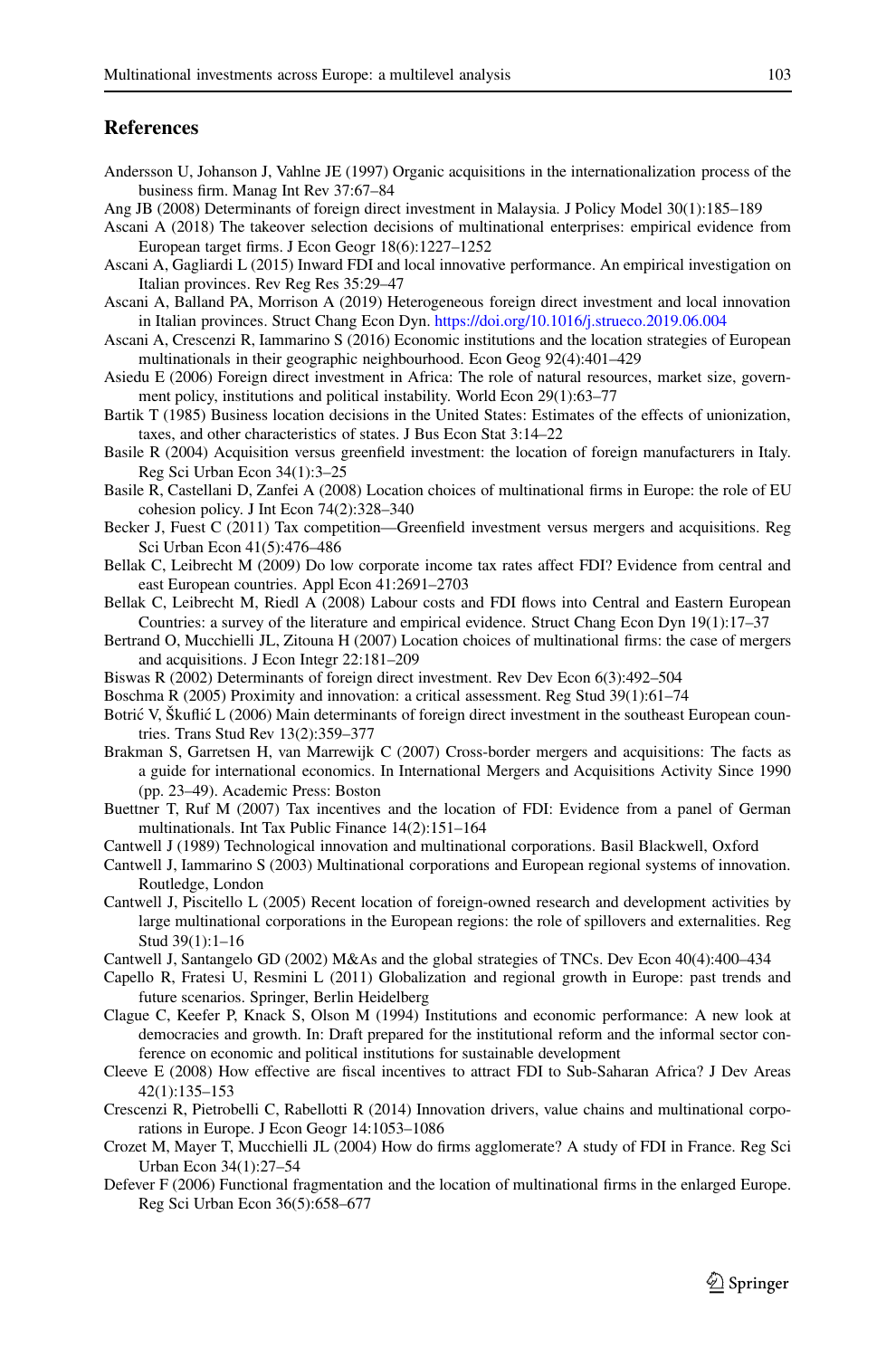## References

Andersson U, Johanson J, Vahlne JE (1997) Organic acquisitions in the internationalization process of the business firm. Manag Int Rev 37:67–84

Ang JB (2008) Determinants of foreign direct investment in Malaysia. J Policy Model 30(1):185–189

Ascani A (2018) The takeover selection decisions of multinational enterprises: empirical evidence from European target firms. J Econ Geogr 18(6):1227–1252

Ascani A, Gagliardi L (2015) Inward FDI and local innovative performance. An empirical investigation on Italian provinces. Rev Reg Res 35:29–47

Ascani A, Balland PA, Morrison A (2019) Heterogeneous foreign direct investment and local innovation in Italian provinces. Struct Chang Econ Dyn. https://doi.org/10.1016/j.strueco.2019.06.004

Ascani A, Crescenzi R, Iammarino S (2016) Economic institutions and the location strategies of European multinationals in their geographic neighbourhood. Econ Geog 92(4):401–429

Asiedu E (2006) Foreign direct investment in Africa: The role of natural resources, market size, government policy, institutions and political instability. World Econ 29(1):63–77

Bartik T (1985) Business location decisions in the United States: Estimates of the effects of unionization, taxes, and other characteristics of states. J Bus Econ Stat 3:14–22

Basile R (2004) Acquisition versus greenfield investment: the location of foreign manufacturers in Italy. Reg Sci Urban Econ 34(1):3–25

Basile R, Castellani D, Zanfei A (2008) Location choices of multinational firms in Europe: the role of EU cohesion policy. J Int Econ 74(2):328–340

Becker J, Fuest C (2011) Tax competition—Greenfield investment versus mergers and acquisitions. Reg Sci Urban Econ 41(5):476–486

Bellak C, Leibrecht M (2009) Do low corporate income tax rates affect FDI? Evidence from central and east European countries. Appl Econ 41:2691–2703

Bellak C, Leibrecht M, Riedl A (2008) Labour costs and FDI flows into Central and Eastern European Countries: a survey of the literature and empirical evidence. Struct Chang Econ Dyn 19(1):17–37

Bertrand O, Mucchielli JL, Zitouna H (2007) Location choices of multinational firms: the case of mergers and acquisitions. J Econ Integr 22:181–209

Biswas R (2002) Determinants of foreign direct investment. Rev Dev Econ 6(3):492–504

Boschma R (2005) Proximity and innovation: a critical assessment. Reg Stud 39(1):61–74

Botrić V, Škuflić L (2006) Main determinants of foreign direct investment in the southeast European countries. Trans Stud Rev 13(2):359–377

Brakman S, Garretsen H, van Marrewijk C (2007) Cross-border mergers and acquisitions: The facts as a guide for international economics. In International Mergers and Acquisitions Activity Since 1990 (pp. 23–49). Academic Press: Boston

Buettner T, Ruf M (2007) Tax incentives and the location of FDI: Evidence from a panel of German multinationals. Int Tax Public Finance 14(2):151–164

Cantwell J (1989) Technological innovation and multinational corporations. Basil Blackwell, Oxford

Cantwell J, Iammarino S (2003) Multinational corporations and European regional systems of innovation. Routledge, London

Cantwell J, Piscitello L (2005) Recent location of foreign-owned research and development activities by large multinational corporations in the European regions: the role of spillovers and externalities. Reg Stud 39(1):1–16

Cantwell J, Santangelo GD (2002) M&As and the global strategies of TNCs. Dev Econ 40(4):400–434

Capello R, Fratesi U, Resmini L (2011) Globalization and regional growth in Europe: past trends and future scenarios. Springer, Berlin Heidelberg

Clague C, Keefer P, Knack S, Olson M (1994) Institutions and economic performance: A new look at democracies and growth. In: Draft prepared for the institutional reform and the informal sector conference on economic and political institutions for sustainable development

Cleeve E (2008) How effective are fiscal incentives to attract FDI to Sub-Saharan Africa? J Dev Areas 42(1):135–153

Crescenzi R, Pietrobelli C, Rabellotti R (2014) Innovation drivers, value chains and multinational corporations in Europe. J Econ Geogr 14:1053–1086

Crozet M, Mayer T, Mucchielli JL (2004) How do firms agglomerate? A study of FDI in France. Reg Sci Urban Econ 34(1):27–54

Defever F (2006) Functional fragmentation and the location of multinational firms in the enlarged Europe. Reg Sci Urban Econ 36(5):658–677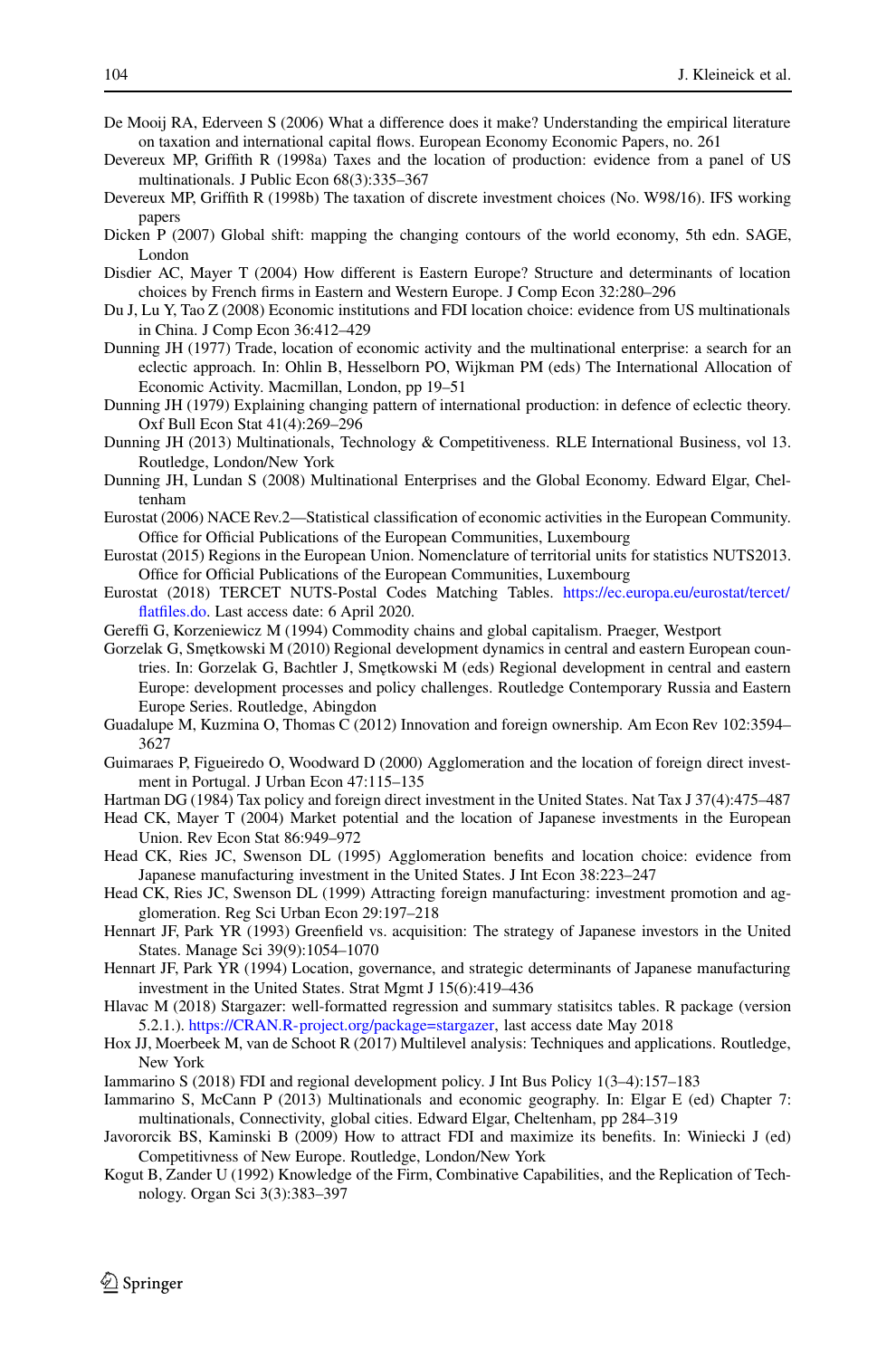De Mooij RA, Ederveen S (2006) What a difference does it make? Understanding the empirical literature on taxation and international capital flows. European Economy Economic Papers, no. 261

Devereux MP, Griffith R (1998a) Taxes and the location of production: evidence from a panel of US multinationals. J Public Econ 68(3):335–367

Devereux MP, Griffith R (1998b) The taxation of discrete investment choices (No. W98/16). IFS working papers

Dicken P (2007) Global shift: mapping the changing contours of the world economy, 5th edn. SAGE, London

Disdier AC, Mayer T (2004) How different is Eastern Europe? Structure and determinants of location choices by French firms in Eastern and Western Europe. J Comp Econ 32:280–296

Du J, Lu Y, Tao Z (2008) Economic institutions and FDI location choice: evidence from US multinationals in China. J Comp Econ 36:412–429

Dunning JH (1977) Trade, location of economic activity and the multinational enterprise: a search for an eclectic approach. In: Ohlin B, Hesselborn PO, Wijkman PM (eds) The International Allocation of Economic Activity. Macmillan, London, pp 19–51

Dunning JH (1979) Explaining changing pattern of international production: in defence of eclectic theory. Oxf Bull Econ Stat 41(4):269–296

Dunning JH (2013) Multinationals, Technology & Competitiveness. RLE International Business, vol 13. Routledge, London/New York

Dunning JH, Lundan S (2008) Multinational Enterprises and the Global Economy. Edward Elgar, Cheltenham

Eurostat (2006) NACE Rev.2—Statistical classification of economic activities in the European Community. Office for Official Publications of the European Communities, Luxembourg

Eurostat (2015) Regions in the European Union. Nomenclature of territorial units for statistics NUTS2013. Office for Official Publications of the European Communities, Luxembourg

Eurostat (2018) TERCET NUTS-Postal Codes Matching Tables. https://ec.europa.eu/eurostat/tercet/flatfiles.do. Last access date: 6 April 2020.

Gereffi G, Korzeniewicz M (1994) Commodity chains and global capitalism. Praeger, Westport

Gorzelak G, Smętkowski M (2010) Regional development dynamics in central and eastern European countries. In: Gorzelak G, Bachtler J, Smętkowski M (eds) Regional development in central and eastern Europe: development processes and policy challenges. Routledge Contemporary Russia and Eastern Europe Series. Routledge, Abingdon

Guadalupe M, Kuzmina O, Thomas C (2012) Innovation and foreign ownership. Am Econ Rev 102:3594–3627

Guimaraes P, Figueiredo O, Woodward D (2000) Agglomeration and the location of foreign direct investment in Portugal. J Urban Econ 47:115–135

Hartman DG (1984) Tax policy and foreign direct investment in the United States. Nat Tax J 37(4):475–487

Head CK, Mayer T (2004) Market potential and the location of Japanese investments in the European Union. Rev Econ Stat 86:949–972

Head CK, Ries JC, Swenson DL (1995) Agglomeration benefits and location choice: evidence from Japanese manufacturing investment in the United States. J Int Econ 38:223–247

Head CK, Ries JC, Swenson DL (1999) Attracting foreign manufacturing: investment promotion and agglomeration. Reg Sci Urban Econ 29:197–218

Hennart JF, Park YR (1993) Greenfield vs. acquisition: The strategy of Japanese investors in the United States. Manage Sci 39(9):1054–1070

Hennart JF, Park YR (1994) Location, governance, and strategic determinants of Japanese manufacturing investment in the United States. Strat Mgmt J 15(6):419–436

Hlavac M (2018) Stargazer: well-formatted regression and summary statisitcs tables. R package (version 5.2.1.). https://CRAN.R-project.org/package=stargazer, last access date May 2018

Hox JJ, Moerbeek M, van de Schoot R (2017) Multilevel analysis: Techniques and applications. Routledge, New York

Iammarino S (2018) FDI and regional development policy. J Int Bus Policy 1(3–4):157–183

Iammarino S, McCann P (2013) Multinationals and economic geography. In: Elgar E (ed) Chapter 7: multinationals, Connectivity, global cities. Edward Elgar, Cheltenham, pp 284–319

Javorcik BS, Kaminski B (2009) How to attract FDI and maximize its benefits. In: Winiecki J (ed) Competitivness of New Europe. Routledge, London/New York

Kogut B, Zander U (1992) Knowledge of the Firm, Combinative Capabilities, and the Replication of Technology. Organ Sci 3(3):383–397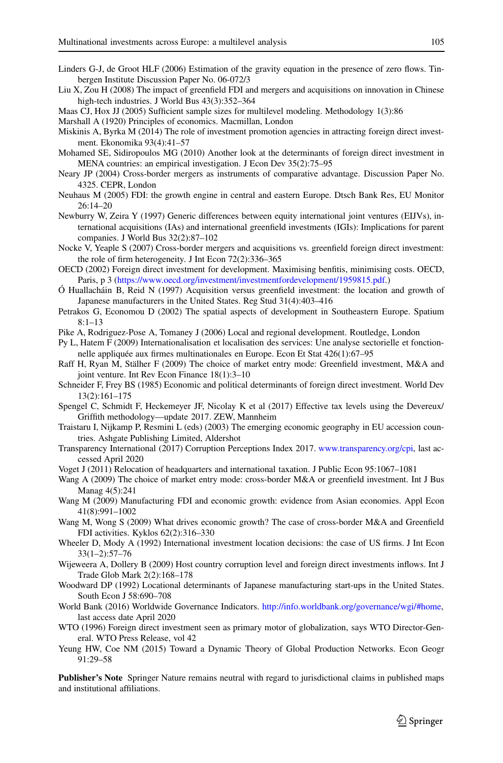Linders G-J, de Groot HLF (2006) Estimation of the gravity equation in the presence of zero flows. Tinbergen Institute Discussion Paper No. 06-072/3

Liu X, Zou H (2008) The impact of greenfield FDI and mergers and acquisitions on innovation in Chinese high-tech industries. J World Bus 43(3):352–364

Maas CJ, Hox JJ (2005) Sufficient sample sizes for multilevel modeling. Methodology 1(3):86

Marshall A (1920) Principles of economics. Macmillan, London

Miskinis A, Byrka M (2014) The role of investment promotion agencies in attracting foreign direct investment. Ekonomika 93(4):41–57

Mohamed SE, Sidiropoulos MG (2010) Another look at the determinants of foreign direct investment in MENA countries: an empirical investigation. J Econ Dev 35(2):75–95

Neary JP (2004) Cross-border mergers as instruments of comparative advantage. Discussion Paper No. 4325. CEPR, London

Neuhaus M (2005) FDI: the growth engine in central and eastern Europe. Dtsch Bank Res, EU Monitor 26:14–20

Newburry W, Zeira Y (1997) Generic differences between equity international joint ventures (EIJVs), international acquisitions (IAs) and international greenfield investments (IGIs): Implications for parent companies. J World Bus 32(2):87–102

Nocke V, Yeaple S (2007) Cross-border mergers and acquisitions vs. greenfield foreign direct investment: the role of firm heterogeneity. J Int Econ 72(2):336–365

OECD (2002) Foreign direct investment for development. Maximising benfitis, minimising costs. OECD, Paris, p 3 (https://www.oecd.org/investment/investmentfordevelopment/1959815.pdf.)

Ó Huallacháin B, Reid N (1997) Acquisition versus greenfield investment: the location and growth of Japanese manufacturers in the United States. Reg Stud 31(4):403–416

Petrakos G, Economou D (2002) The spatial aspects of development in Southeastern Europe. Spatium 8:1–13

Pike A, Rodriguez-Pose A, Tomaney J (2006) Local and regional development. Routledge, London

Py L, Hatem F (2009) Internationalisation et localisation des services: Une analyse sectorielle et fonctionnelle appliquée aux firmes multinationales en Europe. Econ Et Stat 426(1):67–95

Raff H, Ryan M, Stälher F (2009) The choice of market entry mode: Greenfield investment, M&A and joint venture. Int Rev Econ Finance 18(1):3–10

Schneider F, Frey BS (1985) Economic and political determinants of foreign direct investment. World Dev 13(2):161–175

Spengel C, Schmidt F, Heckemeyer JF, Nicolay K et al (2017) Effective tax levels using the Devereux/Griffith methodology—update 2017. ZEW, Mannheim

Traistaru I, Nijkamp P, Resmini L (eds) (2003) The emerging economic geography in EU accession countries. Ashgate Publishing Limited, Aldershot

Transparency International (2017) Corruption Perceptions Index 2017. www.transparency.org/cpi, last accessed April 2020

Voget J (2011) Relocation of headquarters and international taxation. J Public Econ 95:1067–1081

Wang A (2009) The choice of market entry mode: cross-border M&A or greenfield investment. Int J Bus Manag 4(5):241

Wang M (2009) Manufacturing FDI and economic growth: evidence from Asian economies. Appl Econ 41(8):991–1002

Wang M, Wong S (2009) What drives economic growth? The case of cross-border M&A and Greenfield FDI activities. Kyklos 62(2):316–330

Wheeler D, Mody A (1992) International investment location decisions: the case of US firms. J Int Econ 33(1–2):57–76

Wijeweera A, Dollery B (2009) Host country corruption level and foreign direct investments inflows. Int J Trade Glob Mark 2(2):168–178

Woodward DP (1992) Locational determinants of Japanese manufacturing start-ups in the United States. South Econ J 58:690–708

World Bank (2016) Worldwide Governance Indicators. http://info.worldbank.org/governance/wgi/#home, last access date April 2020

WTO (1996) Foreign direct investment seen as primary motor of globalization, says WTO Director-General. WTO Press Release, vol 42

Yeung HW, Coe NM (2015) Toward a Dynamic Theory of Global Production Networks. Econ Geogr 91:29–58

**Publisher's Note** Springer Nature remains neutral with regard to jurisdictional claims in published maps and institutional affiliations.